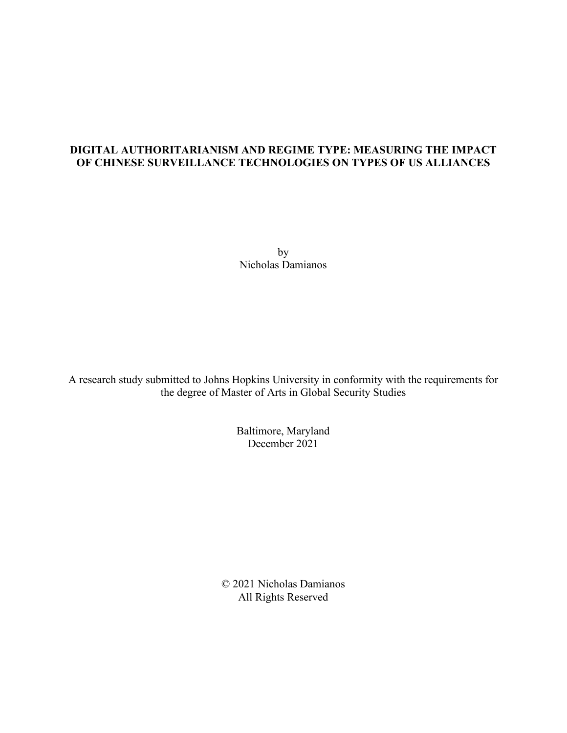# DIGITAL AUTHORITARIANISM AND REGIME TYPE: MEASURING THE IMPACT OF CHINESE SURVEILLANCE TECHNOLOGIES ON TYPES OF US ALLIANCES

by
Nicholas Damianos

A research study submitted to Johns Hopkins University in conformity with the requirements for the degree of Master of Arts in Global Security Studies

Baltimore, Maryland
December 2021

© 2021 Nicholas Damianos
All Rights Reserved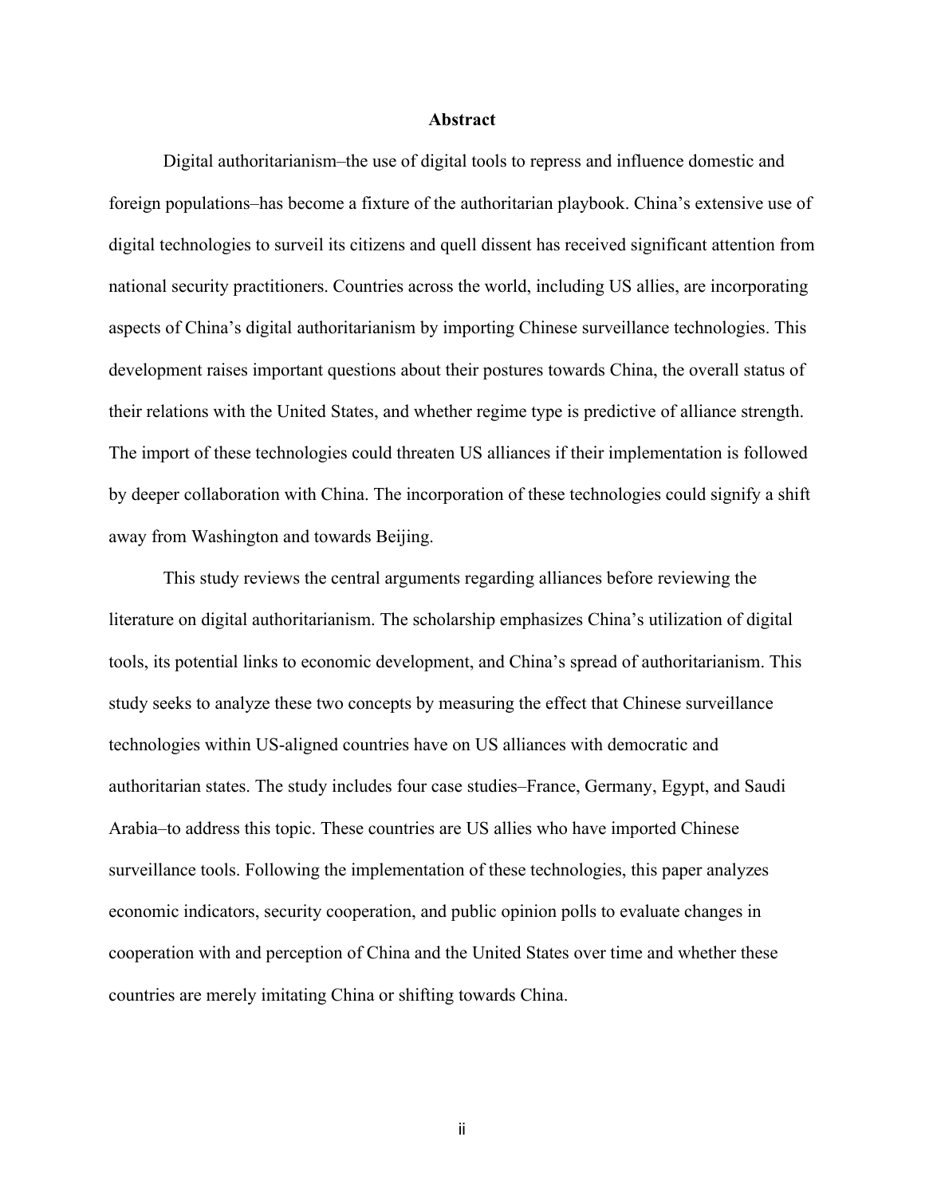**Abstract**

Digital authoritarianism–the use of digital tools to repress and influence domestic and foreign populations–has become a fixture of the authoritarian playbook. China's extensive use of digital technologies to surveil its citizens and quell dissent has received significant attention from national security practitioners. Countries across the world, including US allies, are incorporating aspects of China's digital authoritarianism by importing Chinese surveillance technologies. This development raises important questions about their postures towards China, the overall status of their relations with the United States, and whether regime type is predictive of alliance strength. The import of these technologies could threaten US alliances if their implementation is followed by deeper collaboration with China. The incorporation of these technologies could signify a shift away from Washington and towards Beijing.

This study reviews the central arguments regarding alliances before reviewing the literature on digital authoritarianism. The scholarship emphasizes China's utilization of digital tools, its potential links to economic development, and China's spread of authoritarianism. This study seeks to analyze these two concepts by measuring the effect that Chinese surveillance technologies within US-aligned countries have on US alliances with democratic and authoritarian states. The study includes four case studies–France, Germany, Egypt, and Saudi Arabia–to address this topic. These countries are US allies who have imported Chinese surveillance tools. Following the implementation of these technologies, this paper analyzes economic indicators, security cooperation, and public opinion polls to evaluate changes in cooperation with and perception of China and the United States over time and whether these countries are merely imitating China or shifting towards China.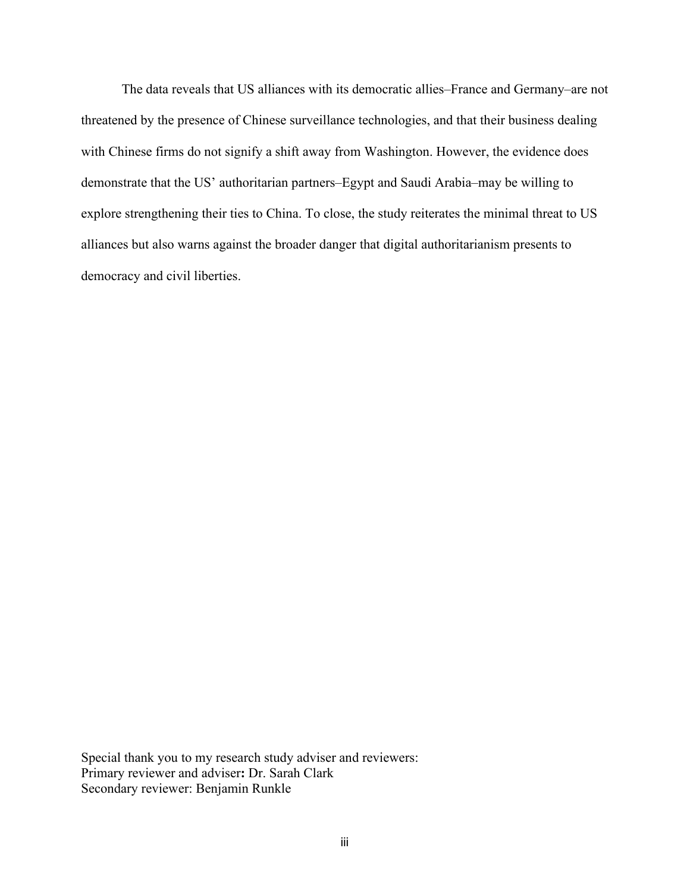The data reveals that US alliances with its democratic allies–France and Germany–are not threatened by the presence of Chinese surveillance technologies, and that their business dealing with Chinese firms do not signify a shift away from Washington. However, the evidence does demonstrate that the US' authoritarian partners–Egypt and Saudi Arabia–may be willing to explore strengthening their ties to China. To close, the study reiterates the minimal threat to US alliances but also warns against the broader danger that digital authoritarianism presents to democracy and civil liberties.

Special thank you to my research study adviser and reviewers:
Primary reviewer and adviser**:** Dr. Sarah Clark
Secondary reviewer: Benjamin Runkle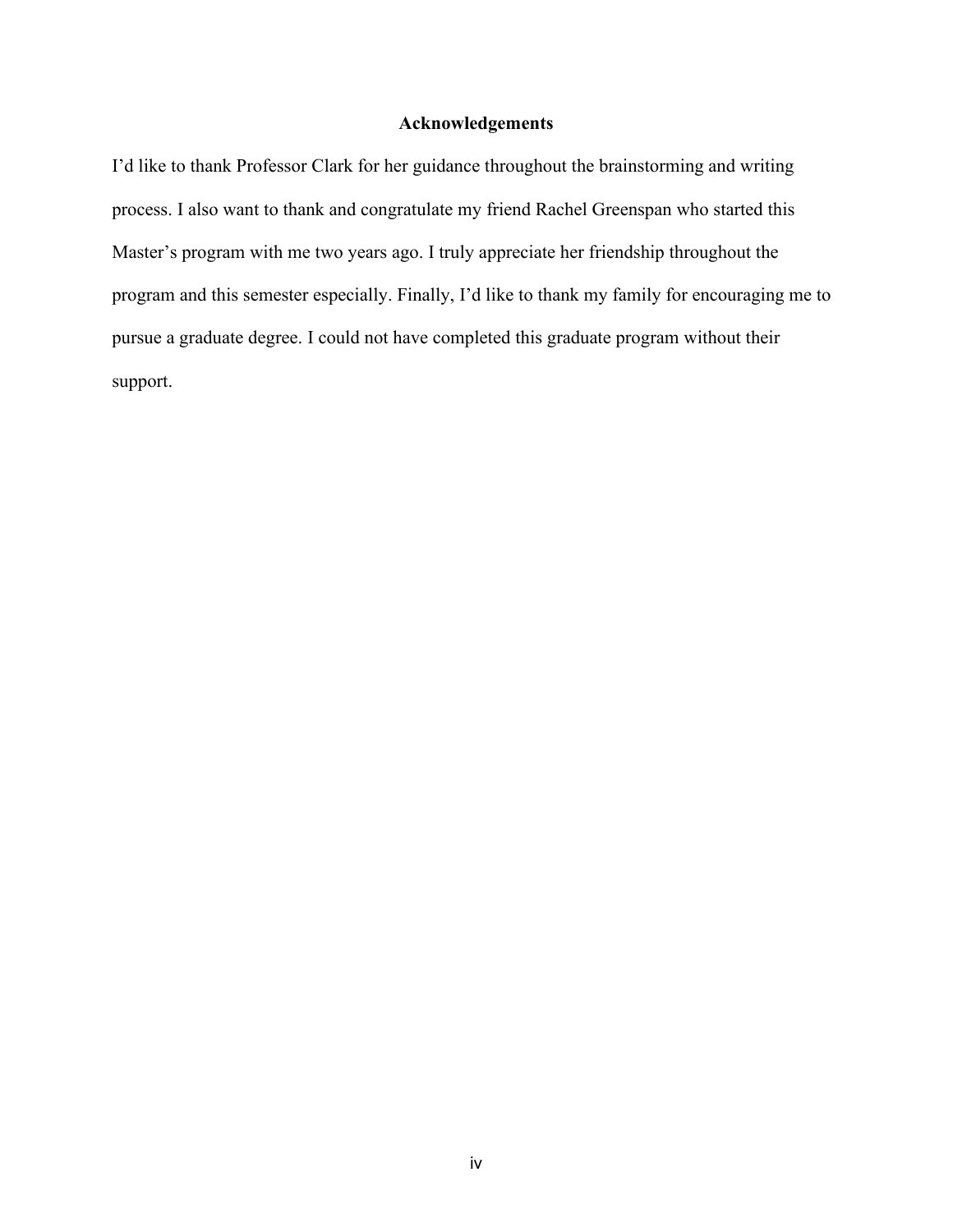## Acknowledgements

I'd like to thank Professor Clark for her guidance throughout the brainstorming and writing process. I also want to thank and congratulate my friend Rachel Greenspan who started this Master's program with me two years ago. I truly appreciate her friendship throughout the program and this semester especially. Finally, I'd like to thank my family for encouraging me to pursue a graduate degree. I could not have completed this graduate program without their support.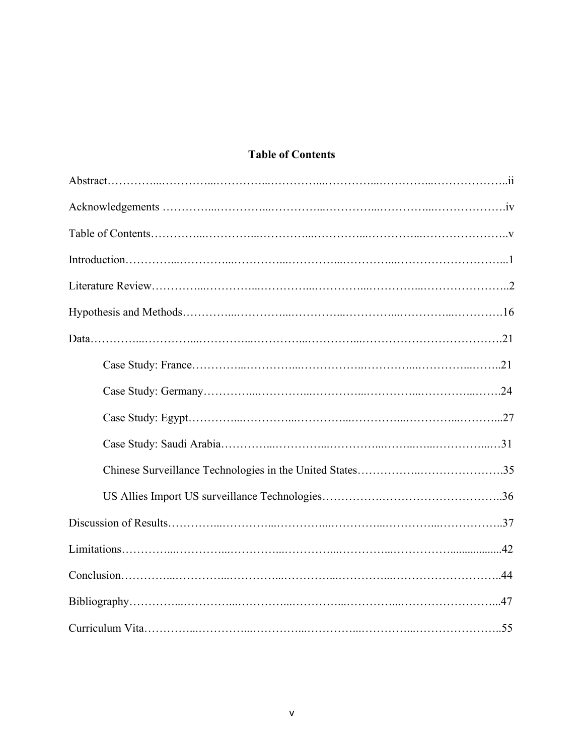**Table of Contents**

Abstract…………...…………...…………...…………...…………...…………...………………..ii

Acknowledgements …………...…………...…………...…………...…………...……………….iv

Table of Contents…………...…………...…………...…………...…………...…………………..v

Introduction…………...…………...…………...…………...…………...………………………...1

Literature Review…………...…………...…………...…………...…………...…………………..2

Hypothesis and Methods…………...…………...…………...…………...…………...………….16

Data…………...…………...…………...…………...…………...……………………………….21

Case Study: France…………...…………...……………...…………...…………...……..21

Case Study: Germany…………...…………...…………...…………...…………...…….24

Case Study: Egypt…………...…………...…………...…………...…………...………...27

Case Study: Saudi Arabia…………...…………...…………...……...…...…………...…31

Chinese Surveillance Technologies in the United States……………..………………….35

US Allies Import US surveillance Technologies…………….…………………………..36

Discussion of Results…………...…………...…………...…………...…………...……………..37

Limitations…………...…………...…………...…………...…………...…………..................42

Conclusion…………...…………...…………...…………...…………...………………………..44

Bibliography…………...…………...…………...…………...…………...……………………...47

Curriculum Vita…………...…………...…………...…………...…………...…………………..55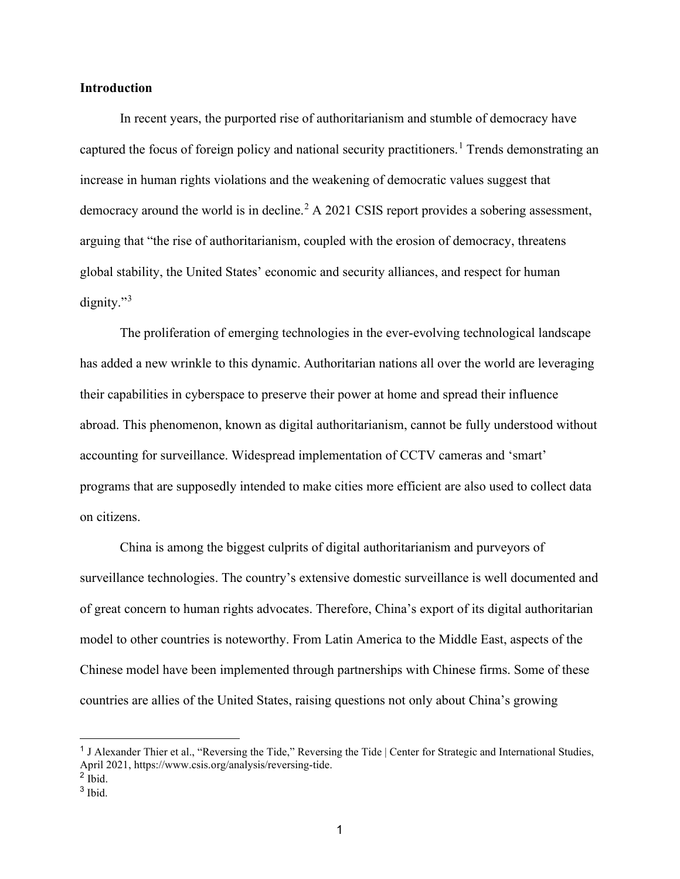## Introduction

In recent years, the purported rise of authoritarianism and stumble of democracy have captured the focus of foreign policy and national security practitioners.[1] Trends demonstrating an increase in human rights violations and the weakening of democratic values suggest that democracy around the world is in decline.[2] A 2021 CSIS report provides a sobering assessment, arguing that "the rise of authoritarianism, coupled with the erosion of democracy, threatens global stability, the United States' economic and security alliances, and respect for human dignity."[3]

The proliferation of emerging technologies in the ever-evolving technological landscape has added a new wrinkle to this dynamic. Authoritarian nations all over the world are leveraging their capabilities in cyberspace to preserve their power at home and spread their influence abroad. This phenomenon, known as digital authoritarianism, cannot be fully understood without accounting for surveillance. Widespread implementation of CCTV cameras and 'smart' programs that are supposedly intended to make cities more efficient are also used to collect data on citizens.

China is among the biggest culprits of digital authoritarianism and purveyors of surveillance technologies. The country's extensive domestic surveillance is well documented and of great concern to human rights advocates. Therefore, China's export of its digital authoritarian model to other countries is noteworthy. From Latin America to the Middle East, aspects of the Chinese model have been implemented through partnerships with Chinese firms. Some of these countries are allies of the United States, raising questions not only about China's growing

---

[1] J Alexander Thier et al., "Reversing the Tide," Reversing the Tide | Center for Strategic and International Studies, April 2021, https://www.csis.org/analysis/reversing-tide.

[2] Ibid.

[3] Ibid.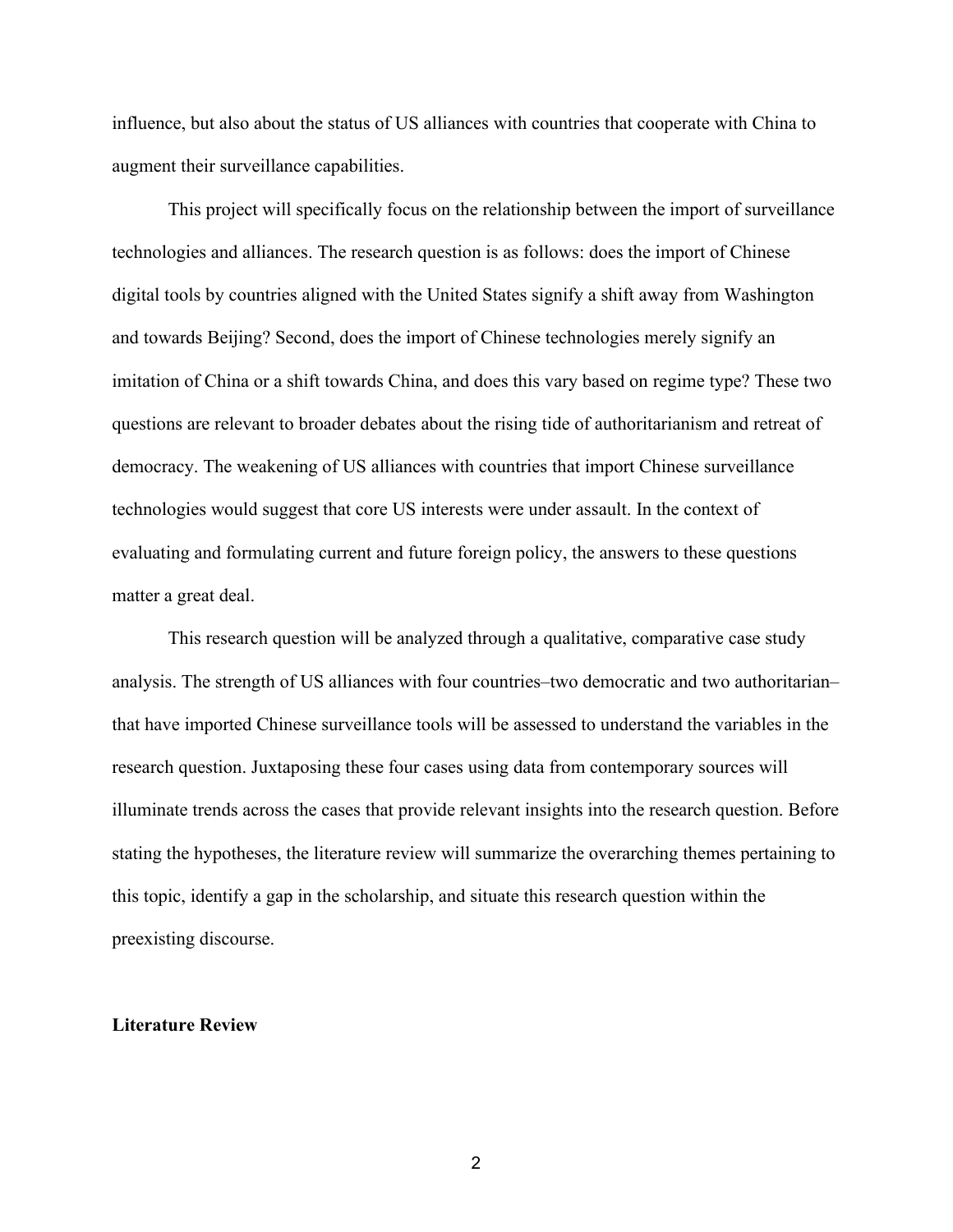influence, but also about the status of US alliances with countries that cooperate with China to augment their surveillance capabilities.

This project will specifically focus on the relationship between the import of surveillance technologies and alliances. The research question is as follows: does the import of Chinese digital tools by countries aligned with the United States signify a shift away from Washington and towards Beijing? Second, does the import of Chinese technologies merely signify an imitation of China or a shift towards China, and does this vary based on regime type? These two questions are relevant to broader debates about the rising tide of authoritarianism and retreat of democracy. The weakening of US alliances with countries that import Chinese surveillance technologies would suggest that core US interests were under assault. In the context of evaluating and formulating current and future foreign policy, the answers to these questions matter a great deal.

This research question will be analyzed through a qualitative, comparative case study analysis. The strength of US alliances with four countries–two democratic and two authoritarian–that have imported Chinese surveillance tools will be assessed to understand the variables in the research question. Juxtaposing these four cases using data from contemporary sources will illuminate trends across the cases that provide relevant insights into the research question. Before stating the hypotheses, the literature review will summarize the overarching themes pertaining to this topic, identify a gap in the scholarship, and situate this research question within the preexisting discourse.

**Literature Review**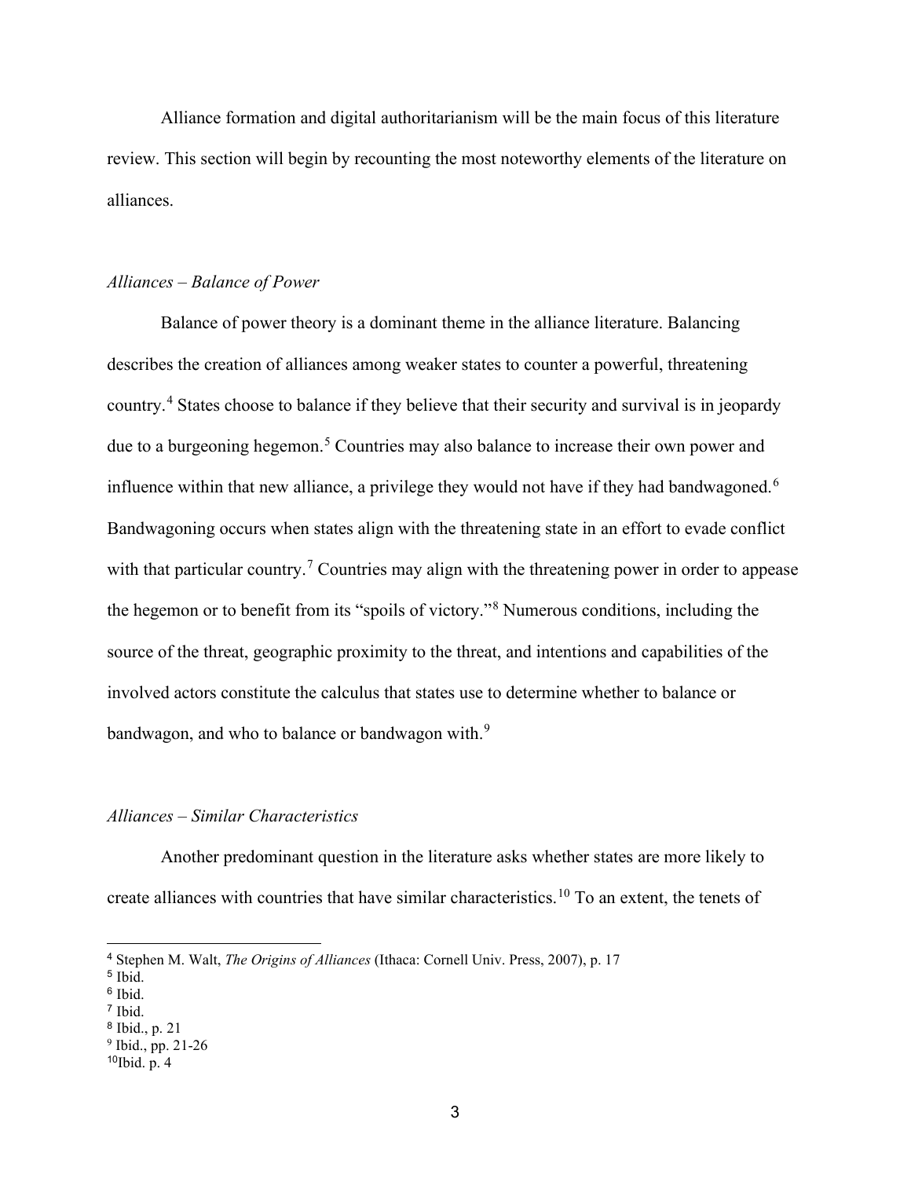Alliance formation and digital authoritarianism will be the main focus of this literature review. This section will begin by recounting the most noteworthy elements of the literature on alliances.

*Alliances – Balance of Power*

Balance of power theory is a dominant theme in the alliance literature. Balancing describes the creation of alliances among weaker states to counter a powerful, threatening country.[4] States choose to balance if they believe that their security and survival is in jeopardy due to a burgeoning hegemon.[5] Countries may also balance to increase their own power and influence within that new alliance, a privilege they would not have if they had bandwagoned.[6] Bandwagoning occurs when states align with the threatening state in an effort to evade conflict with that particular country.[7] Countries may align with the threatening power in order to appease the hegemon or to benefit from its "spoils of victory."[8] Numerous conditions, including the source of the threat, geographic proximity to the threat, and intentions and capabilities of the involved actors constitute the calculus that states use to determine whether to balance or bandwagon, and who to balance or bandwagon with.[9]

*Alliances – Similar Characteristics*

Another predominant question in the literature asks whether states are more likely to create alliances with countries that have similar characteristics.[10] To an extent, the tenets of

---

[4] Stephen M. Walt, *The Origins of Alliances* (Ithaca: Cornell Univ. Press, 2007), p. 17
[5] Ibid.
[6] Ibid.
[7] Ibid.
[8] Ibid., p. 21
[9] Ibid., pp. 21-26
[10] Ibid. p. 4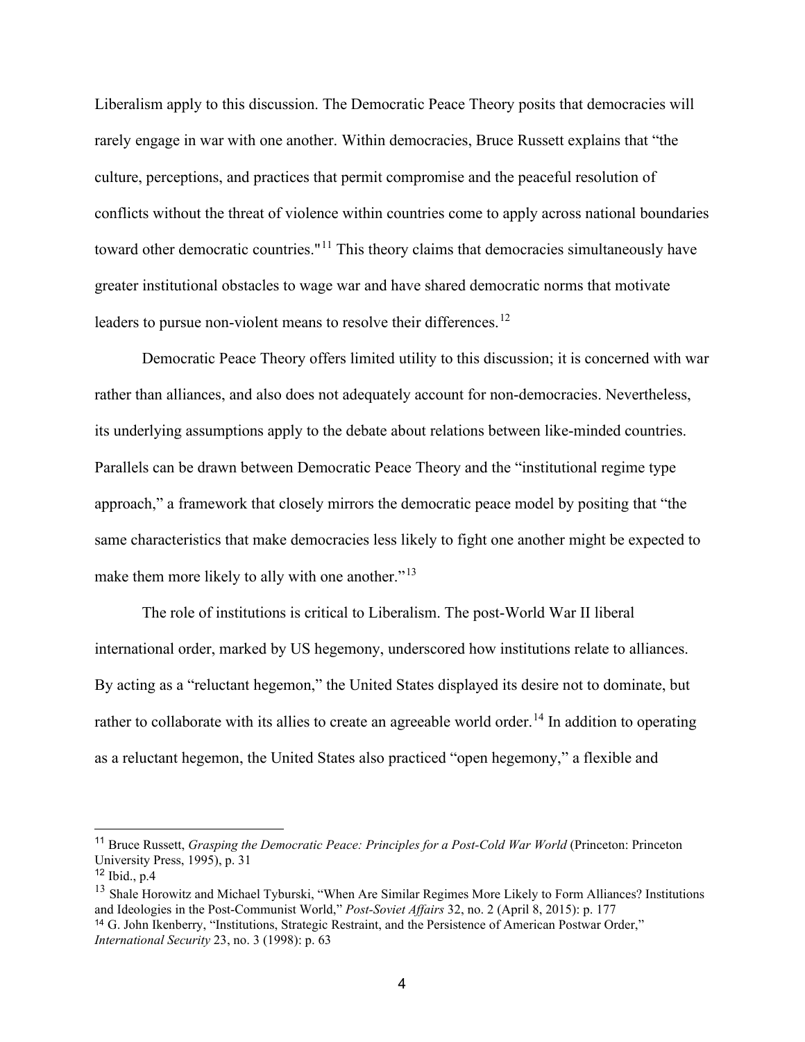Liberalism apply to this discussion. The Democratic Peace Theory posits that democracies will rarely engage in war with one another. Within democracies, Bruce Russett explains that "the culture, perceptions, and practices that permit compromise and the peaceful resolution of conflicts without the threat of violence within countries come to apply across national boundaries toward other democratic countries."[11] This theory claims that democracies simultaneously have greater institutional obstacles to wage war and have shared democratic norms that motivate leaders to pursue non-violent means to resolve their differences.[12]

Democratic Peace Theory offers limited utility to this discussion; it is concerned with war rather than alliances, and also does not adequately account for non-democracies. Nevertheless, its underlying assumptions apply to the debate about relations between like-minded countries. Parallels can be drawn between Democratic Peace Theory and the "institutional regime type approach," a framework that closely mirrors the democratic peace model by positing that "the same characteristics that make democracies less likely to fight one another might be expected to make them more likely to ally with one another."[13]

The role of institutions is critical to Liberalism. The post-World War II liberal international order, marked by US hegemony, underscored how institutions relate to alliances. By acting as a "reluctant hegemon," the United States displayed its desire not to dominate, but rather to collaborate with its allies to create an agreeable world order.[14] In addition to operating as a reluctant hegemon, the United States also practiced "open hegemony," a flexible and

---

[11] Bruce Russett, *Grasping the Democratic Peace: Principles for a Post-Cold War World* (Princeton: Princeton University Press, 1995), p. 31

[12] Ibid., p.4

[13] Shale Horowitz and Michael Tyburski, "When Are Similar Regimes More Likely to Form Alliances? Institutions and Ideologies in the Post-Communist World," *Post-Soviet Affairs* 32, no. 2 (April 8, 2015): p. 177

[14] G. John Ikenberry, "Institutions, Strategic Restraint, and the Persistence of American Postwar Order," *International Security* 23, no. 3 (1998): p. 63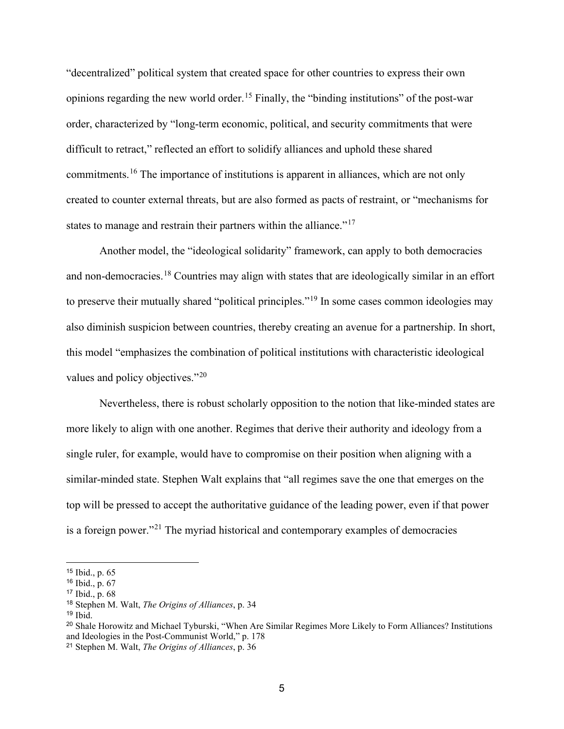"decentralized" political system that created space for other countries to express their own opinions regarding the new world order.[15] Finally, the "binding institutions" of the post-war order, characterized by "long-term economic, political, and security commitments that were difficult to retract," reflected an effort to solidify alliances and uphold these shared commitments.[16] The importance of institutions is apparent in alliances, which are not only created to counter external threats, but are also formed as pacts of restraint, or "mechanisms for states to manage and restrain their partners within the alliance."[17]

Another model, the "ideological solidarity" framework, can apply to both democracies and non-democracies.[18] Countries may align with states that are ideologically similar in an effort to preserve their mutually shared "political principles."[19] In some cases common ideologies may also diminish suspicion between countries, thereby creating an avenue for a partnership. In short, this model "emphasizes the combination of political institutions with characteristic ideological values and policy objectives."[20]

Nevertheless, there is robust scholarly opposition to the notion that like-minded states are more likely to align with one another. Regimes that derive their authority and ideology from a single ruler, for example, would have to compromise on their position when aligning with a similar-minded state. Stephen Walt explains that "all regimes save the one that emerges on the top will be pressed to accept the authoritative guidance of the leading power, even if that power is a foreign power."[21] The myriad historical and contemporary examples of democracies

---

[15] Ibid., p. 65

[16] Ibid., p. 67

[17] Ibid., p. 68

[18] Stephen M. Walt, *The Origins of Alliances*, p. 34

[19] Ibid.

[20] Shale Horowitz and Michael Tyburski, "When Are Similar Regimes More Likely to Form Alliances? Institutions and Ideologies in the Post-Communist World," p. 178

[21] Stephen M. Walt, *The Origins of Alliances*, p. 36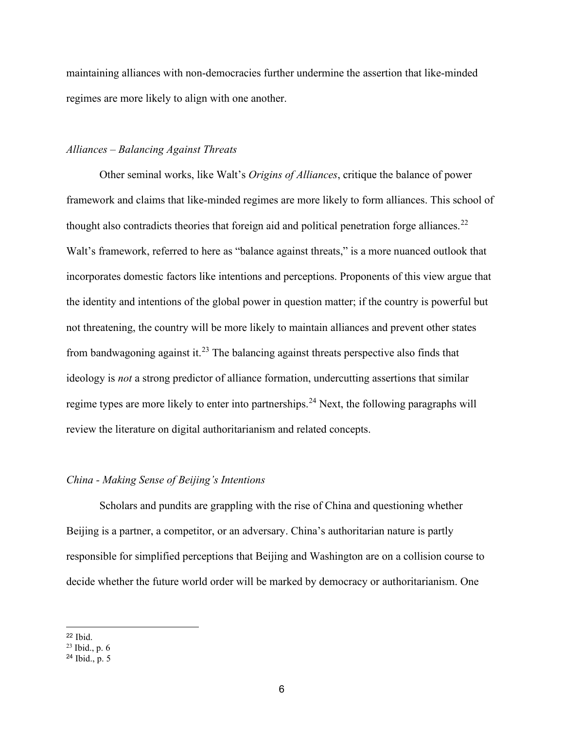maintaining alliances with non-democracies further undermine the assertion that like-minded regimes are more likely to align with one another.

*Alliances – Balancing Against Threats*

Other seminal works, like Walt's *Origins of Alliances*, critique the balance of power framework and claims that like-minded regimes are more likely to form alliances. This school of thought also contradicts theories that foreign aid and political penetration forge alliances.[22] Walt's framework, referred to here as "balance against threats," is a more nuanced outlook that incorporates domestic factors like intentions and perceptions. Proponents of this view argue that the identity and intentions of the global power in question matter; if the country is powerful but not threatening, the country will be more likely to maintain alliances and prevent other states from bandwagoning against it.[23] The balancing against threats perspective also finds that ideology is *not* a strong predictor of alliance formation, undercutting assertions that similar regime types are more likely to enter into partnerships.[24] Next, the following paragraphs will review the literature on digital authoritarianism and related concepts.

*China - Making Sense of Beijing's Intentions*

Scholars and pundits are grappling with the rise of China and questioning whether Beijing is a partner, a competitor, or an adversary. China's authoritarian nature is partly responsible for simplified perceptions that Beijing and Washington are on a collision course to decide whether the future world order will be marked by democracy or authoritarianism. One

---

[22] Ibid.

[23] Ibid., p. 6

[24] Ibid., p. 5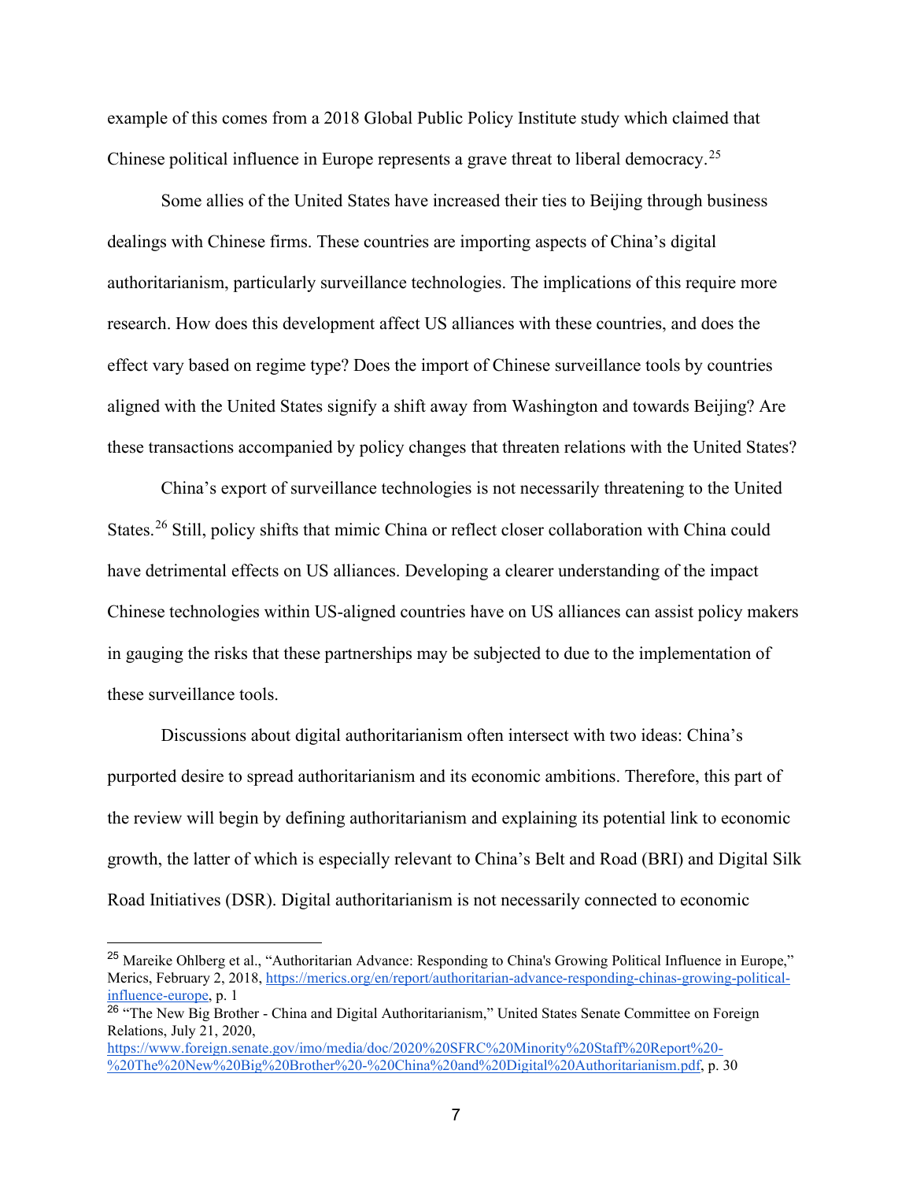example of this comes from a 2018 Global Public Policy Institute study which claimed that Chinese political influence in Europe represents a grave threat to liberal democracy.[25]

Some allies of the United States have increased their ties to Beijing through business dealings with Chinese firms. These countries are importing aspects of China's digital authoritarianism, particularly surveillance technologies. The implications of this require more research. How does this development affect US alliances with these countries, and does the effect vary based on regime type? Does the import of Chinese surveillance tools by countries aligned with the United States signify a shift away from Washington and towards Beijing? Are these transactions accompanied by policy changes that threaten relations with the United States?

China's export of surveillance technologies is not necessarily threatening to the United States.[26] Still, policy shifts that mimic China or reflect closer collaboration with China could have detrimental effects on US alliances. Developing a clearer understanding of the impact Chinese technologies within US-aligned countries have on US alliances can assist policy makers in gauging the risks that these partnerships may be subjected to due to the implementation of these surveillance tools.

Discussions about digital authoritarianism often intersect with two ideas: China's purported desire to spread authoritarianism and its economic ambitions. Therefore, this part of the review will begin by defining authoritarianism and explaining its potential link to economic growth, the latter of which is especially relevant to China's Belt and Road (BRI) and Digital Silk Road Initiatives (DSR). Digital authoritarianism is not necessarily connected to economic

---

[25] Mareike Ohlberg et al., "Authoritarian Advance: Responding to China's Growing Political Influence in Europe," Merics, February 2, 2018, https://merics.org/en/report/authoritarian-advance-responding-chinas-growing-political-influence-europe, p. 1

[26] "The New Big Brother - China and Digital Authoritarianism," United States Senate Committee on Foreign Relations, July 21, 2020, https://www.foreign.senate.gov/imo/media/doc/2020%20SFRC%20Minority%20Staff%20Report%20-%20The%20New%20Big%20Brother%20-%20China%20and%20Digital%20Authoritarianism.pdf, p. 30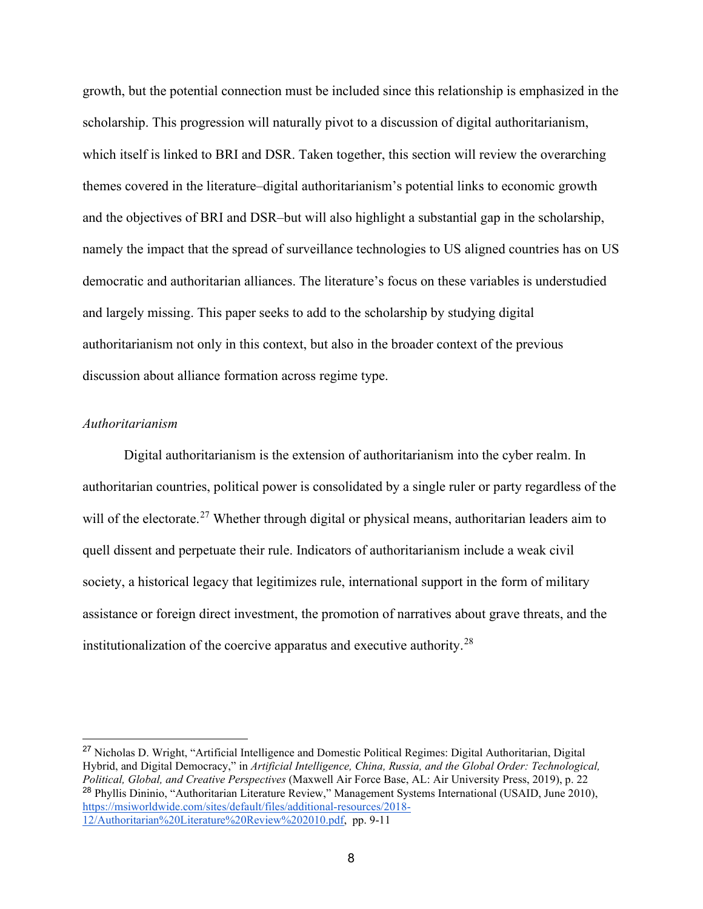growth, but the potential connection must be included since this relationship is emphasized in the scholarship. This progression will naturally pivot to a discussion of digital authoritarianism, which itself is linked to BRI and DSR. Taken together, this section will review the overarching themes covered in the literature–digital authoritarianism's potential links to economic growth and the objectives of BRI and DSR–but will also highlight a substantial gap in the scholarship, namely the impact that the spread of surveillance technologies to US aligned countries has on US democratic and authoritarian alliances. The literature's focus on these variables is understudied and largely missing. This paper seeks to add to the scholarship by studying digital authoritarianism not only in this context, but also in the broader context of the previous discussion about alliance formation across regime type.

### *Authoritarianism*

Digital authoritarianism is the extension of authoritarianism into the cyber realm. In authoritarian countries, political power is consolidated by a single ruler or party regardless of the will of the electorate.[27] Whether through digital or physical means, authoritarian leaders aim to quell dissent and perpetuate their rule. Indicators of authoritarianism include a weak civil society, a historical legacy that legitimizes rule, international support in the form of military assistance or foreign direct investment, the promotion of narratives about grave threats, and the institutionalization of the coercive apparatus and executive authority.[28]

---

[27] Nicholas D. Wright, "Artificial Intelligence and Domestic Political Regimes: Digital Authoritarian, Digital Hybrid, and Digital Democracy," in *Artificial Intelligence, China, Russia, and the Global Order: Technological, Political, Global, and Creative Perspectives* (Maxwell Air Force Base, AL: Air University Press, 2019), p. 22

[28] Phyllis Dininio, "Authoritarian Literature Review," Management Systems International (USAID, June 2010), https://msiworldwide.com/sites/default/files/additional-resources/2018-12/Authoritarian%20Literature%20Review%202010.pdf, pp. 9-11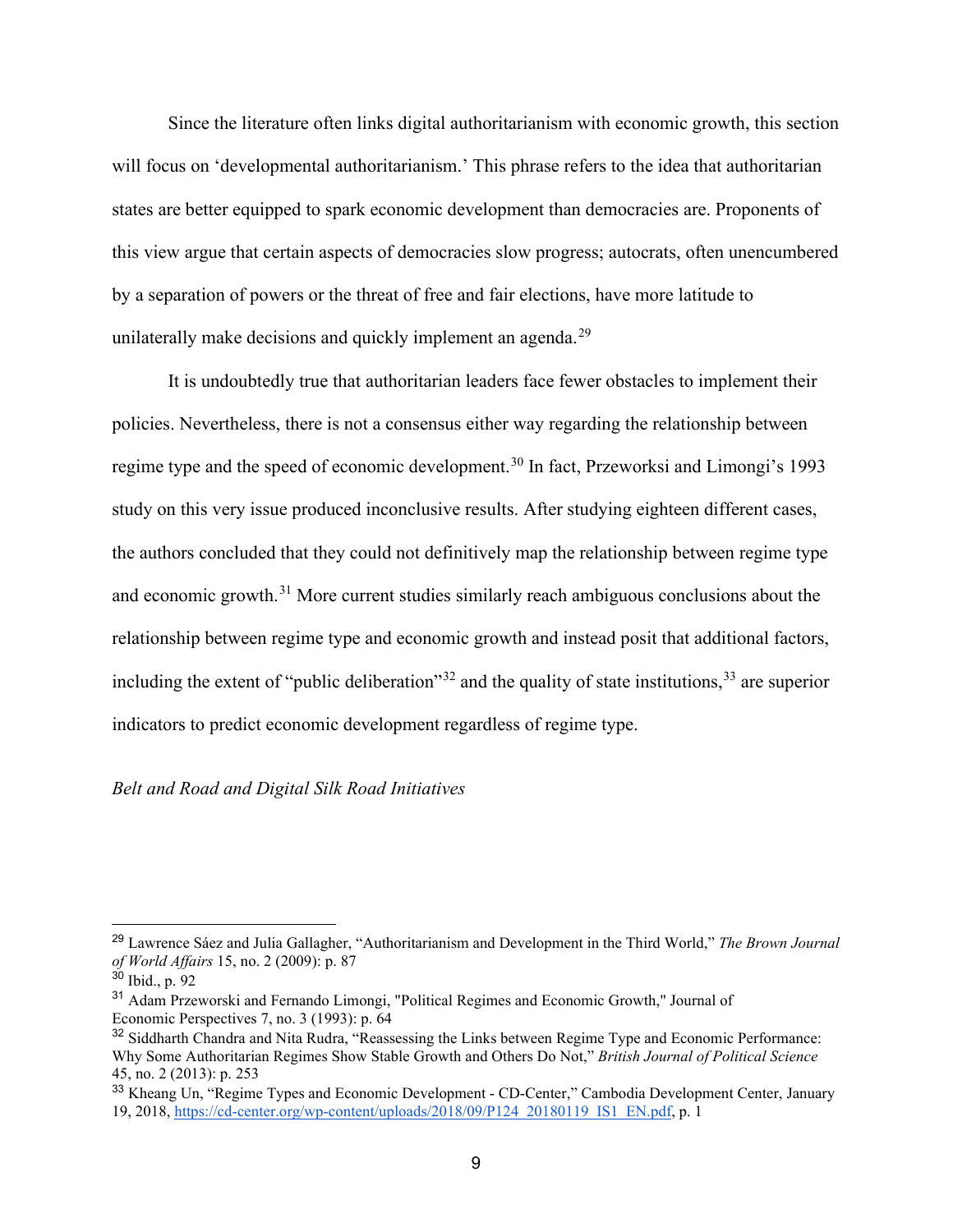Since the literature often links digital authoritarianism with economic growth, this section will focus on 'developmental authoritarianism.' This phrase refers to the idea that authoritarian states are better equipped to spark economic development than democracies are. Proponents of this view argue that certain aspects of democracies slow progress; autocrats, often unencumbered by a separation of powers or the threat of free and fair elections, have more latitude to unilaterally make decisions and quickly implement an agenda.[29]

It is undoubtedly true that authoritarian leaders face fewer obstacles to implement their policies. Nevertheless, there is not a consensus either way regarding the relationship between regime type and the speed of economic development.[30] In fact, Przeworksi and Limongi's 1993 study on this very issue produced inconclusive results. After studying eighteen different cases, the authors concluded that they could not definitively map the relationship between regime type and economic growth.[31] More current studies similarly reach ambiguous conclusions about the relationship between regime type and economic growth and instead posit that additional factors, including the extent of "public deliberation"[32] and the quality of state institutions,[33] are superior indicators to predict economic development regardless of regime type.

*Belt and Road and Digital Silk Road Initiatives*

---

[29] Lawrence Sáez and Julia Gallagher, "Authoritarianism and Development in the Third World," *The Brown Journal of World Affairs* 15, no. 2 (2009): p. 87

[30] Ibid., p. 92

[31] Adam Przeworski and Fernando Limongi, "Political Regimes and Economic Growth," Journal of Economic Perspectives 7, no. 3 (1993): p. 64

[32] Siddharth Chandra and Nita Rudra, "Reassessing the Links between Regime Type and Economic Performance: Why Some Authoritarian Regimes Show Stable Growth and Others Do Not," *British Journal of Political Science* 45, no. 2 (2013): p. 253

[33] Kheang Un, "Regime Types and Economic Development - CD-Center," Cambodia Development Center, January 19, 2018, https://cd-center.org/wp-content/uploads/2018/09/P124_20180119_IS1_EN.pdf, p. 1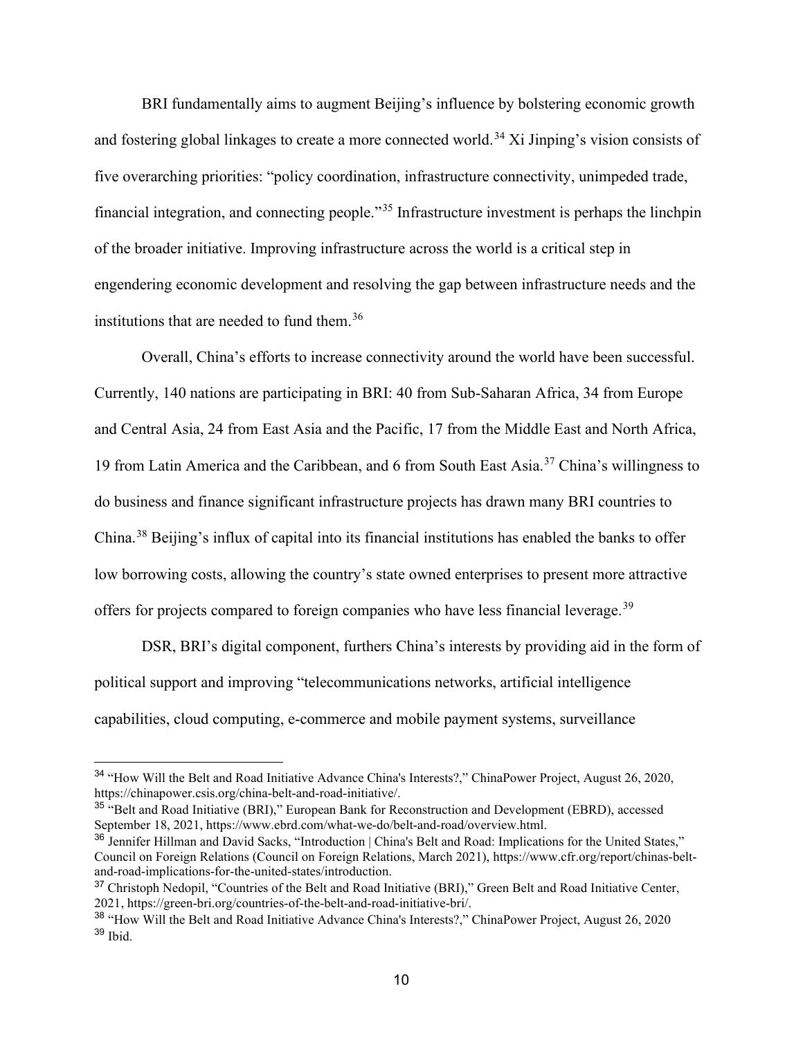BRI fundamentally aims to augment Beijing's influence by bolstering economic growth and fostering global linkages to create a more connected world.[34] Xi Jinping's vision consists of five overarching priorities: "policy coordination, infrastructure connectivity, unimpeded trade, financial integration, and connecting people."[35] Infrastructure investment is perhaps the linchpin of the broader initiative. Improving infrastructure across the world is a critical step in engendering economic development and resolving the gap between infrastructure needs and the institutions that are needed to fund them.[36]

Overall, China's efforts to increase connectivity around the world have been successful. Currently, 140 nations are participating in BRI: 40 from Sub-Saharan Africa, 34 from Europe and Central Asia, 24 from East Asia and the Pacific, 17 from the Middle East and North Africa, 19 from Latin America and the Caribbean, and 6 from South East Asia.[37] China's willingness to do business and finance significant infrastructure projects has drawn many BRI countries to China.[38] Beijing's influx of capital into its financial institutions has enabled the banks to offer low borrowing costs, allowing the country's state owned enterprises to present more attractive offers for projects compared to foreign companies who have less financial leverage.[39]

DSR, BRI's digital component, furthers China's interests by providing aid in the form of political support and improving "telecommunications networks, artificial intelligence capabilities, cloud computing, e-commerce and mobile payment systems, surveillance

---

[34] "How Will the Belt and Road Initiative Advance China's Interests?," ChinaPower Project, August 26, 2020, https://chinapower.csis.org/china-belt-and-road-initiative/.

[35] "Belt and Road Initiative (BRI)," European Bank for Reconstruction and Development (EBRD), accessed September 18, 2021, https://www.ebrd.com/what-we-do/belt-and-road/overview.html.

[36] Jennifer Hillman and David Sacks, "Introduction | China's Belt and Road: Implications for the United States," Council on Foreign Relations (Council on Foreign Relations, March 2021), https://www.cfr.org/report/chinas-belt-and-road-implications-for-the-united-states/introduction.

[37] Christoph Nedopil, "Countries of the Belt and Road Initiative (BRI)," Green Belt and Road Initiative Center, 2021, https://green-bri.org/countries-of-the-belt-and-road-initiative-bri/.

[38] "How Will the Belt and Road Initiative Advance China's Interests?," ChinaPower Project, August 26, 2020

[39] Ibid.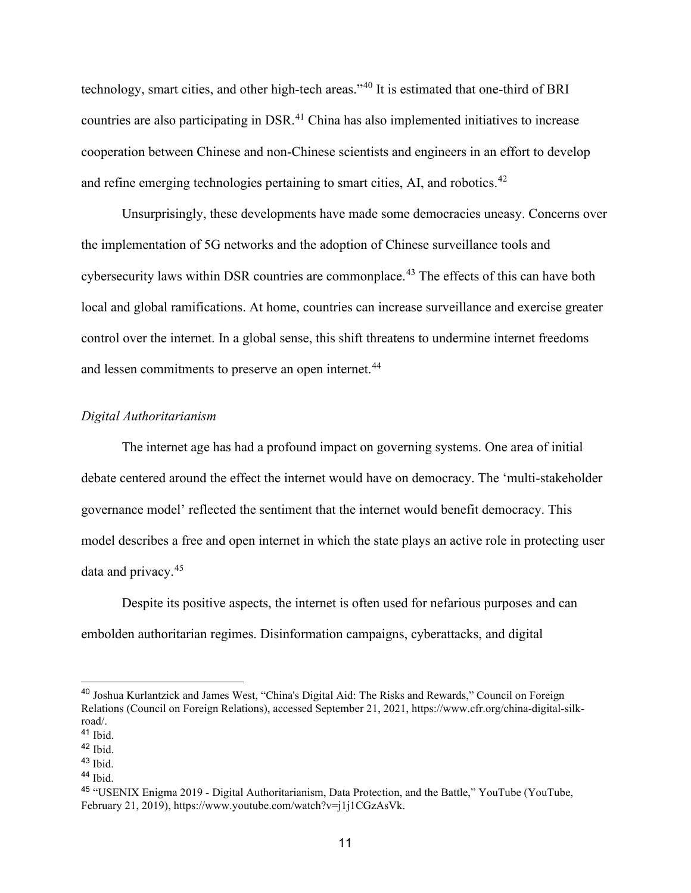technology, smart cities, and other high-tech areas."[40] It is estimated that one-third of BRI countries are also participating in DSR.[41] China has also implemented initiatives to increase cooperation between Chinese and non-Chinese scientists and engineers in an effort to develop and refine emerging technologies pertaining to smart cities, AI, and robotics.[42]

Unsurprisingly, these developments have made some democracies uneasy. Concerns over the implementation of 5G networks and the adoption of Chinese surveillance tools and cybersecurity laws within DSR countries are commonplace.[43] The effects of this can have both local and global ramifications. At home, countries can increase surveillance and exercise greater control over the internet. In a global sense, this shift threatens to undermine internet freedoms and lessen commitments to preserve an open internet.[44]

*Digital Authoritarianism*

The internet age has had a profound impact on governing systems. One area of initial debate centered around the effect the internet would have on democracy. The 'multi-stakeholder governance model' reflected the sentiment that the internet would benefit democracy. This model describes a free and open internet in which the state plays an active role in protecting user data and privacy.[45]

Despite its positive aspects, the internet is often used for nefarious purposes and can embolden authoritarian regimes. Disinformation campaigns, cyberattacks, and digital

---

[40] Joshua Kurlantzick and James West, "China's Digital Aid: The Risks and Rewards," Council on Foreign Relations (Council on Foreign Relations), accessed September 21, 2021, https://www.cfr.org/china-digital-silk-road/.

[41] Ibid.

[42] Ibid.

[43] Ibid.

[44] Ibid.

[45] "USENIX Enigma 2019 - Digital Authoritarianism, Data Protection, and the Battle," YouTube (YouTube, February 21, 2019), https://www.youtube.com/watch?v=j1j1CGzAsVk.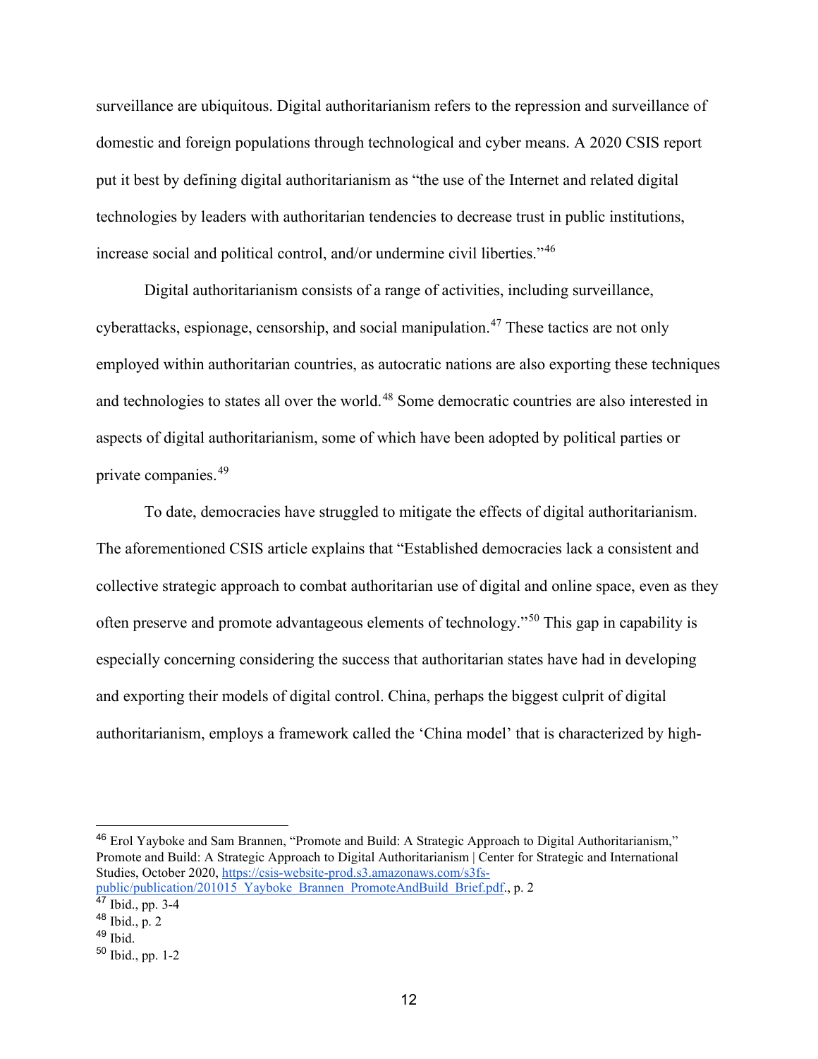surveillance are ubiquitous. Digital authoritarianism refers to the repression and surveillance of domestic and foreign populations through technological and cyber means. A 2020 CSIS report put it best by defining digital authoritarianism as "the use of the Internet and related digital technologies by leaders with authoritarian tendencies to decrease trust in public institutions, increase social and political control, and/or undermine civil liberties."[46]

Digital authoritarianism consists of a range of activities, including surveillance, cyberattacks, espionage, censorship, and social manipulation.[47] These tactics are not only employed within authoritarian countries, as autocratic nations are also exporting these techniques and technologies to states all over the world.[48] Some democratic countries are also interested in aspects of digital authoritarianism, some of which have been adopted by political parties or private companies.[49]

To date, democracies have struggled to mitigate the effects of digital authoritarianism. The aforementioned CSIS article explains that "Established democracies lack a consistent and collective strategic approach to combat authoritarian use of digital and online space, even as they often preserve and promote advantageous elements of technology."[50] This gap in capability is especially concerning considering the success that authoritarian states have had in developing and exporting their models of digital control. China, perhaps the biggest culprit of digital authoritarianism, employs a framework called the 'China model' that is characterized by high-

---

[46] Erol Yayboke and Sam Brannen, "Promote and Build: A Strategic Approach to Digital Authoritarianism," Promote and Build: A Strategic Approach to Digital Authoritarianism | Center for Strategic and International Studies, October 2020, https://csis-website-prod.s3.amazonaws.com/s3fs-public/publication/201015_Yayboke_Brannen_PromoteAndBuild_Brief.pdf., p. 2

[47] Ibid., pp. 3-4

[48] Ibid., p. 2

[49] Ibid.

[50] Ibid., pp. 1-2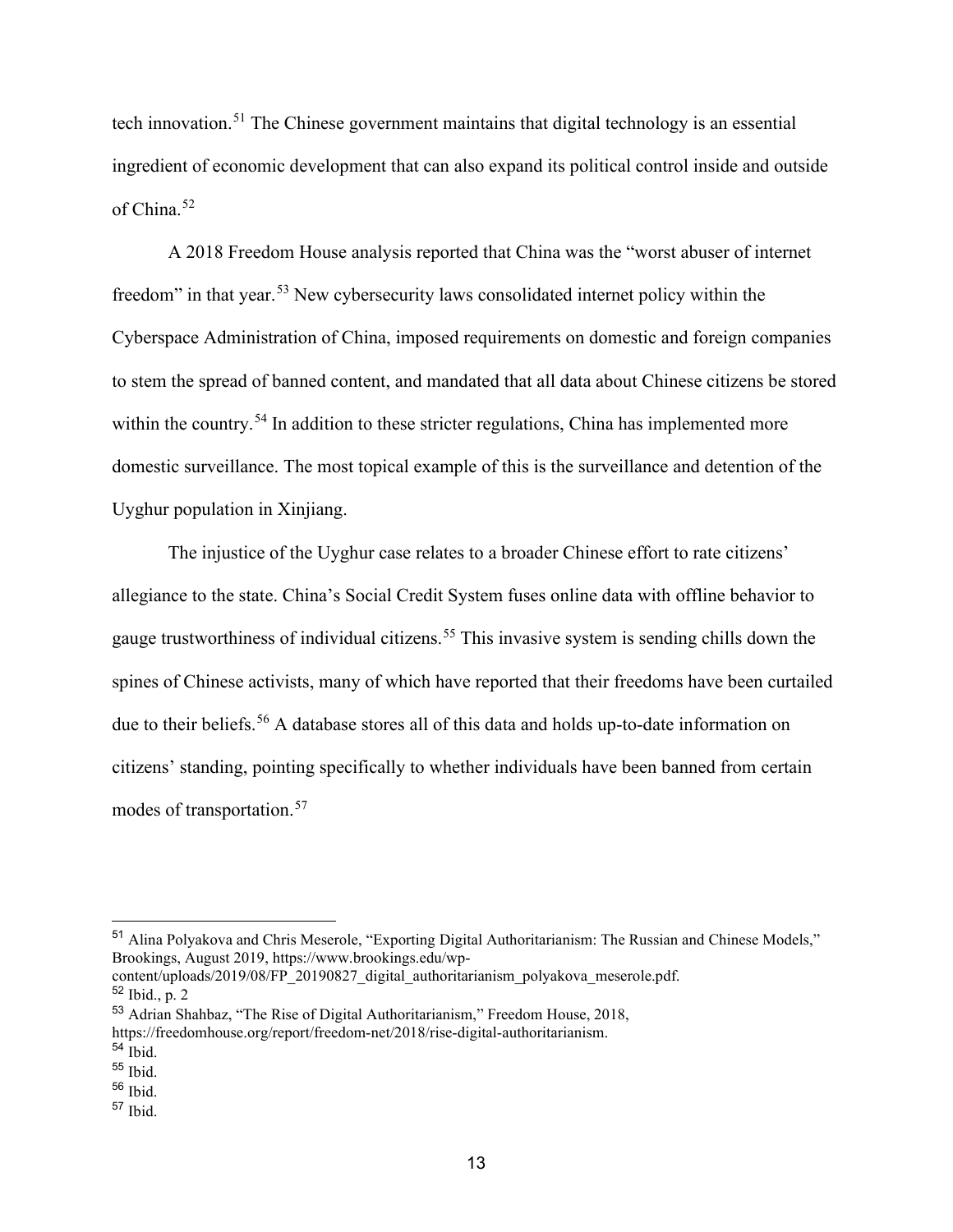tech innovation.[51] The Chinese government maintains that digital technology is an essential ingredient of economic development that can also expand its political control inside and outside of China.[52]

A 2018 Freedom House analysis reported that China was the "worst abuser of internet freedom" in that year.[53] New cybersecurity laws consolidated internet policy within the Cyberspace Administration of China, imposed requirements on domestic and foreign companies to stem the spread of banned content, and mandated that all data about Chinese citizens be stored within the country.[54] In addition to these stricter regulations, China has implemented more domestic surveillance. The most topical example of this is the surveillance and detention of the Uyghur population in Xinjiang.

The injustice of the Uyghur case relates to a broader Chinese effort to rate citizens' allegiance to the state. China's Social Credit System fuses online data with offline behavior to gauge trustworthiness of individual citizens.[55] This invasive system is sending chills down the spines of Chinese activists, many of which have reported that their freedoms have been curtailed due to their beliefs.[56] A database stores all of this data and holds up-to-date information on citizens' standing, pointing specifically to whether individuals have been banned from certain modes of transportation.[57]

---

[51] Alina Polyakova and Chris Meserole, "Exporting Digital Authoritarianism: The Russian and Chinese Models," Brookings, August 2019, https://www.brookings.edu/wp-content/uploads/2019/08/FP_20190827_digital_authoritarianism_polyakova_meserole.pdf.

[52] Ibid., p. 2

[53] Adrian Shahbaz, "The Rise of Digital Authoritarianism," Freedom House, 2018, https://freedomhouse.org/report/freedom-net/2018/rise-digital-authoritarianism.

[54] Ibid.

[55] Ibid.

[56] Ibid.

[57] Ibid.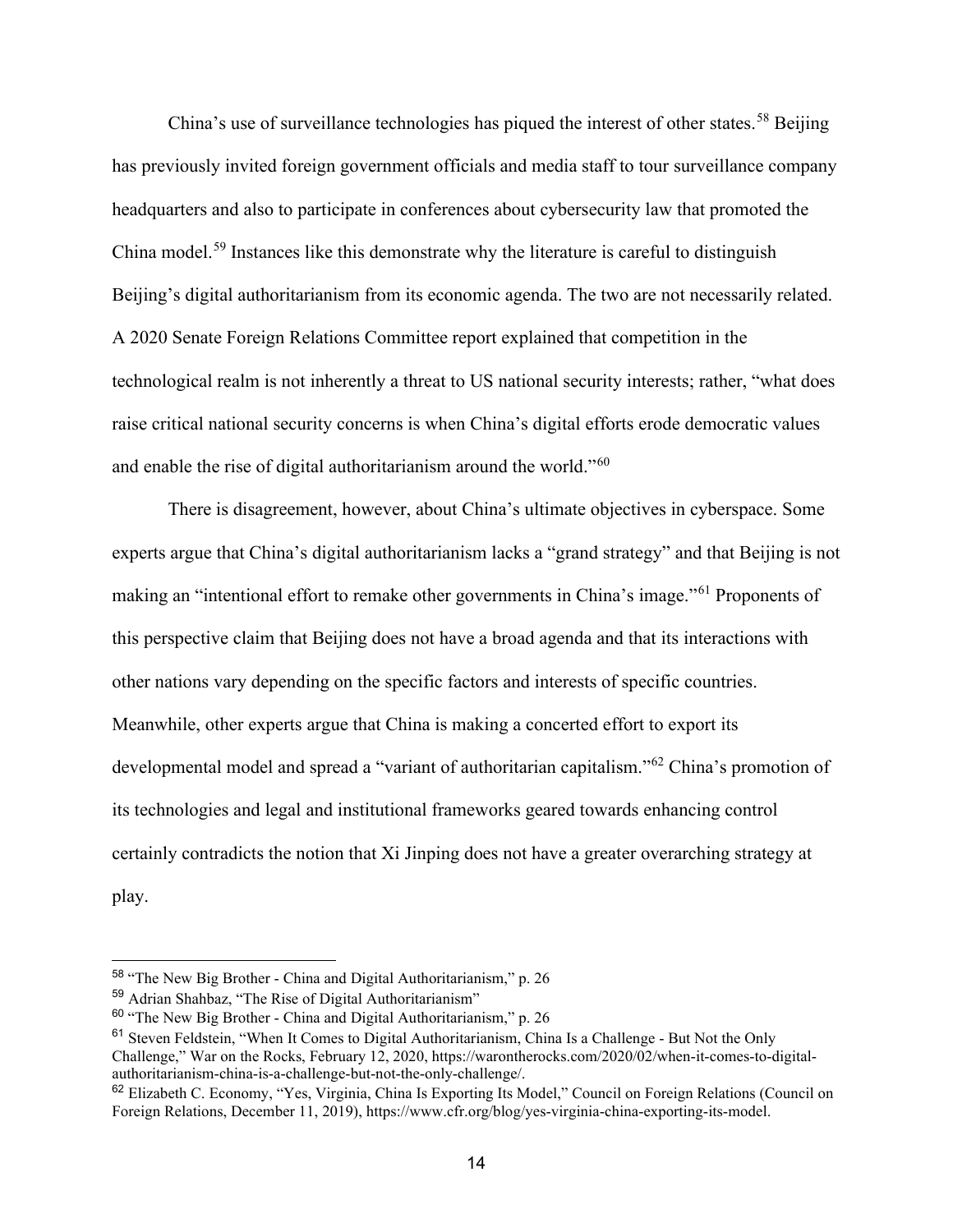China's use of surveillance technologies has piqued the interest of other states.[58] Beijing has previously invited foreign government officials and media staff to tour surveillance company headquarters and also to participate in conferences about cybersecurity law that promoted the China model.[59] Instances like this demonstrate why the literature is careful to distinguish Beijing's digital authoritarianism from its economic agenda. The two are not necessarily related. A 2020 Senate Foreign Relations Committee report explained that competition in the technological realm is not inherently a threat to US national security interests; rather, "what does raise critical national security concerns is when China's digital efforts erode democratic values and enable the rise of digital authoritarianism around the world."[60]

There is disagreement, however, about China's ultimate objectives in cyberspace. Some experts argue that China's digital authoritarianism lacks a "grand strategy" and that Beijing is not making an "intentional effort to remake other governments in China's image."[61] Proponents of this perspective claim that Beijing does not have a broad agenda and that its interactions with other nations vary depending on the specific factors and interests of specific countries. Meanwhile, other experts argue that China is making a concerted effort to export its developmental model and spread a "variant of authoritarian capitalism."[62] China's promotion of its technologies and legal and institutional frameworks geared towards enhancing control certainly contradicts the notion that Xi Jinping does not have a greater overarching strategy at play.

---

[58] "The New Big Brother - China and Digital Authoritarianism," p. 26

[59] Adrian Shahbaz, "The Rise of Digital Authoritarianism"

[60] "The New Big Brother - China and Digital Authoritarianism," p. 26

[61] Steven Feldstein, "When It Comes to Digital Authoritarianism, China Is a Challenge - But Not the Only Challenge," War on the Rocks, February 12, 2020, https://warontherocks.com/2020/02/when-it-comes-to-digital-authoritarianism-china-is-a-challenge-but-not-the-only-challenge/.

[62] Elizabeth C. Economy, "Yes, Virginia, China Is Exporting Its Model," Council on Foreign Relations (Council on Foreign Relations, December 11, 2019), https://www.cfr.org/blog/yes-virginia-china-exporting-its-model.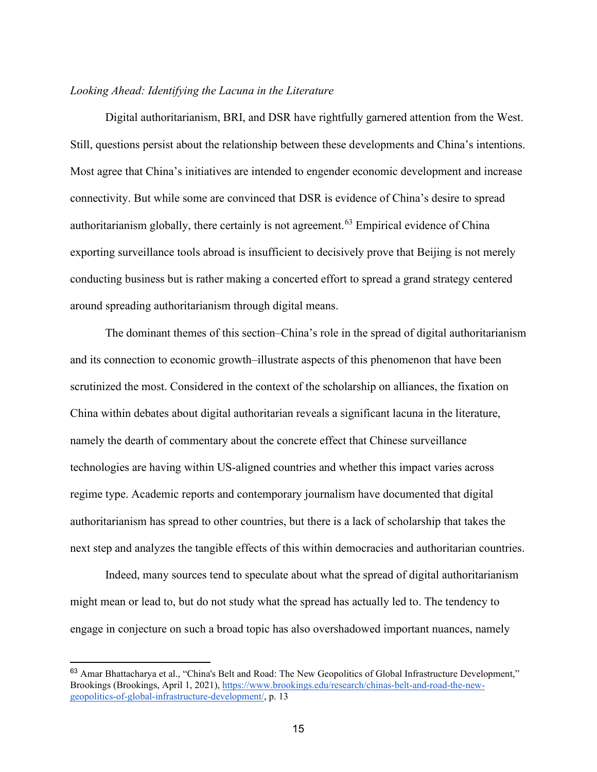*Looking Ahead: Identifying the Lacuna in the Literature*

Digital authoritarianism, BRI, and DSR have rightfully garnered attention from the West. Still, questions persist about the relationship between these developments and China's intentions. Most agree that China's initiatives are intended to engender economic development and increase connectivity. But while some are convinced that DSR is evidence of China's desire to spread authoritarianism globally, there certainly is not agreement.[63] Empirical evidence of China exporting surveillance tools abroad is insufficient to decisively prove that Beijing is not merely conducting business but is rather making a concerted effort to spread a grand strategy centered around spreading authoritarianism through digital means.

The dominant themes of this section–China's role in the spread of digital authoritarianism and its connection to economic growth–illustrate aspects of this phenomenon that have been scrutinized the most. Considered in the context of the scholarship on alliances, the fixation on China within debates about digital authoritarian reveals a significant lacuna in the literature, namely the dearth of commentary about the concrete effect that Chinese surveillance technologies are having within US-aligned countries and whether this impact varies across regime type. Academic reports and contemporary journalism have documented that digital authoritarianism has spread to other countries, but there is a lack of scholarship that takes the next step and analyzes the tangible effects of this within democracies and authoritarian countries.

Indeed, many sources tend to speculate about what the spread of digital authoritarianism might mean or lead to, but do not study what the spread has actually led to. The tendency to engage in conjecture on such a broad topic has also overshadowed important nuances, namely

---

[63] Amar Bhattacharya et al., "China's Belt and Road: The New Geopolitics of Global Infrastructure Development," Brookings (Brookings, April 1, 2021), https://www.brookings.edu/research/chinas-belt-and-road-the-new-geopolitics-of-global-infrastructure-development/, p. 13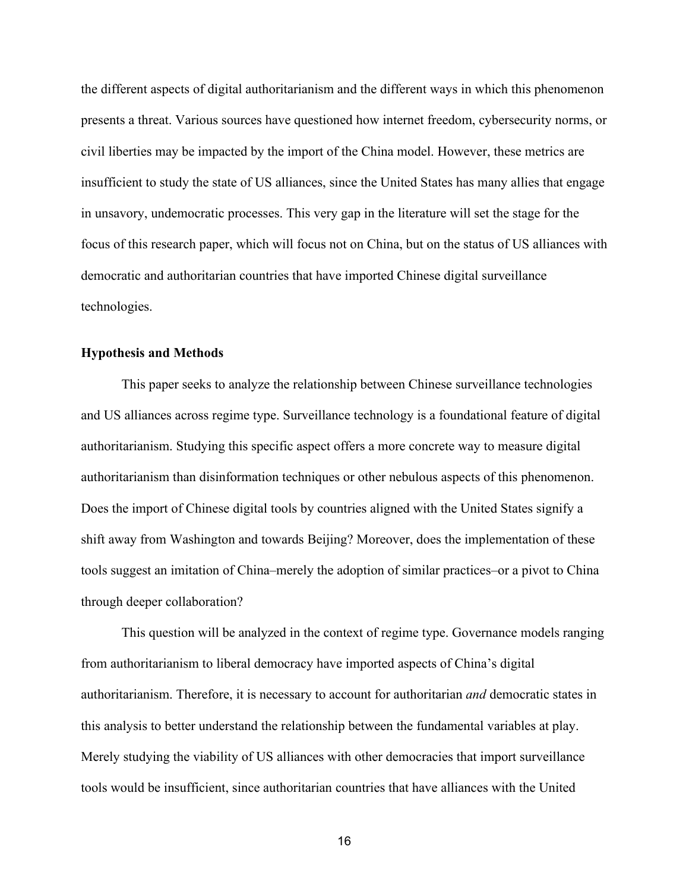the different aspects of digital authoritarianism and the different ways in which this phenomenon presents a threat. Various sources have questioned how internet freedom, cybersecurity norms, or civil liberties may be impacted by the import of the China model. However, these metrics are insufficient to study the state of US alliances, since the United States has many allies that engage in unsavory, undemocratic processes. This very gap in the literature will set the stage for the focus of this research paper, which will focus not on China, but on the status of US alliances with democratic and authoritarian countries that have imported Chinese digital surveillance technologies.

**Hypothesis and Methods**

This paper seeks to analyze the relationship between Chinese surveillance technologies and US alliances across regime type. Surveillance technology is a foundational feature of digital authoritarianism. Studying this specific aspect offers a more concrete way to measure digital authoritarianism than disinformation techniques or other nebulous aspects of this phenomenon. Does the import of Chinese digital tools by countries aligned with the United States signify a shift away from Washington and towards Beijing? Moreover, does the implementation of these tools suggest an imitation of China–merely the adoption of similar practices–or a pivot to China through deeper collaboration?

This question will be analyzed in the context of regime type. Governance models ranging from authoritarianism to liberal democracy have imported aspects of China's digital authoritarianism. Therefore, it is necessary to account for authoritarian *and* democratic states in this analysis to better understand the relationship between the fundamental variables at play. Merely studying the viability of US alliances with other democracies that import surveillance tools would be insufficient, since authoritarian countries that have alliances with the United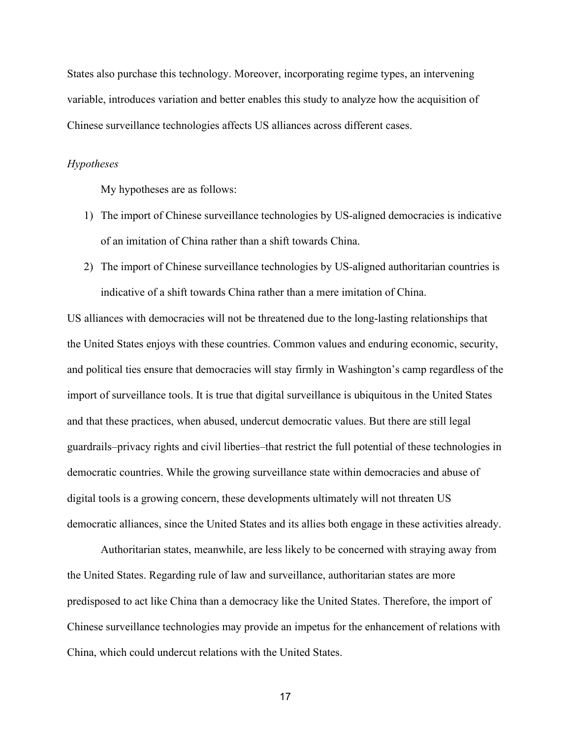States also purchase this technology. Moreover, incorporating regime types, an intervening variable, introduces variation and better enables this study to analyze how the acquisition of Chinese surveillance technologies affects US alliances across different cases.

*Hypotheses*

My hypotheses are as follows:

1) The import of Chinese surveillance technologies by US-aligned democracies is indicative of an imitation of China rather than a shift towards China.
2) The import of Chinese surveillance technologies by US-aligned authoritarian countries is indicative of a shift towards China rather than a mere imitation of China.

US alliances with democracies will not be threatened due to the long-lasting relationships that the United States enjoys with these countries. Common values and enduring economic, security, and political ties ensure that democracies will stay firmly in Washington's camp regardless of the import of surveillance tools. It is true that digital surveillance is ubiquitous in the United States and that these practices, when abused, undercut democratic values. But there are still legal guardrails–privacy rights and civil liberties–that restrict the full potential of these technologies in democratic countries. While the growing surveillance state within democracies and abuse of digital tools is a growing concern, these developments ultimately will not threaten US democratic alliances, since the United States and its allies both engage in these activities already.

Authoritarian states, meanwhile, are less likely to be concerned with straying away from the United States. Regarding rule of law and surveillance, authoritarian states are more predisposed to act like China than a democracy like the United States. Therefore, the import of Chinese surveillance technologies may provide an impetus for the enhancement of relations with China, which could undercut relations with the United States.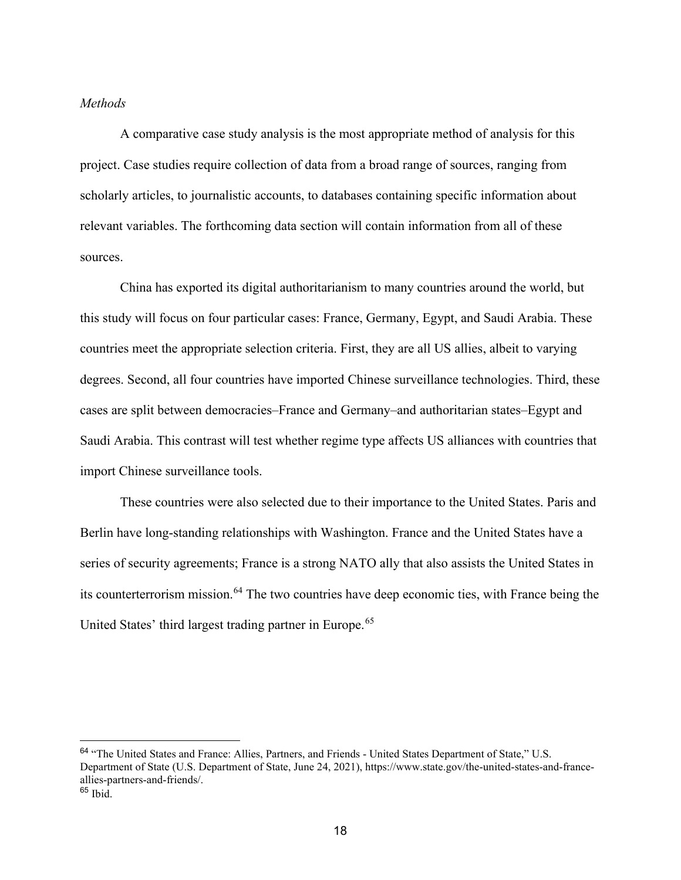*Methods*

A comparative case study analysis is the most appropriate method of analysis for this project. Case studies require collection of data from a broad range of sources, ranging from scholarly articles, to journalistic accounts, to databases containing specific information about relevant variables. The forthcoming data section will contain information from all of these sources.

China has exported its digital authoritarianism to many countries around the world, but this study will focus on four particular cases: France, Germany, Egypt, and Saudi Arabia. These countries meet the appropriate selection criteria. First, they are all US allies, albeit to varying degrees. Second, all four countries have imported Chinese surveillance technologies. Third, these cases are split between democracies–France and Germany–and authoritarian states–Egypt and Saudi Arabia. This contrast will test whether regime type affects US alliances with countries that import Chinese surveillance tools.

These countries were also selected due to their importance to the United States. Paris and Berlin have long-standing relationships with Washington. France and the United States have a series of security agreements; France is a strong NATO ally that also assists the United States in its counterterrorism mission.[64] The two countries have deep economic ties, with France being the United States' third largest trading partner in Europe.[65]

---

[64] "The United States and France: Allies, Partners, and Friends - United States Department of State," U.S. Department of State (U.S. Department of State, June 24, 2021), https://www.state.gov/the-united-states-and-france-allies-partners-and-friends/.

[65] Ibid.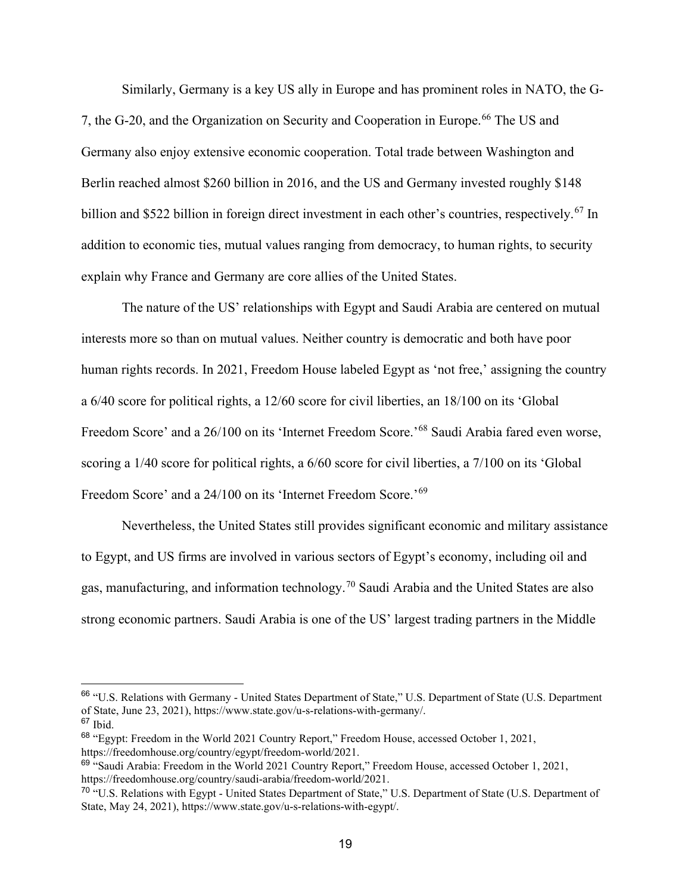Similarly, Germany is a key US ally in Europe and has prominent roles in NATO, the G-7, the G-20, and the Organization on Security and Cooperation in Europe.[66] The US and Germany also enjoy extensive economic cooperation. Total trade between Washington and Berlin reached almost $260 billion in 2016, and the US and Germany invested roughly $148 billion and $522 billion in foreign direct investment in each other's countries, respectively.[67] In addition to economic ties, mutual values ranging from democracy, to human rights, to security explain why France and Germany are core allies of the United States.

The nature of the US' relationships with Egypt and Saudi Arabia are centered on mutual interests more so than on mutual values. Neither country is democratic and both have poor human rights records. In 2021, Freedom House labeled Egypt as 'not free,' assigning the country a 6/40 score for political rights, a 12/60 score for civil liberties, an 18/100 on its 'Global Freedom Score' and a 26/100 on its 'Internet Freedom Score.'[68] Saudi Arabia fared even worse, scoring a 1/40 score for political rights, a 6/60 score for civil liberties, a 7/100 on its 'Global Freedom Score' and a 24/100 on its 'Internet Freedom Score.'[69]

Nevertheless, the United States still provides significant economic and military assistance to Egypt, and US firms are involved in various sectors of Egypt's economy, including oil and gas, manufacturing, and information technology.[70] Saudi Arabia and the United States are also strong economic partners. Saudi Arabia is one of the US' largest trading partners in the Middle

---

[66] "U.S. Relations with Germany - United States Department of State," U.S. Department of State (U.S. Department of State, June 23, 2021), https://www.state.gov/u-s-relations-with-germany/.

[67] Ibid.

[68] "Egypt: Freedom in the World 2021 Country Report," Freedom House, accessed October 1, 2021, https://freedomhouse.org/country/egypt/freedom-world/2021.

[69] "Saudi Arabia: Freedom in the World 2021 Country Report," Freedom House, accessed October 1, 2021, https://freedomhouse.org/country/saudi-arabia/freedom-world/2021.

[70] "U.S. Relations with Egypt - United States Department of State," U.S. Department of State (U.S. Department of State, May 24, 2021), https://www.state.gov/u-s-relations-with-egypt/.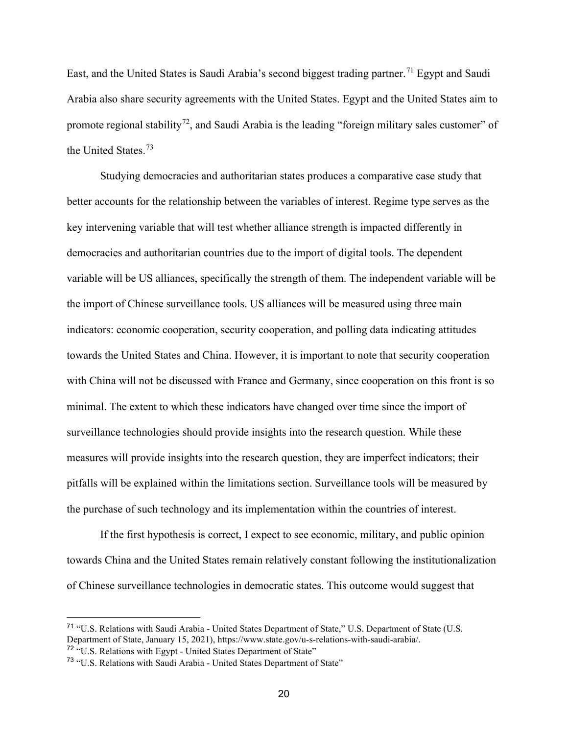East, and the United States is Saudi Arabia's second biggest trading partner.[71] Egypt and Saudi Arabia also share security agreements with the United States. Egypt and the United States aim to promote regional stability[72], and Saudi Arabia is the leading "foreign military sales customer" of the United States.[73]

Studying democracies and authoritarian states produces a comparative case study that better accounts for the relationship between the variables of interest. Regime type serves as the key intervening variable that will test whether alliance strength is impacted differently in democracies and authoritarian countries due to the import of digital tools. The dependent variable will be US alliances, specifically the strength of them. The independent variable will be the import of Chinese surveillance tools. US alliances will be measured using three main indicators: economic cooperation, security cooperation, and polling data indicating attitudes towards the United States and China. However, it is important to note that security cooperation with China will not be discussed with France and Germany, since cooperation on this front is so minimal. The extent to which these indicators have changed over time since the import of surveillance technologies should provide insights into the research question. While these measures will provide insights into the research question, they are imperfect indicators; their pitfalls will be explained within the limitations section. Surveillance tools will be measured by the purchase of such technology and its implementation within the countries of interest.

If the first hypothesis is correct, I expect to see economic, military, and public opinion towards China and the United States remain relatively constant following the institutionalization of Chinese surveillance technologies in democratic states. This outcome would suggest that

---

[71] "U.S. Relations with Saudi Arabia - United States Department of State," U.S. Department of State (U.S. Department of State, January 15, 2021), https://www.state.gov/u-s-relations-with-saudi-arabia/.

[72] "U.S. Relations with Egypt - United States Department of State"

[73] "U.S. Relations with Saudi Arabia - United States Department of State"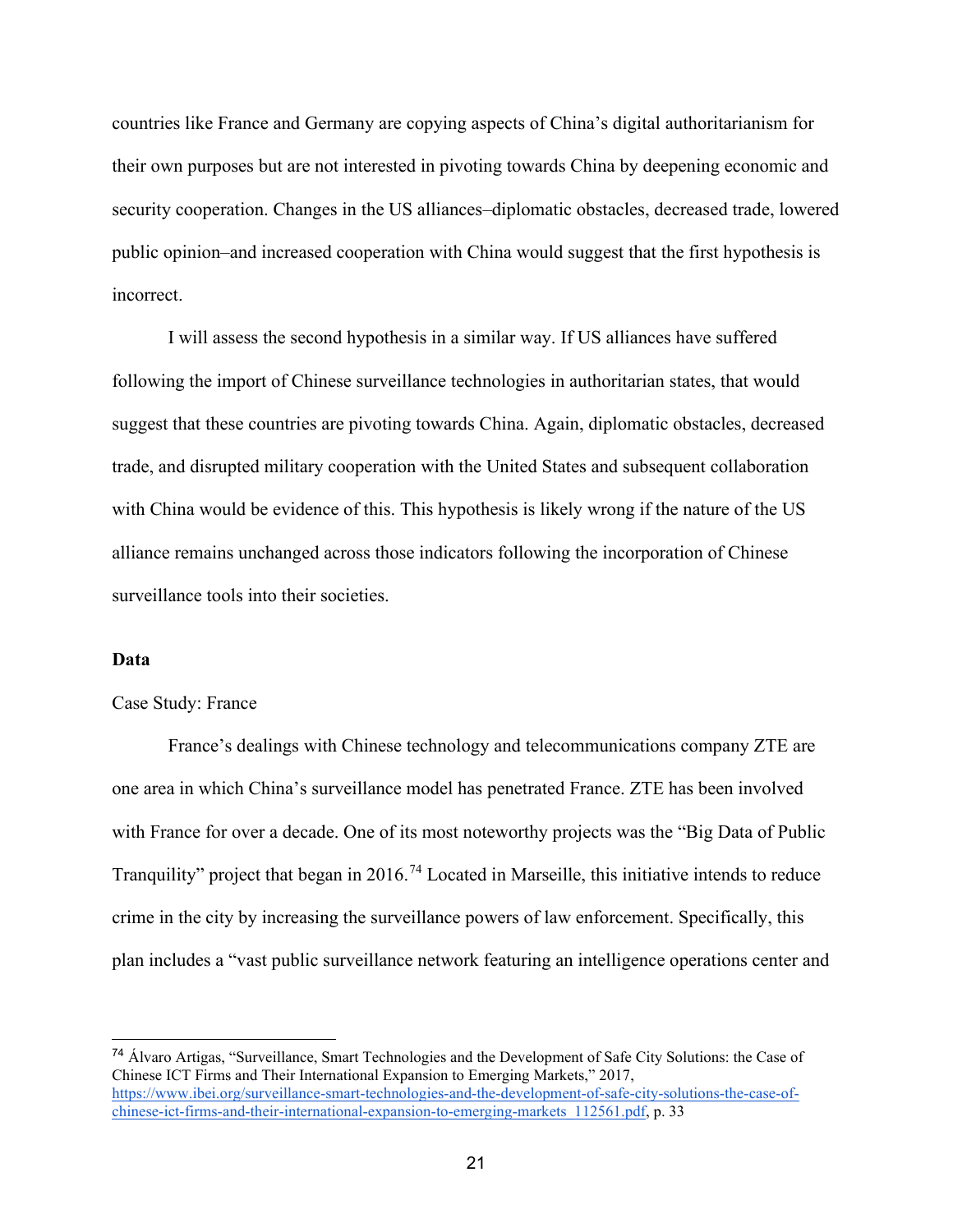countries like France and Germany are copying aspects of China's digital authoritarianism for their own purposes but are not interested in pivoting towards China by deepening economic and security cooperation. Changes in the US alliances–diplomatic obstacles, decreased trade, lowered public opinion–and increased cooperation with China would suggest that the first hypothesis is incorrect.

I will assess the second hypothesis in a similar way. If US alliances have suffered following the import of Chinese surveillance technologies in authoritarian states, that would suggest that these countries are pivoting towards China. Again, diplomatic obstacles, decreased trade, and disrupted military cooperation with the United States and subsequent collaboration with China would be evidence of this. This hypothesis is likely wrong if the nature of the US alliance remains unchanged across those indicators following the incorporation of Chinese surveillance tools into their societies.

**Data**

Case Study: France

France's dealings with Chinese technology and telecommunications company ZTE are one area in which China's surveillance model has penetrated France. ZTE has been involved with France for over a decade. One of its most noteworthy projects was the "Big Data of Public Tranquility" project that began in 2016.[74] Located in Marseille, this initiative intends to reduce crime in the city by increasing the surveillance powers of law enforcement. Specifically, this plan includes a "vast public surveillance network featuring an intelligence operations center and

---

[74] Álvaro Artigas, "Surveillance, Smart Technologies and the Development of Safe City Solutions: the Case of Chinese ICT Firms and Their International Expansion to Emerging Markets," 2017, https://www.ibei.org/surveillance-smart-technologies-and-the-development-of-safe-city-solutions-the-case-of-chinese-ict-firms-and-their-international-expansion-to-emerging-markets_112561.pdf, p. 33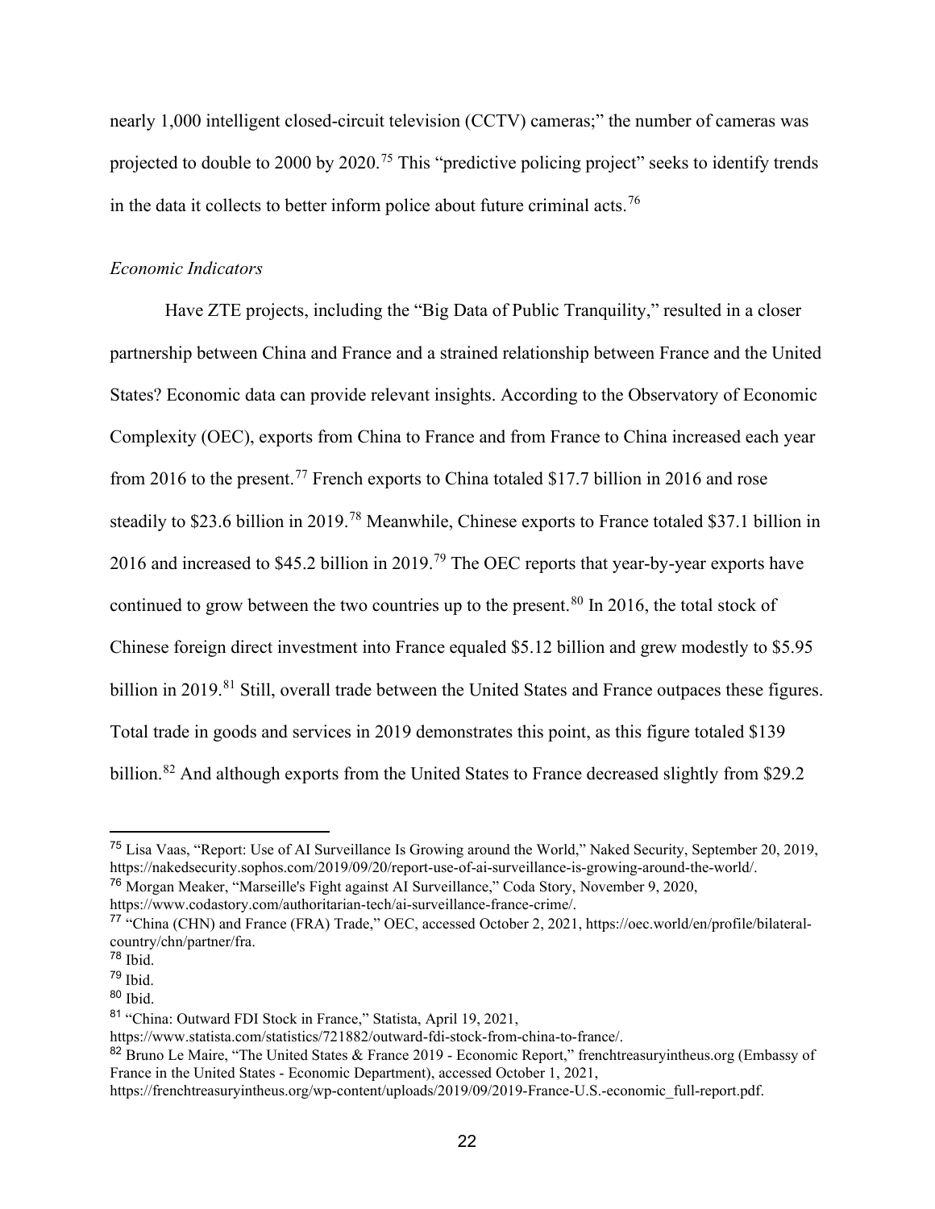nearly 1,000 intelligent closed-circuit television (CCTV) cameras;" the number of cameras was projected to double to 2000 by 2020.[75] This "predictive policing project" seeks to identify trends in the data it collects to better inform police about future criminal acts.[76]

*Economic Indicators*

Have ZTE projects, including the "Big Data of Public Tranquility," resulted in a closer partnership between China and France and a strained relationship between France and the United States? Economic data can provide relevant insights. According to the Observatory of Economic Complexity (OEC), exports from China to France and from France to China increased each year from 2016 to the present.[77] French exports to China totaled $17.7 billion in 2016 and rose steadily to $23.6 billion in 2019.[78] Meanwhile, Chinese exports to France totaled $37.1 billion in 2016 and increased to $45.2 billion in 2019.[79] The OEC reports that year-by-year exports have continued to grow between the two countries up to the present.[80] In 2016, the total stock of Chinese foreign direct investment into France equaled $5.12 billion and grew modestly to $5.95 billion in 2019.[81] Still, overall trade between the United States and France outpaces these figures. Total trade in goods and services in 2019 demonstrates this point, as this figure totaled $139 billion.[82] And although exports from the United States to France decreased slightly from $29.2

---

[75] Lisa Vaas, "Report: Use of AI Surveillance Is Growing around the World," Naked Security, September 20, 2019, https://nakedsecurity.sophos.com/2019/09/20/report-use-of-ai-surveillance-is-growing-around-the-world/.

[76] Morgan Meaker, "Marseille's Fight against AI Surveillance," Coda Story, November 9, 2020, https://www.codastory.com/authoritarian-tech/ai-surveillance-france-crime/.

[77] "China (CHN) and France (FRA) Trade," OEC, accessed October 2, 2021, https://oec.world/en/profile/bilateral-country/chn/partner/fra.

[78] Ibid.

[79] Ibid.

[80] Ibid.

[81] "China: Outward FDI Stock in France," Statista, April 19, 2021, https://www.statista.com/statistics/721882/outward-fdi-stock-from-china-to-france/.

[82] Bruno Le Maire, "The United States & France 2019 - Economic Report," frenchtreasuryintheus.org (Embassy of France in the United States - Economic Department), accessed October 1, 2021, https://frenchtreasuryintheus.org/wp-content/uploads/2019/09/2019-France-U.S.-economic_full-report.pdf.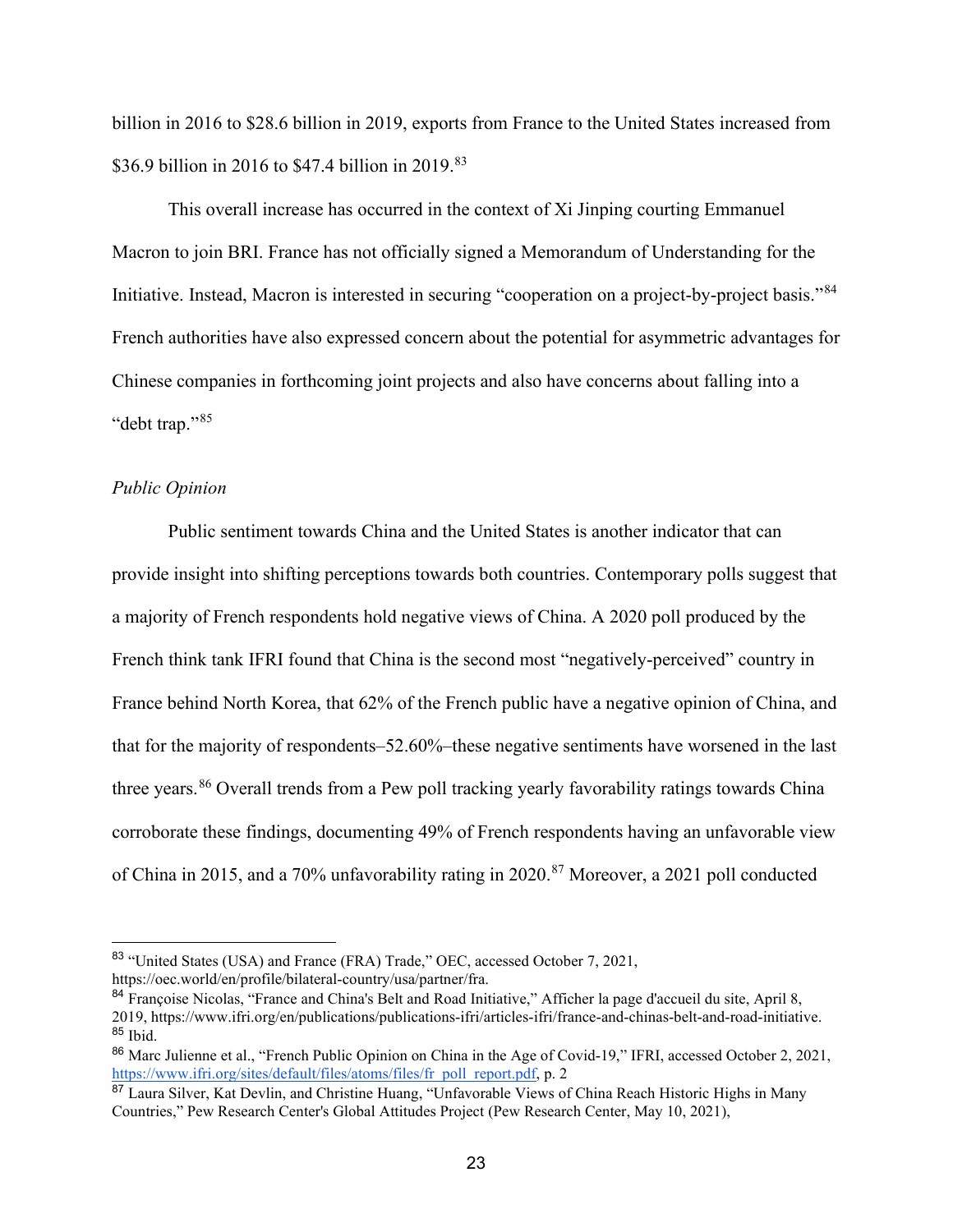billion in 2016 to $28.6 billion in 2019, exports from France to the United States increased from $36.9 billion in 2016 to $47.4 billion in 2019.[83]

This overall increase has occurred in the context of Xi Jinping courting Emmanuel Macron to join BRI. France has not officially signed a Memorandum of Understanding for the Initiative. Instead, Macron is interested in securing "cooperation on a project-by-project basis."[84] French authorities have also expressed concern about the potential for asymmetric advantages for Chinese companies in forthcoming joint projects and also have concerns about falling into a "debt trap."[85]

*Public Opinion*

Public sentiment towards China and the United States is another indicator that can provide insight into shifting perceptions towards both countries. Contemporary polls suggest that a majority of French respondents hold negative views of China. A 2020 poll produced by the French think tank IFRI found that China is the second most "negatively-perceived" country in France behind North Korea, that 62% of the French public have a negative opinion of China, and that for the majority of respondents–52.60%–these negative sentiments have worsened in the last three years.[86] Overall trends from a Pew poll tracking yearly favorability ratings towards China corroborate these findings, documenting 49% of French respondents having an unfavorable view of China in 2015, and a 70% unfavorability rating in 2020.[87] Moreover, a 2021 poll conducted

---

[83] "United States (USA) and France (FRA) Trade," OEC, accessed October 7, 2021, https://oec.world/en/profile/bilateral-country/usa/partner/fra.

[84] Françoise Nicolas, "France and China's Belt and Road Initiative," Afficher la page d'accueil du site, April 8, 2019, https://www.ifri.org/en/publications/publications-ifri/articles-ifri/france-and-chinas-belt-and-road-initiative.

[85] Ibid.

[86] Marc Julienne et al., "French Public Opinion on China in the Age of Covid-19," IFRI, accessed October 2, 2021, https://www.ifri.org/sites/default/files/atoms/files/fr_poll_report.pdf, p. 2

[87] Laura Silver, Kat Devlin, and Christine Huang, "Unfavorable Views of China Reach Historic Highs in Many Countries," Pew Research Center's Global Attitudes Project (Pew Research Center, May 10, 2021),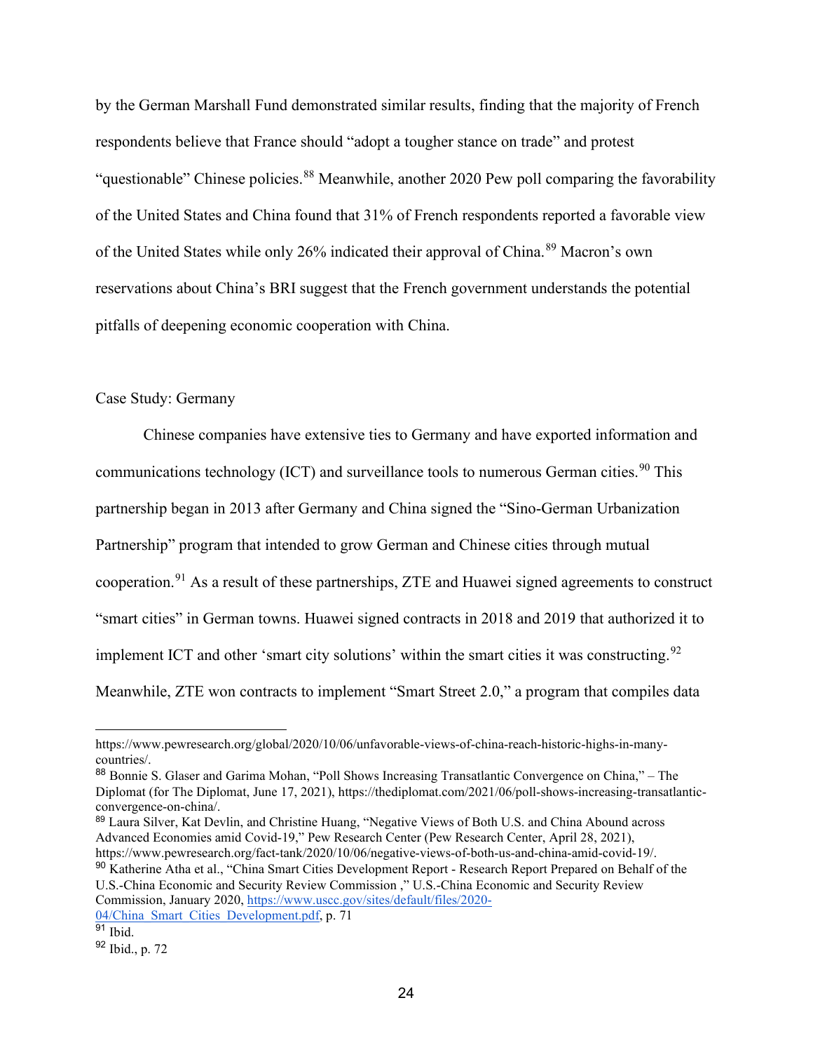by the German Marshall Fund demonstrated similar results, finding that the majority of French respondents believe that France should "adopt a tougher stance on trade" and protest "questionable" Chinese policies.[88] Meanwhile, another 2020 Pew poll comparing the favorability of the United States and China found that 31% of French respondents reported a favorable view of the United States while only 26% indicated their approval of China.[89] Macron's own reservations about China's BRI suggest that the French government understands the potential pitfalls of deepening economic cooperation with China.

## Case Study: Germany

Chinese companies have extensive ties to Germany and have exported information and communications technology (ICT) and surveillance tools to numerous German cities.[90] This partnership began in 2013 after Germany and China signed the "Sino-German Urbanization Partnership" program that intended to grow German and Chinese cities through mutual cooperation.[91] As a result of these partnerships, ZTE and Huawei signed agreements to construct "smart cities" in German towns. Huawei signed contracts in 2018 and 2019 that authorized it to implement ICT and other 'smart city solutions' within the smart cities it was constructing.[92] Meanwhile, ZTE won contracts to implement "Smart Street 2.0," a program that compiles data

---

https://www.pewresearch.org/global/2020/10/06/unfavorable-views-of-china-reach-historic-highs-in-many-countries/.

[88] Bonnie S. Glaser and Garima Mohan, "Poll Shows Increasing Transatlantic Convergence on China," – The Diplomat (for The Diplomat, June 17, 2021), https://thediplomat.com/2021/06/poll-shows-increasing-transatlantic-convergence-on-china/.

[89] Laura Silver, Kat Devlin, and Christine Huang, "Negative Views of Both U.S. and China Abound across Advanced Economies amid Covid-19," Pew Research Center (Pew Research Center, April 28, 2021), https://www.pewresearch.org/fact-tank/2020/10/06/negative-views-of-both-us-and-china-amid-covid-19/.

[90] Katherine Atha et al., "China Smart Cities Development Report - Research Report Prepared on Behalf of the U.S.-China Economic and Security Review Commission ," U.S.-China Economic and Security Review Commission, January 2020, https://www.uscc.gov/sites/default/files/2020-04/China_Smart_Cities_Development.pdf, p. 71

[91] Ibid.

[92] Ibid., p. 72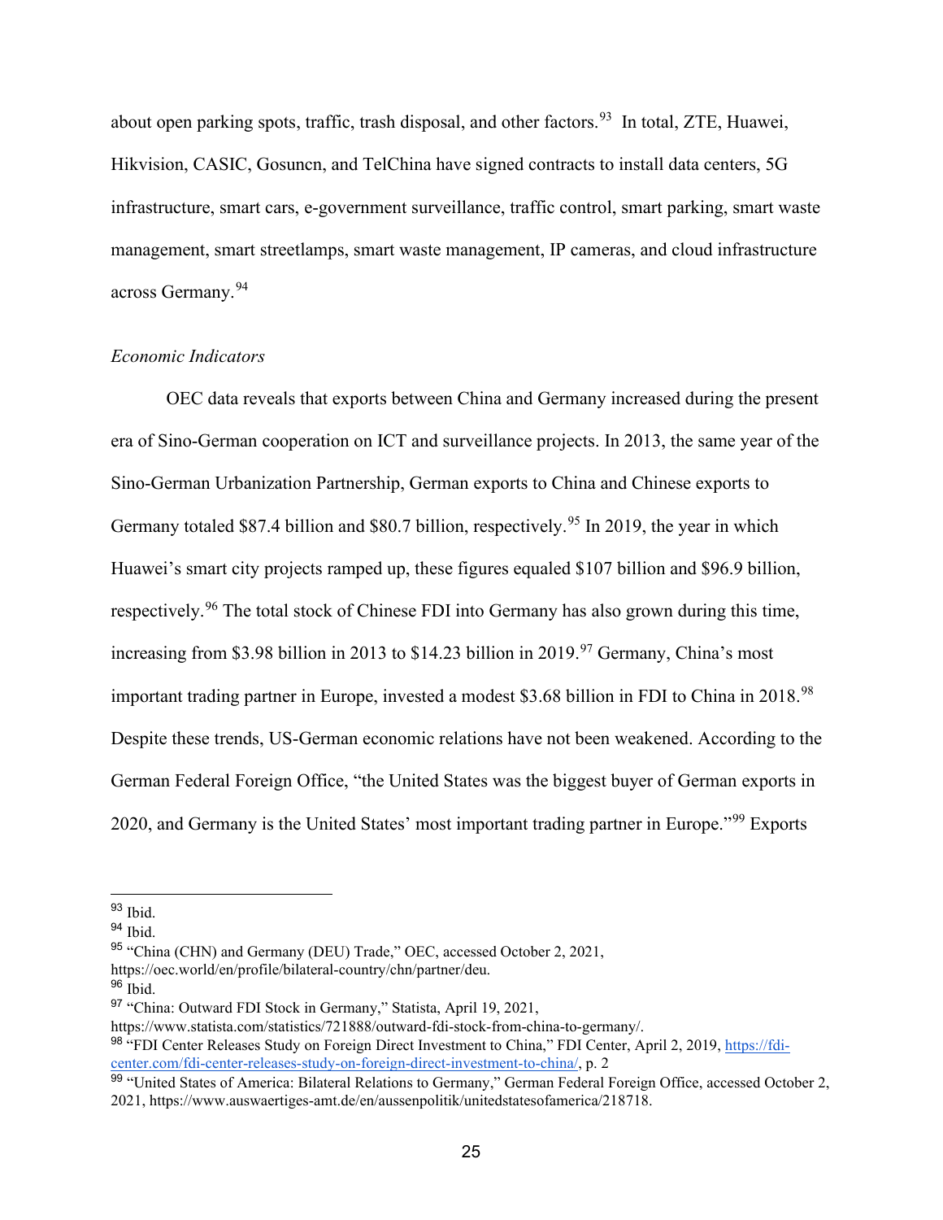about open parking spots, traffic, trash disposal, and other factors.[93] In total, ZTE, Huawei, Hikvision, CASIC, Gosuncn, and TelChina have signed contracts to install data centers, 5G infrastructure, smart cars, e-government surveillance, traffic control, smart parking, smart waste management, smart streetlamps, smart waste management, IP cameras, and cloud infrastructure across Germany.[94]

*Economic Indicators*

OEC data reveals that exports between China and Germany increased during the present era of Sino-German cooperation on ICT and surveillance projects. In 2013, the same year of the Sino-German Urbanization Partnership, German exports to China and Chinese exports to Germany totaled $87.4 billion and $80.7 billion, respectively.[95] In 2019, the year in which Huawei's smart city projects ramped up, these figures equaled $107 billion and $96.9 billion, respectively.[96] The total stock of Chinese FDI into Germany has also grown during this time, increasing from $3.98 billion in 2013 to $14.23 billion in 2019.[97] Germany, China's most important trading partner in Europe, invested a modest $3.68 billion in FDI to China in 2018.[98] Despite these trends, US-German economic relations have not been weakened. According to the German Federal Foreign Office, "the United States was the biggest buyer of German exports in 2020, and Germany is the United States' most important trading partner in Europe."[99] Exports

---

[93] Ibid.

[94] Ibid.

[95] "China (CHN) and Germany (DEU) Trade," OEC, accessed October 2, 2021, https://oec.world/en/profile/bilateral-country/chn/partner/deu.

[96] Ibid.

[97] "China: Outward FDI Stock in Germany," Statista, April 19, 2021, https://www.statista.com/statistics/721888/outward-fdi-stock-from-china-to-germany/.

[98] "FDI Center Releases Study on Foreign Direct Investment to China," FDI Center, April 2, 2019, https://fdi-center.com/fdi-center-releases-study-on-foreign-direct-investment-to-china/, p. 2

[99] "United States of America: Bilateral Relations to Germany," German Federal Foreign Office, accessed October 2, 2021, https://www.auswaertiges-amt.de/en/aussenpolitik/unitedstatesofamerica/218718.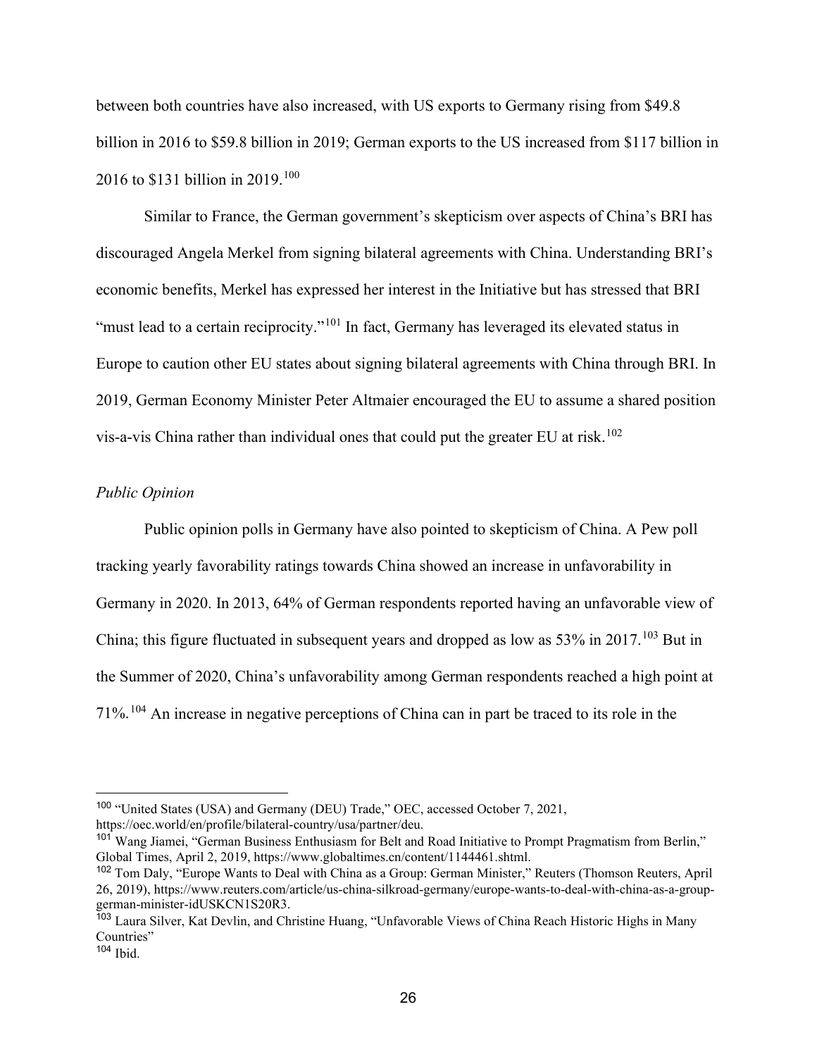between both countries have also increased, with US exports to Germany rising from $49.8 billion in 2016 to $59.8 billion in 2019; German exports to the US increased from $117 billion in 2016 to $131 billion in 2019.[100]

Similar to France, the German government's skepticism over aspects of China's BRI has discouraged Angela Merkel from signing bilateral agreements with China. Understanding BRI's economic benefits, Merkel has expressed her interest in the Initiative but has stressed that BRI "must lead to a certain reciprocity."[101] In fact, Germany has leveraged its elevated status in Europe to caution other EU states about signing bilateral agreements with China through BRI. In 2019, German Economy Minister Peter Altmaier encouraged the EU to assume a shared position vis-a-vis China rather than individual ones that could put the greater EU at risk.[102]

*Public Opinion*

Public opinion polls in Germany have also pointed to skepticism of China. A Pew poll tracking yearly favorability ratings towards China showed an increase in unfavorability in Germany in 2020. In 2013, 64% of German respondents reported having an unfavorable view of China; this figure fluctuated in subsequent years and dropped as low as 53% in 2017.[103] But in the Summer of 2020, China's unfavorability among German respondents reached a high point at 71%.[104] An increase in negative perceptions of China can in part be traced to its role in the

---

[100] "United States (USA) and Germany (DEU) Trade," OEC, accessed October 7, 2021, https://oec.world/en/profile/bilateral-country/usa/partner/deu.

[101] Wang Jiamei, "German Business Enthusiasm for Belt and Road Initiative to Prompt Pragmatism from Berlin," Global Times, April 2, 2019, https://www.globaltimes.cn/content/1144461.shtml.

[102] Tom Daly, "Europe Wants to Deal with China as a Group: German Minister," Reuters (Thomson Reuters, April 26, 2019), https://www.reuters.com/article/us-china-silkroad-germany/europe-wants-to-deal-with-china-as-a-group-german-minister-idUSKCN1S20R3.

[103] Laura Silver, Kat Devlin, and Christine Huang, "Unfavorable Views of China Reach Historic Highs in Many Countries"

[104] Ibid.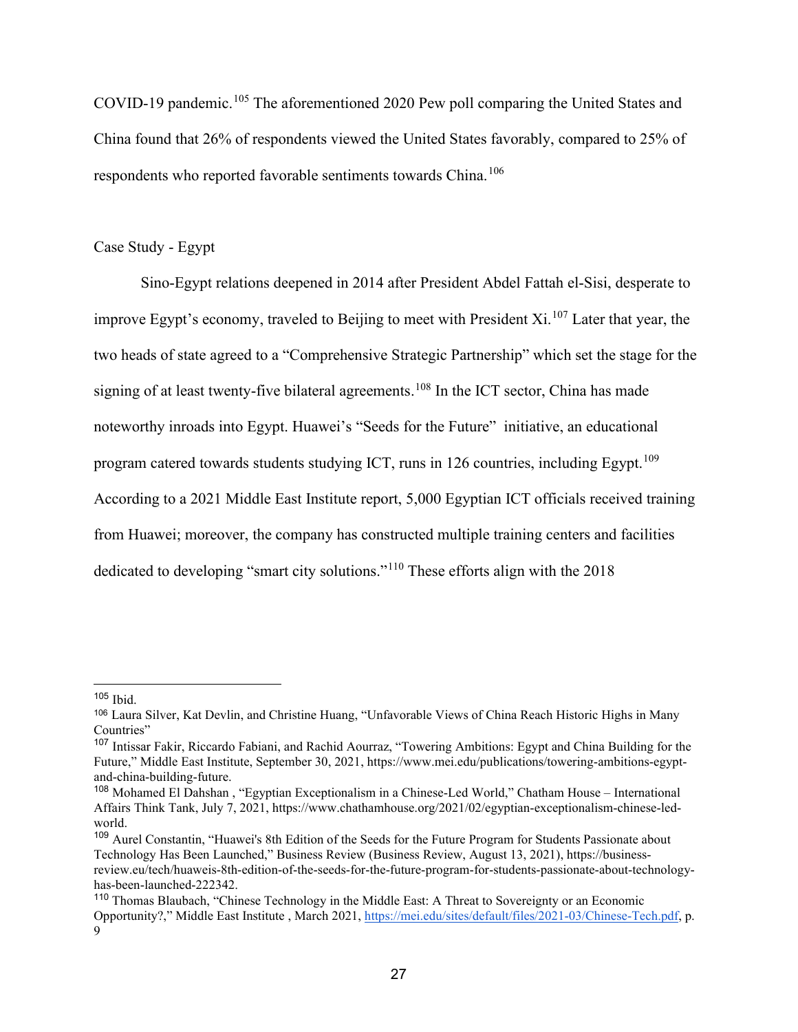COVID-19 pandemic.[105] The aforementioned 2020 Pew poll comparing the United States and China found that 26% of respondents viewed the United States favorably, compared to 25% of respondents who reported favorable sentiments towards China.[106]

## Case Study - Egypt

Sino-Egypt relations deepened in 2014 after President Abdel Fattah el-Sisi, desperate to improve Egypt's economy, traveled to Beijing to meet with President Xi.[107] Later that year, the two heads of state agreed to a "Comprehensive Strategic Partnership" which set the stage for the signing of at least twenty-five bilateral agreements.[108] In the ICT sector, China has made noteworthy inroads into Egypt. Huawei's "Seeds for the Future" initiative, an educational program catered towards students studying ICT, runs in 126 countries, including Egypt.[109] According to a 2021 Middle East Institute report, 5,000 Egyptian ICT officials received training from Huawei; moreover, the company has constructed multiple training centers and facilities dedicated to developing "smart city solutions."[110] These efforts align with the 2018

---

[105] Ibid.

[106] Laura Silver, Kat Devlin, and Christine Huang, "Unfavorable Views of China Reach Historic Highs in Many Countries"

[107] Intissar Fakir, Riccardo Fabiani, and Rachid Aourraz, "Towering Ambitions: Egypt and China Building for the Future," Middle East Institute, September 30, 2021, https://www.mei.edu/publications/towering-ambitions-egypt-and-china-building-future.

[108] Mohamed El Dahshan , "Egyptian Exceptionalism in a Chinese-Led World," Chatham House – International Affairs Think Tank, July 7, 2021, https://www.chathamhouse.org/2021/02/egyptian-exceptionalism-chinese-led-world.

[109] Aurel Constantin, "Huawei's 8th Edition of the Seeds for the Future Program for Students Passionate about Technology Has Been Launched," Business Review (Business Review, August 13, 2021), https://business-review.eu/tech/huaweis-8th-edition-of-the-seeds-for-the-future-program-for-students-passionate-about-technology-has-been-launched-222342.

[110] Thomas Blaubach, "Chinese Technology in the Middle East: A Threat to Sovereignty or an Economic Opportunity?," Middle East Institute , March 2021, https://mei.edu/sites/default/files/2021-03/Chinese-Tech.pdf, p. 9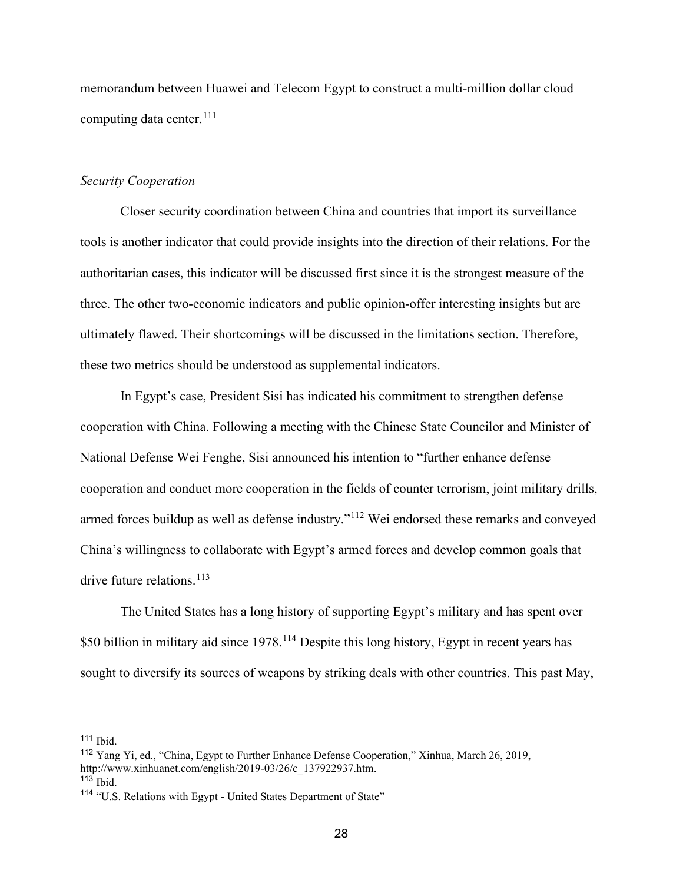memorandum between Huawei and Telecom Egypt to construct a multi-million dollar cloud computing data center.[111]

*Security Cooperation*

Closer security coordination between China and countries that import its surveillance tools is another indicator that could provide insights into the direction of their relations. For the authoritarian cases, this indicator will be discussed first since it is the strongest measure of the three. The other two-economic indicators and public opinion-offer interesting insights but are ultimately flawed. Their shortcomings will be discussed in the limitations section. Therefore, these two metrics should be understood as supplemental indicators.

In Egypt's case, President Sisi has indicated his commitment to strengthen defense cooperation with China. Following a meeting with the Chinese State Councilor and Minister of National Defense Wei Fenghe, Sisi announced his intention to "further enhance defense cooperation and conduct more cooperation in the fields of counter terrorism, joint military drills, armed forces buildup as well as defense industry."[112] Wei endorsed these remarks and conveyed China's willingness to collaborate with Egypt's armed forces and develop common goals that drive future relations.[113]

The United States has a long history of supporting Egypt's military and has spent over $50 billion in military aid since 1978.[114] Despite this long history, Egypt in recent years has sought to diversify its sources of weapons by striking deals with other countries. This past May,

---

[111] Ibid.

[112] Yang Yi, ed., "China, Egypt to Further Enhance Defense Cooperation," Xinhua, March 26, 2019, http://www.xinhuanet.com/english/2019-03/26/c_137922937.htm.

[113] Ibid.

[114] "U.S. Relations with Egypt - United States Department of State"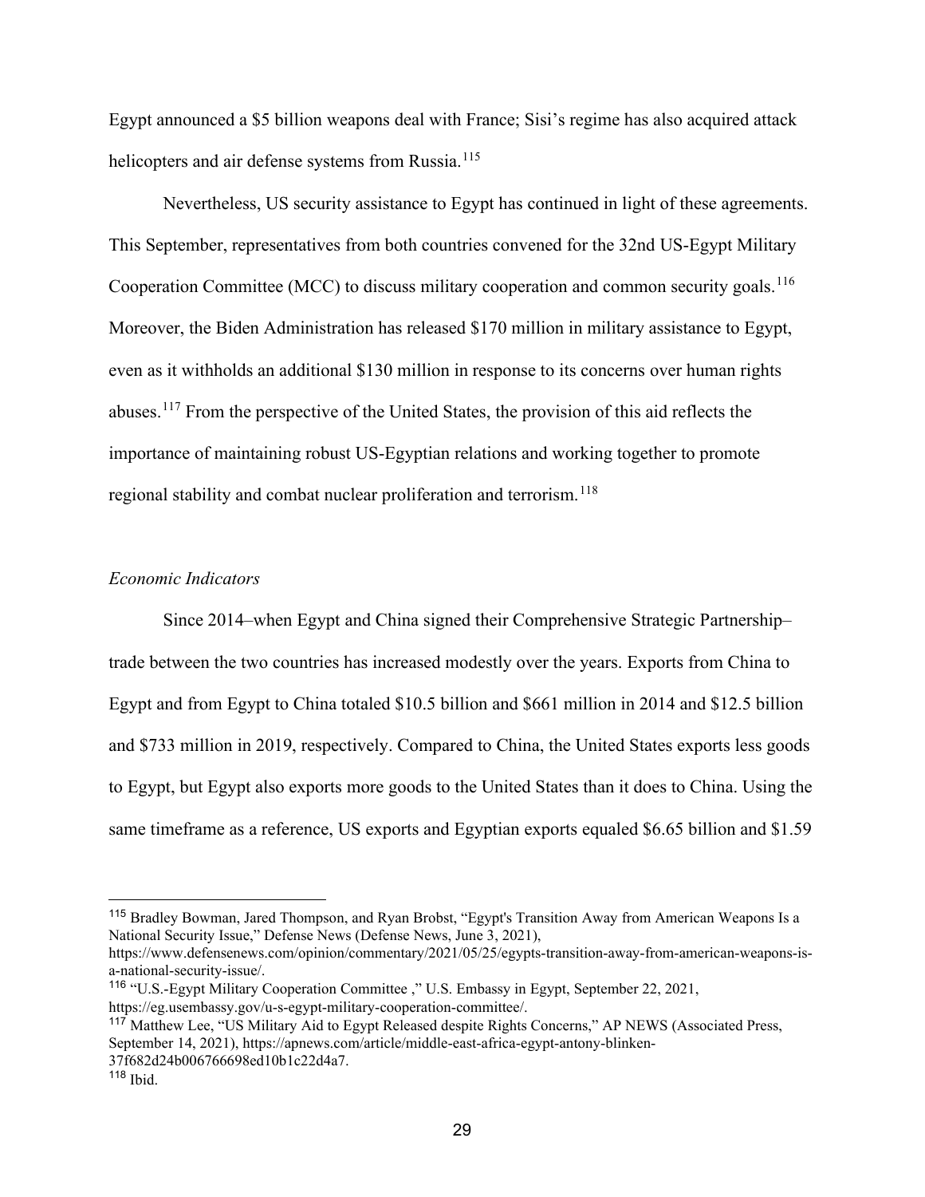Egypt announced a $5 billion weapons deal with France; Sisi's regime has also acquired attack helicopters and air defense systems from Russia.[115]

Nevertheless, US security assistance to Egypt has continued in light of these agreements. This September, representatives from both countries convened for the 32nd US-Egypt Military Cooperation Committee (MCC) to discuss military cooperation and common security goals.[116] Moreover, the Biden Administration has released $170 million in military assistance to Egypt, even as it withholds an additional $130 million in response to its concerns over human rights abuses.[117] From the perspective of the United States, the provision of this aid reflects the importance of maintaining robust US-Egyptian relations and working together to promote regional stability and combat nuclear proliferation and terrorism.[118]

*Economic Indicators*

Since 2014–when Egypt and China signed their Comprehensive Strategic Partnership–trade between the two countries has increased modestly over the years. Exports from China to Egypt and from Egypt to China totaled $10.5 billion and $661 million in 2014 and $12.5 billion and $733 million in 2019, respectively. Compared to China, the United States exports less goods to Egypt, but Egypt also exports more goods to the United States than it does to China. Using the same timeframe as a reference, US exports and Egyptian exports equaled $6.65 billion and $1.59

---

[115] Bradley Bowman, Jared Thompson, and Ryan Brobst, "Egypt's Transition Away from American Weapons Is a National Security Issue," Defense News (Defense News, June 3, 2021), https://www.defensenews.com/opinion/commentary/2021/05/25/egypts-transition-away-from-american-weapons-is-a-national-security-issue/.

[116] "U.S.-Egypt Military Cooperation Committee ," U.S. Embassy in Egypt, September 22, 2021, https://eg.usembassy.gov/u-s-egypt-military-cooperation-committee/.

[117] Matthew Lee, "US Military Aid to Egypt Released despite Rights Concerns," AP NEWS (Associated Press, September 14, 2021), https://apnews.com/article/middle-east-africa-egypt-antony-blinken-37f682d24b006766698ed10b1c22d4a7.

[118] Ibid.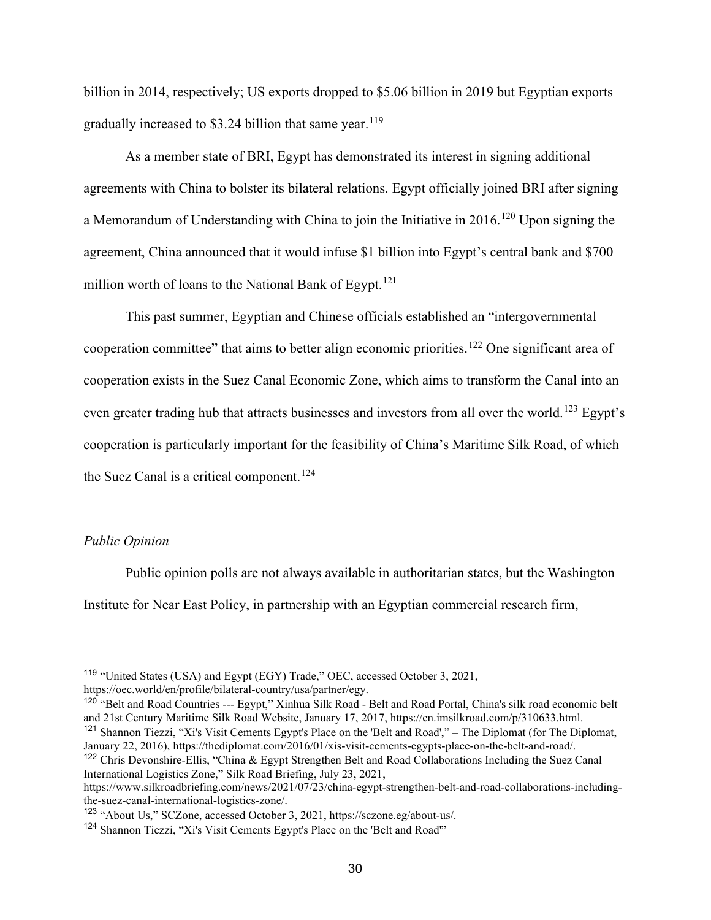billion in 2014, respectively; US exports dropped to $5.06 billion in 2019 but Egyptian exports gradually increased to $3.24 billion that same year.[119]

As a member state of BRI, Egypt has demonstrated its interest in signing additional agreements with China to bolster its bilateral relations. Egypt officially joined BRI after signing a Memorandum of Understanding with China to join the Initiative in 2016.[120] Upon signing the agreement, China announced that it would infuse $1 billion into Egypt's central bank and $700 million worth of loans to the National Bank of Egypt.[121]

This past summer, Egyptian and Chinese officials established an "intergovernmental cooperation committee" that aims to better align economic priorities.[122] One significant area of cooperation exists in the Suez Canal Economic Zone, which aims to transform the Canal into an even greater trading hub that attracts businesses and investors from all over the world.[123] Egypt's cooperation is particularly important for the feasibility of China's Maritime Silk Road, of which the Suez Canal is a critical component.[124]

*Public Opinion*

Public opinion polls are not always available in authoritarian states, but the Washington Institute for Near East Policy, in partnership with an Egyptian commercial research firm,

---

[119] "United States (USA) and Egypt (EGY) Trade," OEC, accessed October 3, 2021, https://oec.world/en/profile/bilateral-country/usa/partner/egy.

[120] "Belt and Road Countries --- Egypt," Xinhua Silk Road - Belt and Road Portal, China's silk road economic belt and 21st Century Maritime Silk Road Website, January 17, 2017, https://en.imsilkroad.com/p/310633.html.

[121] Shannon Tiezzi, "Xi's Visit Cements Egypt's Place on the 'Belt and Road'," – The Diplomat (for The Diplomat, January 22, 2016), https://thediplomat.com/2016/01/xis-visit-cements-egypts-place-on-the-belt-and-road/.

[122] Chris Devonshire-Ellis, "China & Egypt Strengthen Belt and Road Collaborations Including the Suez Canal International Logistics Zone," Silk Road Briefing, July 23, 2021, https://www.silkroadbriefing.com/news/2021/07/23/china-egypt-strengthen-belt-and-road-collaborations-including-the-suez-canal-international-logistics-zone/.

[123] "About Us," SCZone, accessed October 3, 2021, https://sczone.eg/about-us/.

[124] Shannon Tiezzi, "Xi's Visit Cements Egypt's Place on the 'Belt and Road'"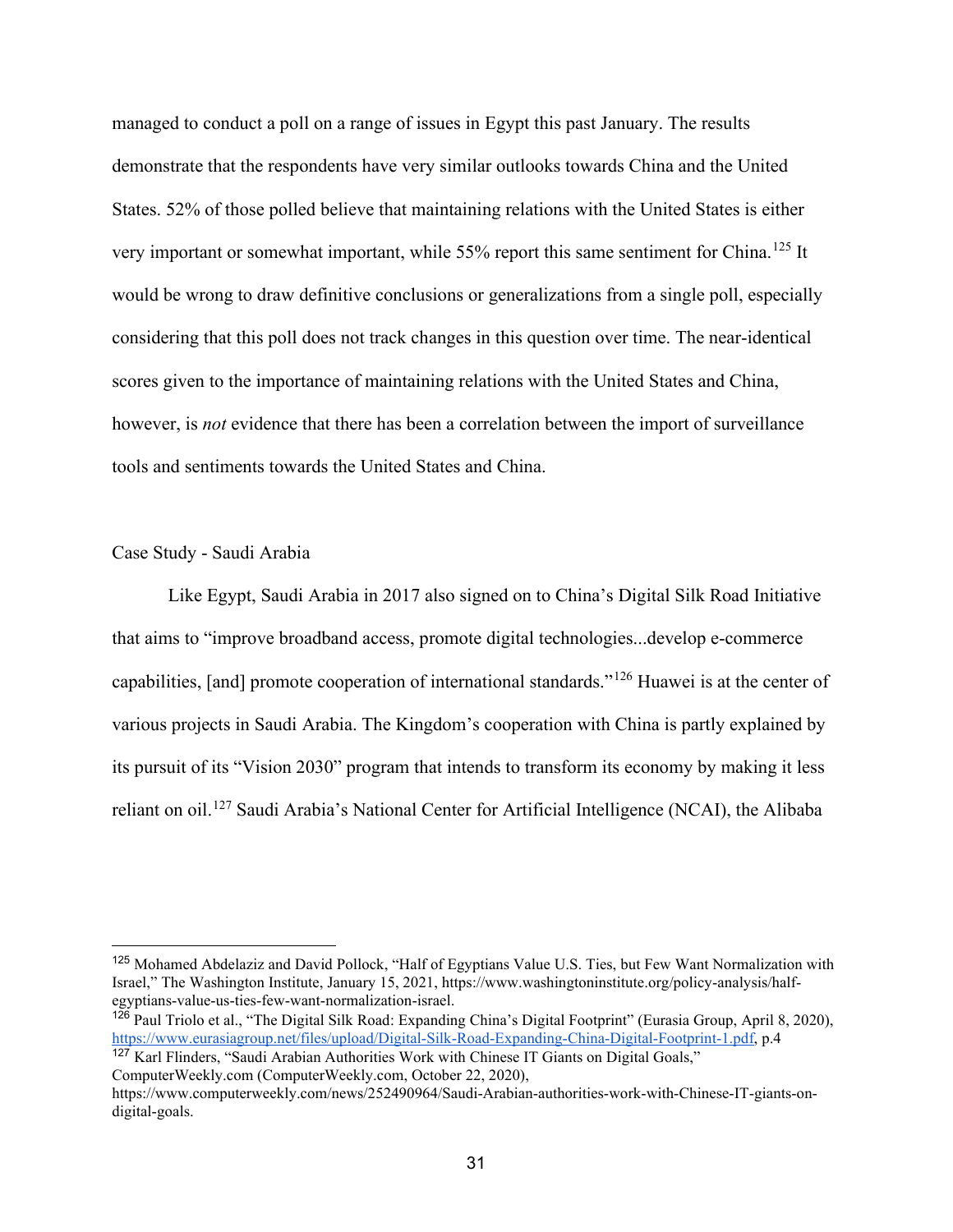managed to conduct a poll on a range of issues in Egypt this past January. The results demonstrate that the respondents have very similar outlooks towards China and the United States. 52% of those polled believe that maintaining relations with the United States is either very important or somewhat important, while 55% report this same sentiment for China.[125] It would be wrong to draw definitive conclusions or generalizations from a single poll, especially considering that this poll does not track changes in this question over time. The near-identical scores given to the importance of maintaining relations with the United States and China, however, is *not* evidence that there has been a correlation between the import of surveillance tools and sentiments towards the United States and China.

## Case Study - Saudi Arabia

Like Egypt, Saudi Arabia in 2017 also signed on to China's Digital Silk Road Initiative that aims to "improve broadband access, promote digital technologies...develop e-commerce capabilities, [and] promote cooperation of international standards."[126] Huawei is at the center of various projects in Saudi Arabia. The Kingdom's cooperation with China is partly explained by its pursuit of its "Vision 2030" program that intends to transform its economy by making it less reliant on oil.[127] Saudi Arabia's National Center for Artificial Intelligence (NCAI), the Alibaba

---

[125] Mohamed Abdelaziz and David Pollock, "Half of Egyptians Value U.S. Ties, but Few Want Normalization with Israel," The Washington Institute, January 15, 2021, https://www.washingtoninstitute.org/policy-analysis/half-egyptians-value-us-ties-few-want-normalization-israel.

[126] Paul Triolo et al., "The Digital Silk Road: Expanding China's Digital Footprint" (Eurasia Group, April 8, 2020), https://www.eurasiagroup.net/files/upload/Digital-Silk-Road-Expanding-China-Digital-Footprint-1.pdf, p.4

[127] Karl Flinders, "Saudi Arabian Authorities Work with Chinese IT Giants on Digital Goals," ComputerWeekly.com (ComputerWeekly.com, October 22, 2020), https://www.computerweekly.com/news/252490964/Saudi-Arabian-authorities-work-with-Chinese-IT-giants-on-digital-goals.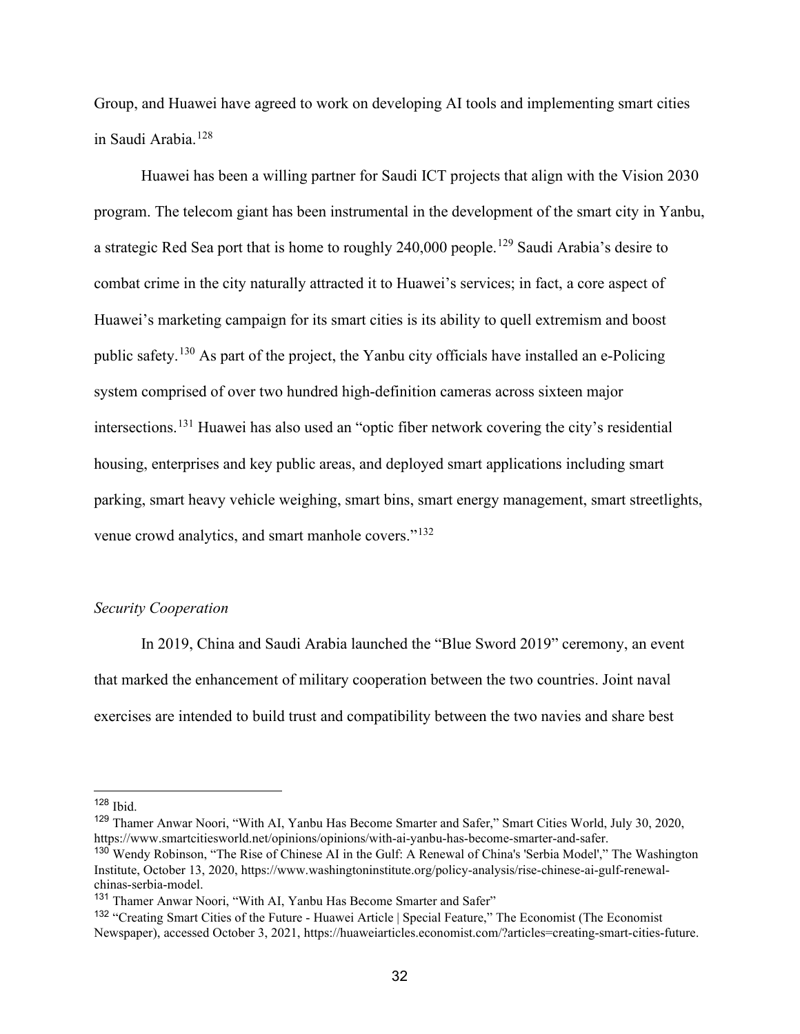Group, and Huawei have agreed to work on developing AI tools and implementing smart cities in Saudi Arabia.[128]

Huawei has been a willing partner for Saudi ICT projects that align with the Vision 2030 program. The telecom giant has been instrumental in the development of the smart city in Yanbu, a strategic Red Sea port that is home to roughly 240,000 people.[129] Saudi Arabia's desire to combat crime in the city naturally attracted it to Huawei's services; in fact, a core aspect of Huawei's marketing campaign for its smart cities is its ability to quell extremism and boost public safety.[130] As part of the project, the Yanbu city officials have installed an e-Policing system comprised of over two hundred high-definition cameras across sixteen major intersections.[131] Huawei has also used an "optic fiber network covering the city's residential housing, enterprises and key public areas, and deployed smart applications including smart parking, smart heavy vehicle weighing, smart bins, smart energy management, smart streetlights, venue crowd analytics, and smart manhole covers."[132]

*Security Cooperation*

In 2019, China and Saudi Arabia launched the "Blue Sword 2019" ceremony, an event that marked the enhancement of military cooperation between the two countries. Joint naval exercises are intended to build trust and compatibility between the two navies and share best

---

[128] Ibid.

[129] Thamer Anwar Noori, "With AI, Yanbu Has Become Smarter and Safer," Smart Cities World, July 30, 2020, https://www.smartcitiesworld.net/opinions/opinions/with-ai-yanbu-has-become-smarter-and-safer.

[130] Wendy Robinson, "The Rise of Chinese AI in the Gulf: A Renewal of China's 'Serbia Model'," The Washington Institute, October 13, 2020, https://www.washingtoninstitute.org/policy-analysis/rise-chinese-ai-gulf-renewal-chinas-serbia-model.

[131] Thamer Anwar Noori, "With AI, Yanbu Has Become Smarter and Safer"

[132] "Creating Smart Cities of the Future - Huawei Article | Special Feature," The Economist (The Economist Newspaper), accessed October 3, 2021, https://huaweiarticles.economist.com/?articles=creating-smart-cities-future.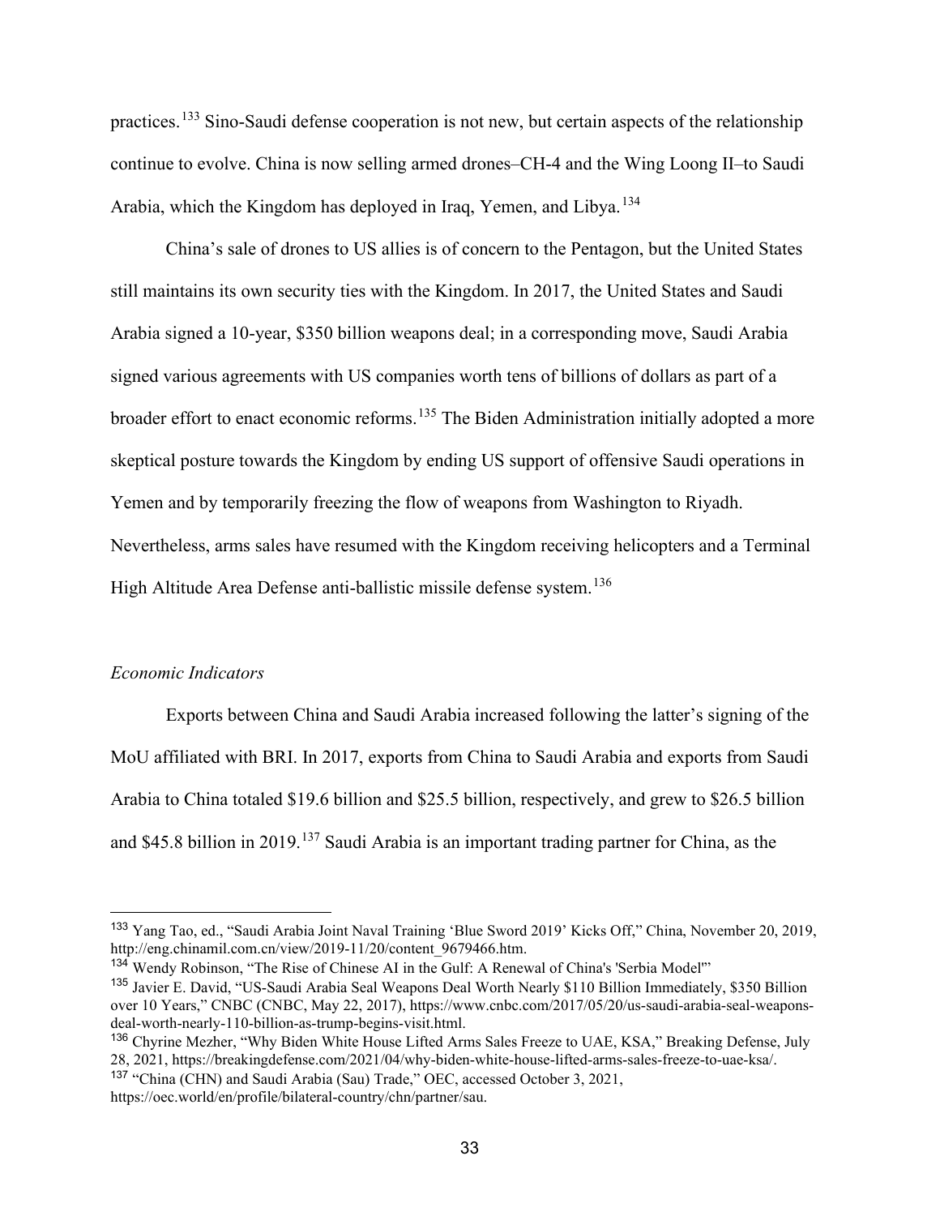practices.[133] Sino-Saudi defense cooperation is not new, but certain aspects of the relationship continue to evolve. China is now selling armed drones–CH-4 and the Wing Loong II–to Saudi Arabia, which the Kingdom has deployed in Iraq, Yemen, and Libya.[134]

China's sale of drones to US allies is of concern to the Pentagon, but the United States still maintains its own security ties with the Kingdom. In 2017, the United States and Saudi Arabia signed a 10-year, $350 billion weapons deal; in a corresponding move, Saudi Arabia signed various agreements with US companies worth tens of billions of dollars as part of a broader effort to enact economic reforms.[135] The Biden Administration initially adopted a more skeptical posture towards the Kingdom by ending US support of offensive Saudi operations in Yemen and by temporarily freezing the flow of weapons from Washington to Riyadh. Nevertheless, arms sales have resumed with the Kingdom receiving helicopters and a Terminal High Altitude Area Defense anti-ballistic missile defense system.[136]

*Economic Indicators*

Exports between China and Saudi Arabia increased following the latter's signing of the MoU affiliated with BRI. In 2017, exports from China to Saudi Arabia and exports from Saudi Arabia to China totaled $19.6 billion and $25.5 billion, respectively, and grew to $26.5 billion and $45.8 billion in 2019.[137] Saudi Arabia is an important trading partner for China, as the

---

[133] Yang Tao, ed., "Saudi Arabia Joint Naval Training 'Blue Sword 2019' Kicks Off," China, November 20, 2019, http://eng.chinamil.com.cn/view/2019-11/20/content_9679466.htm.

[134] Wendy Robinson, "The Rise of Chinese AI in the Gulf: A Renewal of China's 'Serbia Model'"

[135] Javier E. David, "US-Saudi Arabia Seal Weapons Deal Worth Nearly $110 Billion Immediately, $350 Billion over 10 Years," CNBC (CNBC, May 22, 2017), https://www.cnbc.com/2017/05/20/us-saudi-arabia-seal-weapons-deal-worth-nearly-110-billion-as-trump-begins-visit.html.

[136] Chyrine Mezher, "Why Biden White House Lifted Arms Sales Freeze to UAE, KSA," Breaking Defense, July 28, 2021, https://breakingdefense.com/2021/04/why-biden-white-house-lifted-arms-sales-freeze-to-uae-ksa/.

[137] "China (CHN) and Saudi Arabia (Sau) Trade," OEC, accessed October 3, 2021, https://oec.world/en/profile/bilateral-country/chn/partner/sau.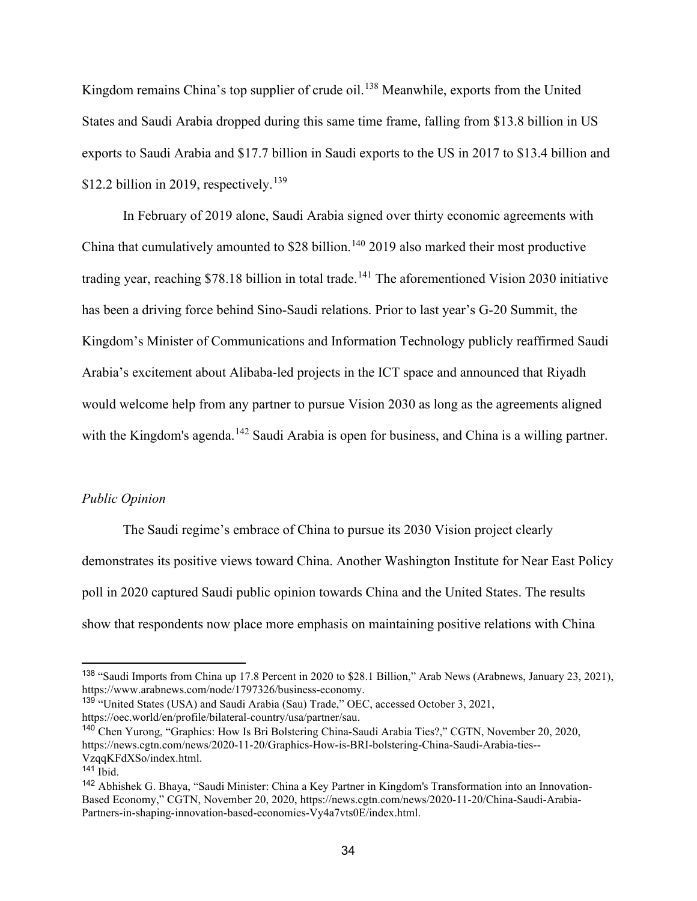Kingdom remains China's top supplier of crude oil.[138] Meanwhile, exports from the United States and Saudi Arabia dropped during this same time frame, falling from $13.8 billion in US exports to Saudi Arabia and $17.7 billion in Saudi exports to the US in 2017 to $13.4 billion and $12.2 billion in 2019, respectively.[139]

In February of 2019 alone, Saudi Arabia signed over thirty economic agreements with China that cumulatively amounted to $28 billion.[140] 2019 also marked their most productive trading year, reaching $78.18 billion in total trade.[141] The aforementioned Vision 2030 initiative has been a driving force behind Sino-Saudi relations. Prior to last year's G-20 Summit, the Kingdom's Minister of Communications and Information Technology publicly reaffirmed Saudi Arabia's excitement about Alibaba-led projects in the ICT space and announced that Riyadh would welcome help from any partner to pursue Vision 2030 as long as the agreements aligned with the Kingdom's agenda.[142] Saudi Arabia is open for business, and China is a willing partner.

*Public Opinion*

The Saudi regime's embrace of China to pursue its 2030 Vision project clearly demonstrates its positive views toward China. Another Washington Institute for Near East Policy poll in 2020 captured Saudi public opinion towards China and the United States. The results show that respondents now place more emphasis on maintaining positive relations with China

---

[138] "Saudi Imports from China up 17.8 Percent in 2020 to $28.1 Billion," Arab News (Arabnews, January 23, 2021), https://www.arabnews.com/node/1797326/business-economy.

[139] "United States (USA) and Saudi Arabia (Sau) Trade," OEC, accessed October 3, 2021, https://oec.world/en/profile/bilateral-country/usa/partner/sau.

[140] Chen Yurong, "Graphics: How Is Bri Bolstering China-Saudi Arabia Ties?," CGTN, November 20, 2020, https://news.cgtn.com/news/2020-11-20/Graphics-How-is-BRI-bolstering-China-Saudi-Arabia-ties--VzqqKFdXSo/index.html.

[141] Ibid.

[142] Abhishek G. Bhaya, "Saudi Minister: China a Key Partner in Kingdom's Transformation into an Innovation-Based Economy," CGTN, November 20, 2020, https://news.cgtn.com/news/2020-11-20/China-Saudi-Arabia-Partners-in-shaping-innovation-based-economies-Vy4a7vts0E/index.html.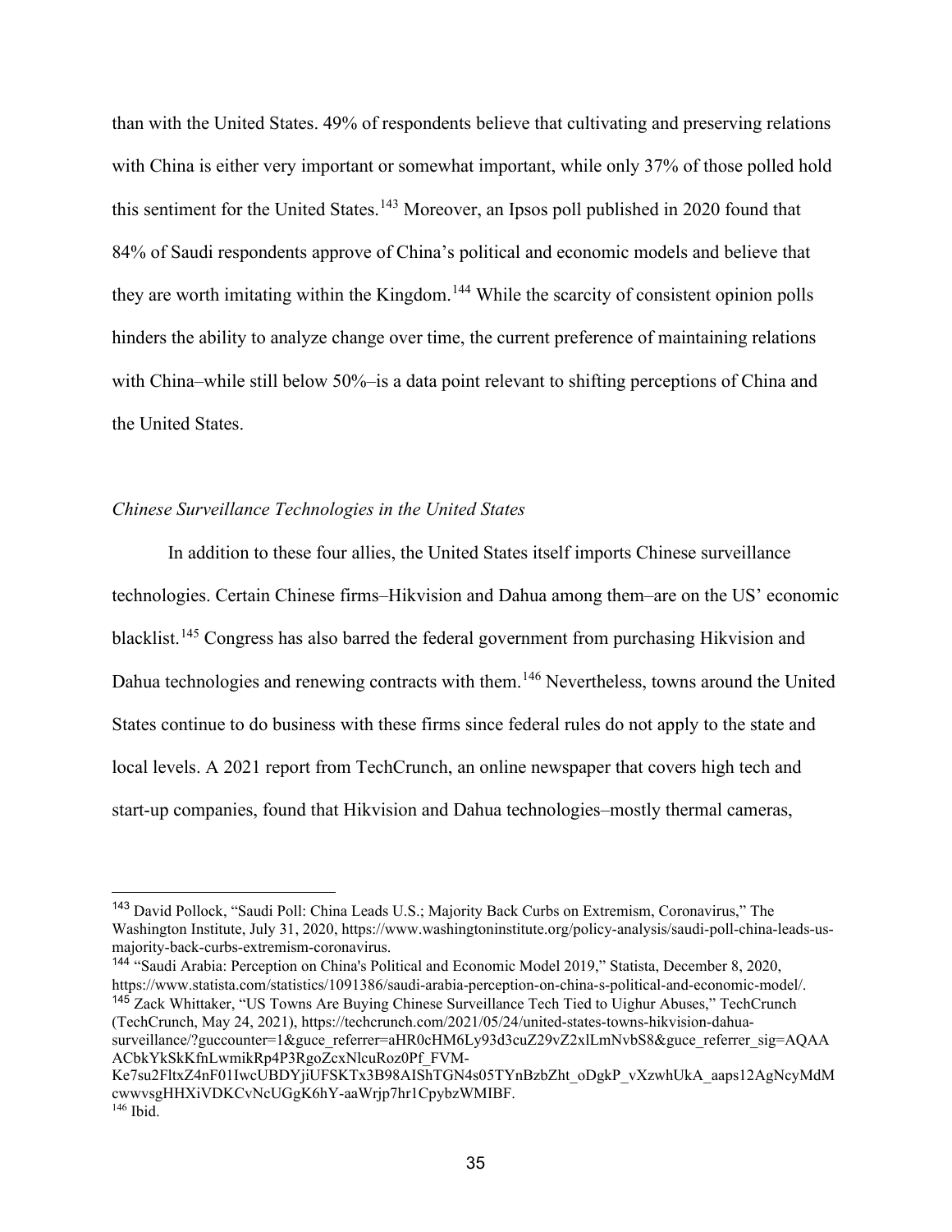than with the United States. 49% of respondents believe that cultivating and preserving relations with China is either very important or somewhat important, while only 37% of those polled hold this sentiment for the United States.[143] Moreover, an Ipsos poll published in 2020 found that 84% of Saudi respondents approve of China's political and economic models and believe that they are worth imitating within the Kingdom.[144] While the scarcity of consistent opinion polls hinders the ability to analyze change over time, the current preference of maintaining relations with China–while still below 50%–is a data point relevant to shifting perceptions of China and the United States.

*Chinese Surveillance Technologies in the United States*

In addition to these four allies, the United States itself imports Chinese surveillance technologies. Certain Chinese firms–Hikvision and Dahua among them–are on the US' economic blacklist.[145] Congress has also barred the federal government from purchasing Hikvision and Dahua technologies and renewing contracts with them.[146] Nevertheless, towns around the United States continue to do business with these firms since federal rules do not apply to the state and local levels. A 2021 report from TechCrunch, an online newspaper that covers high tech and start-up companies, found that Hikvision and Dahua technologies–mostly thermal cameras,

---

[143] David Pollock, "Saudi Poll: China Leads U.S.; Majority Back Curbs on Extremism, Coronavirus," The Washington Institute, July 31, 2020, https://www.washingtoninstitute.org/policy-analysis/saudi-poll-china-leads-us-majority-back-curbs-extremism-coronavirus.

[144] "Saudi Arabia: Perception on China's Political and Economic Model 2019," Statista, December 8, 2020, https://www.statista.com/statistics/1091386/saudi-arabia-perception-on-china-s-political-and-economic-model/.

[145] Zack Whittaker, "US Towns Are Buying Chinese Surveillance Tech Tied to Uighur Abuses," TechCrunch (TechCrunch, May 24, 2021), https://techcrunch.com/2021/05/24/united-states-towns-hikvision-dahua-surveillance/?guccounter=1&guce_referrer=aHR0cHM6Ly93d3cuZ29vZ2xlLmNvbS8&guce_referrer_sig=AQAAACbkYkSkKfnLwmikRp4P3RgoZcxNlcuRoz0Pf_FVM-Ke7su2FltxZ4nF01IwcUBDYjiUFSKTx3B98AIShTGN4s05TYnBzbZht_oDgkP_vXzwhUkA_aaps12AgNcyMdMcwwvsgHHXiVDKCvNcUGgK6hY-aaWrjp7hr1CpybzWMIBF.

[146] Ibid.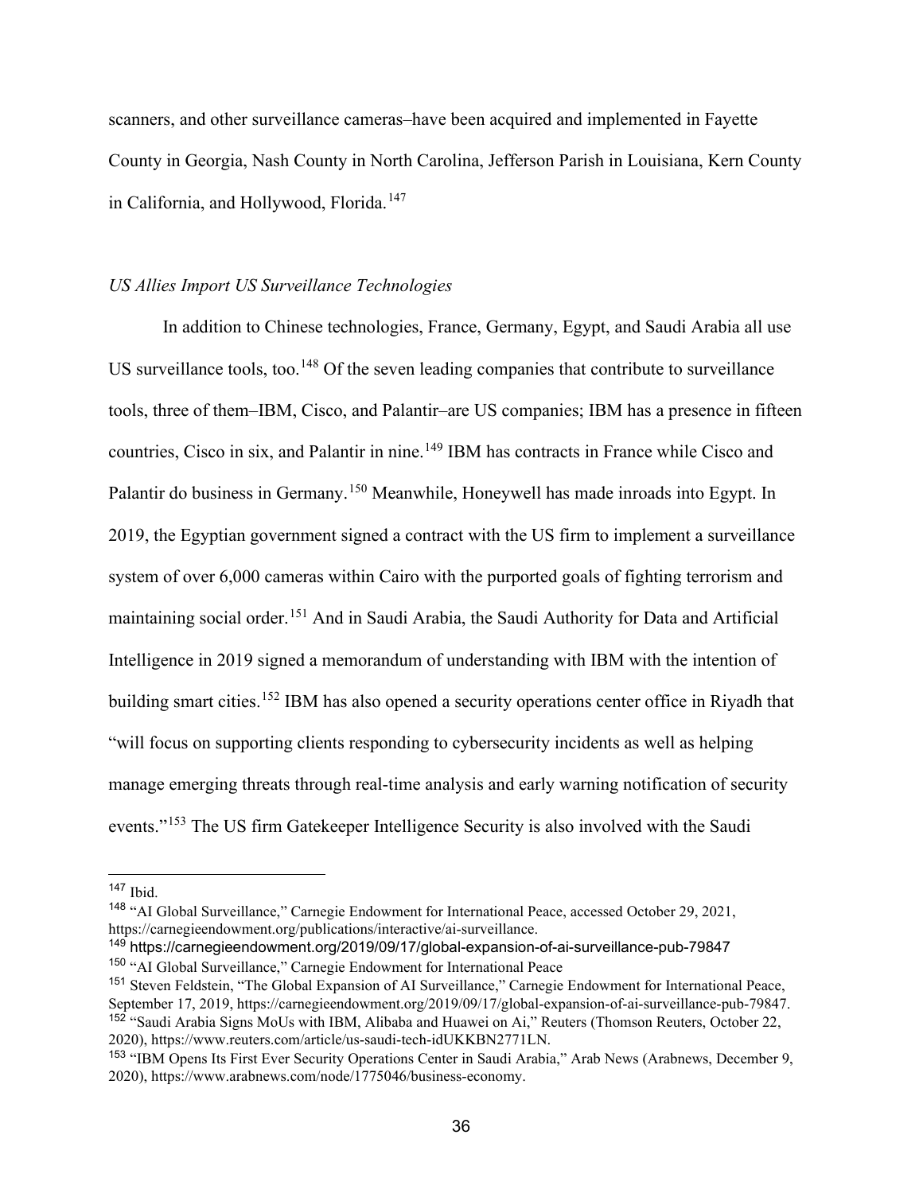scanners, and other surveillance cameras–have been acquired and implemented in Fayette County in Georgia, Nash County in North Carolina, Jefferson Parish in Louisiana, Kern County in California, and Hollywood, Florida.[147]

*US Allies Import US Surveillance Technologies*

In addition to Chinese technologies, France, Germany, Egypt, and Saudi Arabia all use US surveillance tools, too.[148] Of the seven leading companies that contribute to surveillance tools, three of them–IBM, Cisco, and Palantir–are US companies; IBM has a presence in fifteen countries, Cisco in six, and Palantir in nine.[149] IBM has contracts in France while Cisco and Palantir do business in Germany.[150] Meanwhile, Honeywell has made inroads into Egypt. In 2019, the Egyptian government signed a contract with the US firm to implement a surveillance system of over 6,000 cameras within Cairo with the purported goals of fighting terrorism and maintaining social order.[151] And in Saudi Arabia, the Saudi Authority for Data and Artificial Intelligence in 2019 signed a memorandum of understanding with IBM with the intention of building smart cities.[152] IBM has also opened a security operations center office in Riyadh that "will focus on supporting clients responding to cybersecurity incidents as well as helping manage emerging threats through real-time analysis and early warning notification of security events."[153] The US firm Gatekeeper Intelligence Security is also involved with the Saudi

---

[147] Ibid.

[148] "AI Global Surveillance," Carnegie Endowment for International Peace, accessed October 29, 2021, https://carnegieendowment.org/publications/interactive/ai-surveillance.

[149] https://carnegieendowment.org/2019/09/17/global-expansion-of-ai-surveillance-pub-79847

[150] "AI Global Surveillance," Carnegie Endowment for International Peace

[151] Steven Feldstein, "The Global Expansion of AI Surveillance," Carnegie Endowment for International Peace, September 17, 2019, https://carnegieendowment.org/2019/09/17/global-expansion-of-ai-surveillance-pub-79847.

[152] "Saudi Arabia Signs MoUs with IBM, Alibaba and Huawei on Ai," Reuters (Thomson Reuters, October 22, 2020), https://www.reuters.com/article/us-saudi-tech-idUKKBN2771LN.

[153] "IBM Opens Its First Ever Security Operations Center in Saudi Arabia," Arab News (Arabnews, December 9, 2020), https://www.arabnews.com/node/1775046/business-economy.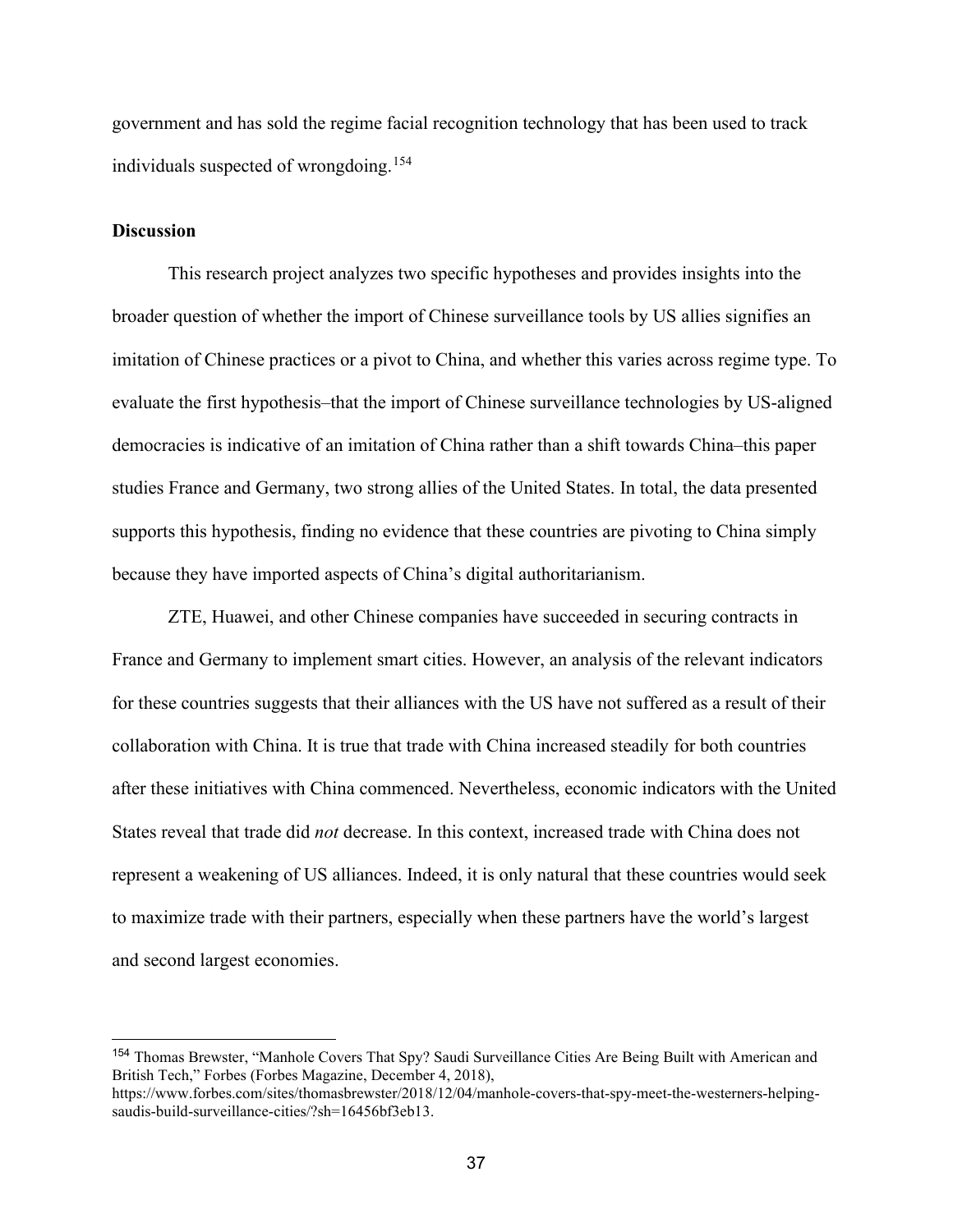government and has sold the regime facial recognition technology that has been used to track individuals suspected of wrongdoing.[154]

**Discussion**

This research project analyzes two specific hypotheses and provides insights into the broader question of whether the import of Chinese surveillance tools by US allies signifies an imitation of Chinese practices or a pivot to China, and whether this varies across regime type. To evaluate the first hypothesis–that the import of Chinese surveillance technologies by US-aligned democracies is indicative of an imitation of China rather than a shift towards China–this paper studies France and Germany, two strong allies of the United States. In total, the data presented supports this hypothesis, finding no evidence that these countries are pivoting to China simply because they have imported aspects of China's digital authoritarianism.

ZTE, Huawei, and other Chinese companies have succeeded in securing contracts in France and Germany to implement smart cities. However, an analysis of the relevant indicators for these countries suggests that their alliances with the US have not suffered as a result of their collaboration with China. It is true that trade with China increased steadily for both countries after these initiatives with China commenced. Nevertheless, economic indicators with the United States reveal that trade did *not* decrease. In this context, increased trade with China does not represent a weakening of US alliances. Indeed, it is only natural that these countries would seek to maximize trade with their partners, especially when these partners have the world's largest and second largest economies.

---

[154] Thomas Brewster, "Manhole Covers That Spy? Saudi Surveillance Cities Are Being Built with American and British Tech," Forbes (Forbes Magazine, December 4, 2018), https://www.forbes.com/sites/thomasbrewster/2018/12/04/manhole-covers-that-spy-meet-the-westerners-helping-saudis-build-surveillance-cities/?sh=16456bf3eb13.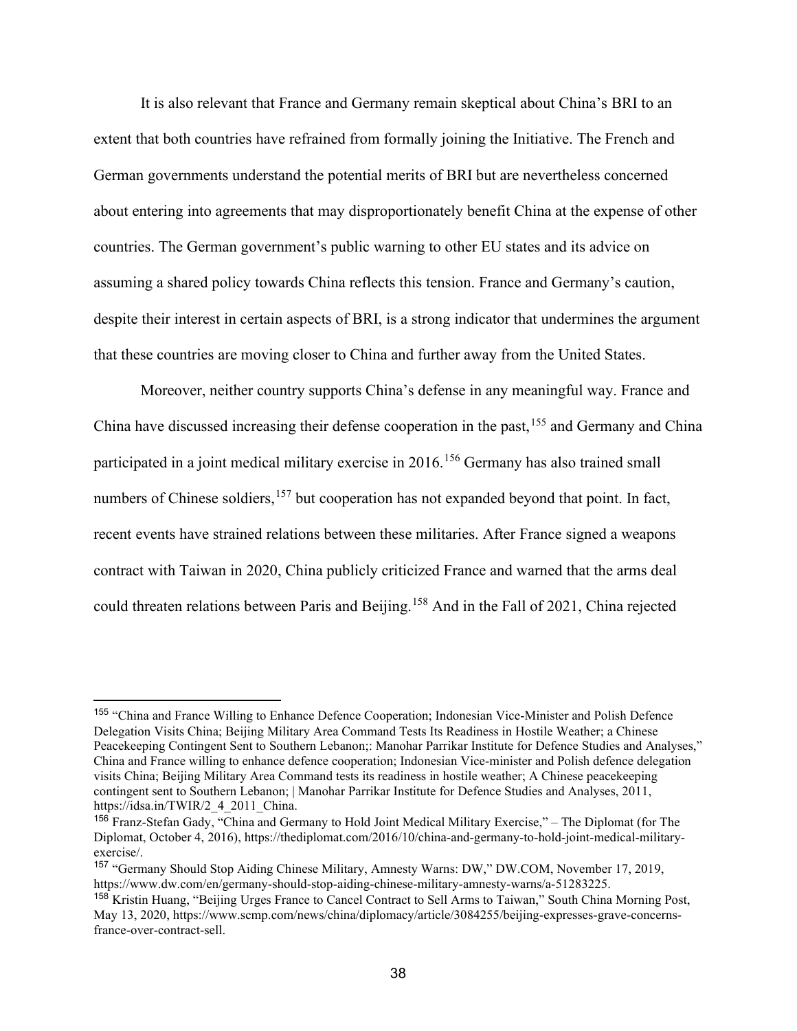It is also relevant that France and Germany remain skeptical about China's BRI to an extent that both countries have refrained from formally joining the Initiative. The French and German governments understand the potential merits of BRI but are nevertheless concerned about entering into agreements that may disproportionately benefit China at the expense of other countries. The German government's public warning to other EU states and its advice on assuming a shared policy towards China reflects this tension. France and Germany's caution, despite their interest in certain aspects of BRI, is a strong indicator that undermines the argument that these countries are moving closer to China and further away from the United States.

Moreover, neither country supports China's defense in any meaningful way. France and China have discussed increasing their defense cooperation in the past,[155] and Germany and China participated in a joint medical military exercise in 2016.[156] Germany has also trained small numbers of Chinese soldiers,[157] but cooperation has not expanded beyond that point. In fact, recent events have strained relations between these militaries. After France signed a weapons contract with Taiwan in 2020, China publicly criticized France and warned that the arms deal could threaten relations between Paris and Beijing.[158] And in the Fall of 2021, China rejected

---

[155] "China and France Willing to Enhance Defence Cooperation; Indonesian Vice-Minister and Polish Defence Delegation Visits China; Beijing Military Area Command Tests Its Readiness in Hostile Weather; a Chinese Peacekeeping Contingent Sent to Southern Lebanon;: Manohar Parrikar Institute for Defence Studies and Analyses," China and France willing to enhance defence cooperation; Indonesian Vice-minister and Polish defence delegation visits China; Beijing Military Area Command tests its readiness in hostile weather; A Chinese peacekeeping contingent sent to Southern Lebanon; | Manohar Parrikar Institute for Defence Studies and Analyses, 2011, https://idsa.in/TWIR/2_4_2011_China.

[156] Franz-Stefan Gady, "China and Germany to Hold Joint Medical Military Exercise," – The Diplomat (for The Diplomat, October 4, 2016), https://thediplomat.com/2016/10/china-and-germany-to-hold-joint-medical-military-exercise/.

[157] "Germany Should Stop Aiding Chinese Military, Amnesty Warns: DW," DW.COM, November 17, 2019, https://www.dw.com/en/germany-should-stop-aiding-chinese-military-amnesty-warns/a-51283225.

[158] Kristin Huang, "Beijing Urges France to Cancel Contract to Sell Arms to Taiwan," South China Morning Post, May 13, 2020, https://www.scmp.com/news/china/diplomacy/article/3084255/beijing-expresses-grave-concerns-france-over-contract-sell.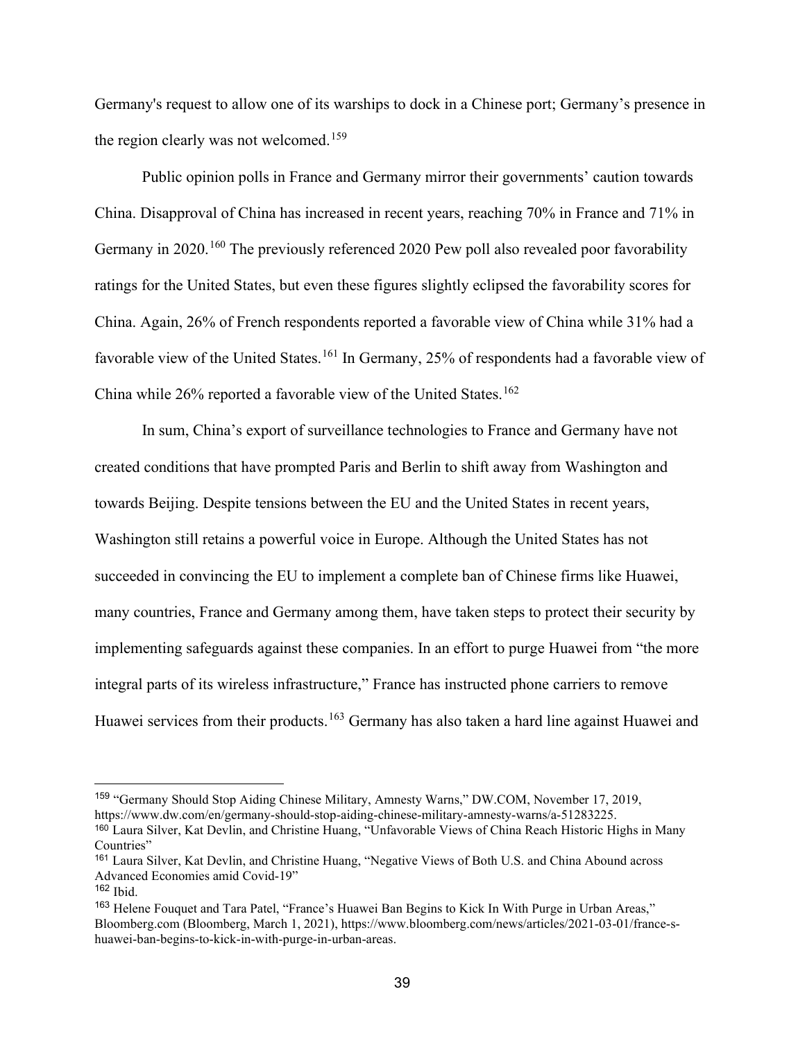Germany's request to allow one of its warships to dock in a Chinese port; Germany's presence in the region clearly was not welcomed.[159]

Public opinion polls in France and Germany mirror their governments' caution towards China. Disapproval of China has increased in recent years, reaching 70% in France and 71% in Germany in 2020.[160] The previously referenced 2020 Pew poll also revealed poor favorability ratings for the United States, but even these figures slightly eclipsed the favorability scores for China. Again, 26% of French respondents reported a favorable view of China while 31% had a favorable view of the United States.[161] In Germany, 25% of respondents had a favorable view of China while 26% reported a favorable view of the United States.[162]

In sum, China's export of surveillance technologies to France and Germany have not created conditions that have prompted Paris and Berlin to shift away from Washington and towards Beijing. Despite tensions between the EU and the United States in recent years, Washington still retains a powerful voice in Europe. Although the United States has not succeeded in convincing the EU to implement a complete ban of Chinese firms like Huawei, many countries, France and Germany among them, have taken steps to protect their security by implementing safeguards against these companies. In an effort to purge Huawei from "the more integral parts of its wireless infrastructure," France has instructed phone carriers to remove Huawei services from their products.[163] Germany has also taken a hard line against Huawei and

---

[159] "Germany Should Stop Aiding Chinese Military, Amnesty Warns," DW.COM, November 17, 2019, https://www.dw.com/en/germany-should-stop-aiding-chinese-military-amnesty-warns/a-51283225.

[160] Laura Silver, Kat Devlin, and Christine Huang, "Unfavorable Views of China Reach Historic Highs in Many Countries"

[161] Laura Silver, Kat Devlin, and Christine Huang, "Negative Views of Both U.S. and China Abound across Advanced Economies amid Covid-19"

[162] Ibid.

[163] Helene Fouquet and Tara Patel, "France's Huawei Ban Begins to Kick In With Purge in Urban Areas," Bloomberg.com (Bloomberg, March 1, 2021), https://www.bloomberg.com/news/articles/2021-03-01/france-s-huawei-ban-begins-to-kick-in-with-purge-in-urban-areas.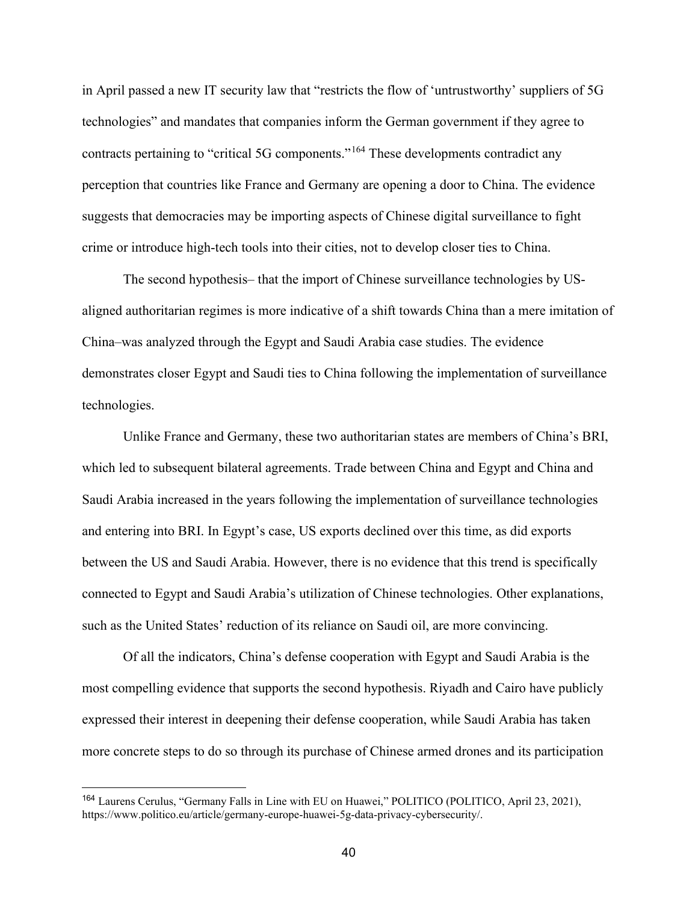in April passed a new IT security law that "restricts the flow of 'untrustworthy' suppliers of 5G technologies" and mandates that companies inform the German government if they agree to contracts pertaining to "critical 5G components."[164] These developments contradict any perception that countries like France and Germany are opening a door to China. The evidence suggests that democracies may be importing aspects of Chinese digital surveillance to fight crime or introduce high-tech tools into their cities, not to develop closer ties to China.

The second hypothesis– that the import of Chinese surveillance technologies by US-aligned authoritarian regimes is more indicative of a shift towards China than a mere imitation of China–was analyzed through the Egypt and Saudi Arabia case studies. The evidence demonstrates closer Egypt and Saudi ties to China following the implementation of surveillance technologies.

Unlike France and Germany, these two authoritarian states are members of China's BRI, which led to subsequent bilateral agreements. Trade between China and Egypt and China and Saudi Arabia increased in the years following the implementation of surveillance technologies and entering into BRI. In Egypt's case, US exports declined over this time, as did exports between the US and Saudi Arabia. However, there is no evidence that this trend is specifically connected to Egypt and Saudi Arabia's utilization of Chinese technologies. Other explanations, such as the United States' reduction of its reliance on Saudi oil, are more convincing.

Of all the indicators, China's defense cooperation with Egypt and Saudi Arabia is the most compelling evidence that supports the second hypothesis. Riyadh and Cairo have publicly expressed their interest in deepening their defense cooperation, while Saudi Arabia has taken more concrete steps to do so through its purchase of Chinese armed drones and its participation

---

[164] Laurens Cerulus, "Germany Falls in Line with EU on Huawei," POLITICO (POLITICO, April 23, 2021), https://www.politico.eu/article/germany-europe-huawei-5g-data-privacy-cybersecurity/.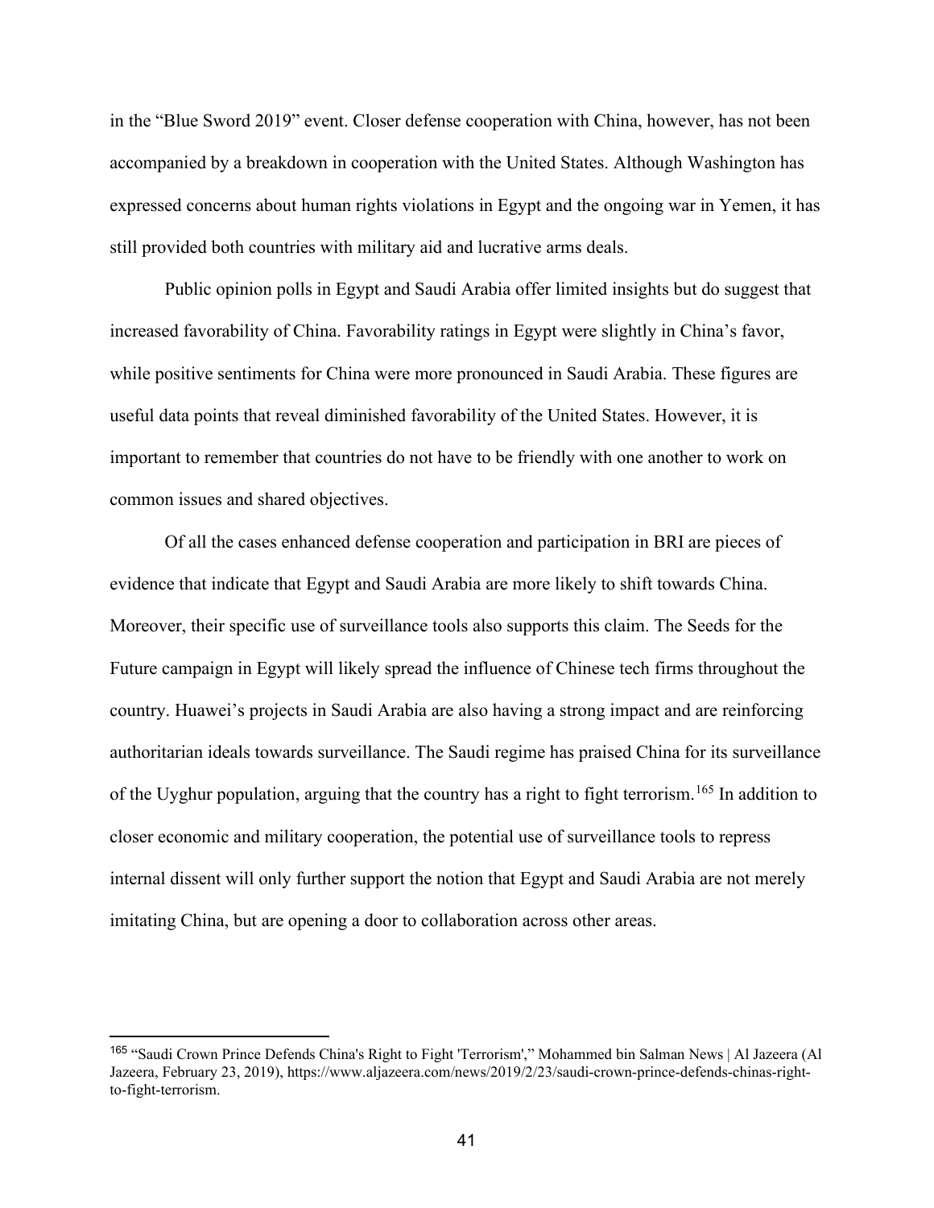in the "Blue Sword 2019" event. Closer defense cooperation with China, however, has not been accompanied by a breakdown in cooperation with the United States. Although Washington has expressed concerns about human rights violations in Egypt and the ongoing war in Yemen, it has still provided both countries with military aid and lucrative arms deals.

Public opinion polls in Egypt and Saudi Arabia offer limited insights but do suggest that increased favorability of China. Favorability ratings in Egypt were slightly in China's favor, while positive sentiments for China were more pronounced in Saudi Arabia. These figures are useful data points that reveal diminished favorability of the United States. However, it is important to remember that countries do not have to be friendly with one another to work on common issues and shared objectives.

Of all the cases enhanced defense cooperation and participation in BRI are pieces of evidence that indicate that Egypt and Saudi Arabia are more likely to shift towards China. Moreover, their specific use of surveillance tools also supports this claim. The Seeds for the Future campaign in Egypt will likely spread the influence of Chinese tech firms throughout the country. Huawei's projects in Saudi Arabia are also having a strong impact and are reinforcing authoritarian ideals towards surveillance. The Saudi regime has praised China for its surveillance of the Uyghur population, arguing that the country has a right to fight terrorism.[165] In addition to closer economic and military cooperation, the potential use of surveillance tools to repress internal dissent will only further support the notion that Egypt and Saudi Arabia are not merely imitating China, but are opening a door to collaboration across other areas.

---

[165] "Saudi Crown Prince Defends China's Right to Fight 'Terrorism'," Mohammed bin Salman News | Al Jazeera (Al Jazeera, February 23, 2019), https://www.aljazeera.com/news/2019/2/23/saudi-crown-prince-defends-chinas-right-to-fight-terrorism.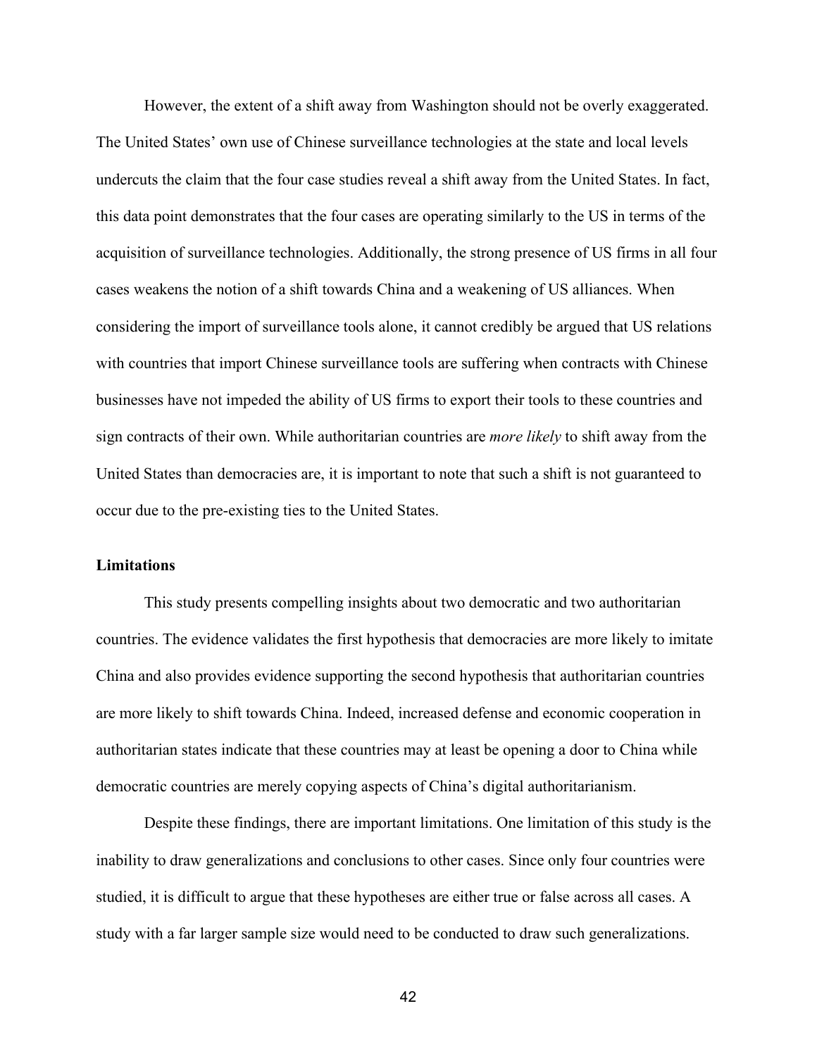However, the extent of a shift away from Washington should not be overly exaggerated. The United States' own use of Chinese surveillance technologies at the state and local levels undercuts the claim that the four case studies reveal a shift away from the United States. In fact, this data point demonstrates that the four cases are operating similarly to the US in terms of the acquisition of surveillance technologies. Additionally, the strong presence of US firms in all four cases weakens the notion of a shift towards China and a weakening of US alliances. When considering the import of surveillance tools alone, it cannot credibly be argued that US relations with countries that import Chinese surveillance tools are suffering when contracts with Chinese businesses have not impeded the ability of US firms to export their tools to these countries and sign contracts of their own. While authoritarian countries are *more likely* to shift away from the United States than democracies are, it is important to note that such a shift is not guaranteed to occur due to the pre-existing ties to the United States.

**Limitations**

This study presents compelling insights about two democratic and two authoritarian countries. The evidence validates the first hypothesis that democracies are more likely to imitate China and also provides evidence supporting the second hypothesis that authoritarian countries are more likely to shift towards China. Indeed, increased defense and economic cooperation in authoritarian states indicate that these countries may at least be opening a door to China while democratic countries are merely copying aspects of China's digital authoritarianism.

Despite these findings, there are important limitations. One limitation of this study is the inability to draw generalizations and conclusions to other cases. Since only four countries were studied, it is difficult to argue that these hypotheses are either true or false across all cases. A study with a far larger sample size would need to be conducted to draw such generalizations.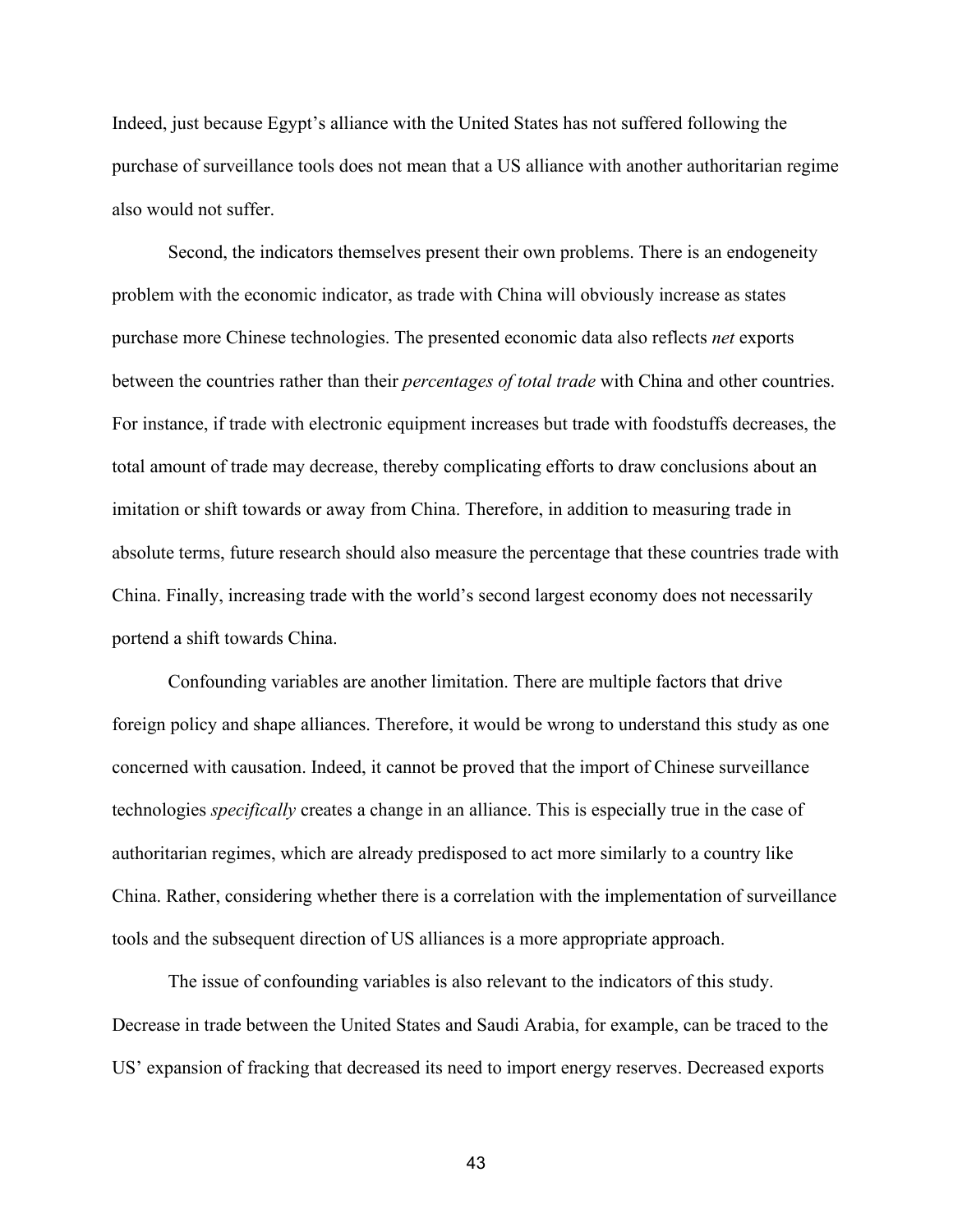Indeed, just because Egypt's alliance with the United States has not suffered following the purchase of surveillance tools does not mean that a US alliance with another authoritarian regime also would not suffer.

Second, the indicators themselves present their own problems. There is an endogeneity problem with the economic indicator, as trade with China will obviously increase as states purchase more Chinese technologies. The presented economic data also reflects *net* exports between the countries rather than their *percentages of total trade* with China and other countries. For instance, if trade with electronic equipment increases but trade with foodstuffs decreases, the total amount of trade may decrease, thereby complicating efforts to draw conclusions about an imitation or shift towards or away from China. Therefore, in addition to measuring trade in absolute terms, future research should also measure the percentage that these countries trade with China. Finally, increasing trade with the world's second largest economy does not necessarily portend a shift towards China.

Confounding variables are another limitation. There are multiple factors that drive foreign policy and shape alliances. Therefore, it would be wrong to understand this study as one concerned with causation. Indeed, it cannot be proved that the import of Chinese surveillance technologies *specifically* creates a change in an alliance. This is especially true in the case of authoritarian regimes, which are already predisposed to act more similarly to a country like China. Rather, considering whether there is a correlation with the implementation of surveillance tools and the subsequent direction of US alliances is a more appropriate approach.

The issue of confounding variables is also relevant to the indicators of this study. Decrease in trade between the United States and Saudi Arabia, for example, can be traced to the US' expansion of fracking that decreased its need to import energy reserves. Decreased exports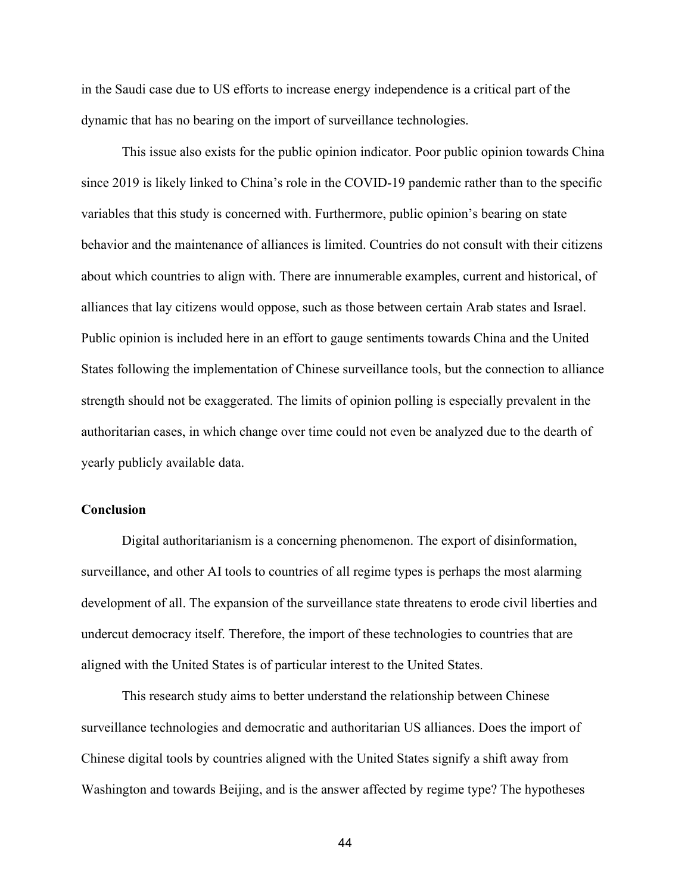in the Saudi case due to US efforts to increase energy independence is a critical part of the dynamic that has no bearing on the import of surveillance technologies.

This issue also exists for the public opinion indicator. Poor public opinion towards China since 2019 is likely linked to China's role in the COVID-19 pandemic rather than to the specific variables that this study is concerned with. Furthermore, public opinion's bearing on state behavior and the maintenance of alliances is limited. Countries do not consult with their citizens about which countries to align with. There are innumerable examples, current and historical, of alliances that lay citizens would oppose, such as those between certain Arab states and Israel. Public opinion is included here in an effort to gauge sentiments towards China and the United States following the implementation of Chinese surveillance tools, but the connection to alliance strength should not be exaggerated. The limits of opinion polling is especially prevalent in the authoritarian cases, in which change over time could not even be analyzed due to the dearth of yearly publicly available data.

**Conclusion**

Digital authoritarianism is a concerning phenomenon. The export of disinformation, surveillance, and other AI tools to countries of all regime types is perhaps the most alarming development of all. The expansion of the surveillance state threatens to erode civil liberties and undercut democracy itself. Therefore, the import of these technologies to countries that are aligned with the United States is of particular interest to the United States.

This research study aims to better understand the relationship between Chinese surveillance technologies and democratic and authoritarian US alliances. Does the import of Chinese digital tools by countries aligned with the United States signify a shift away from Washington and towards Beijing, and is the answer affected by regime type? The hypotheses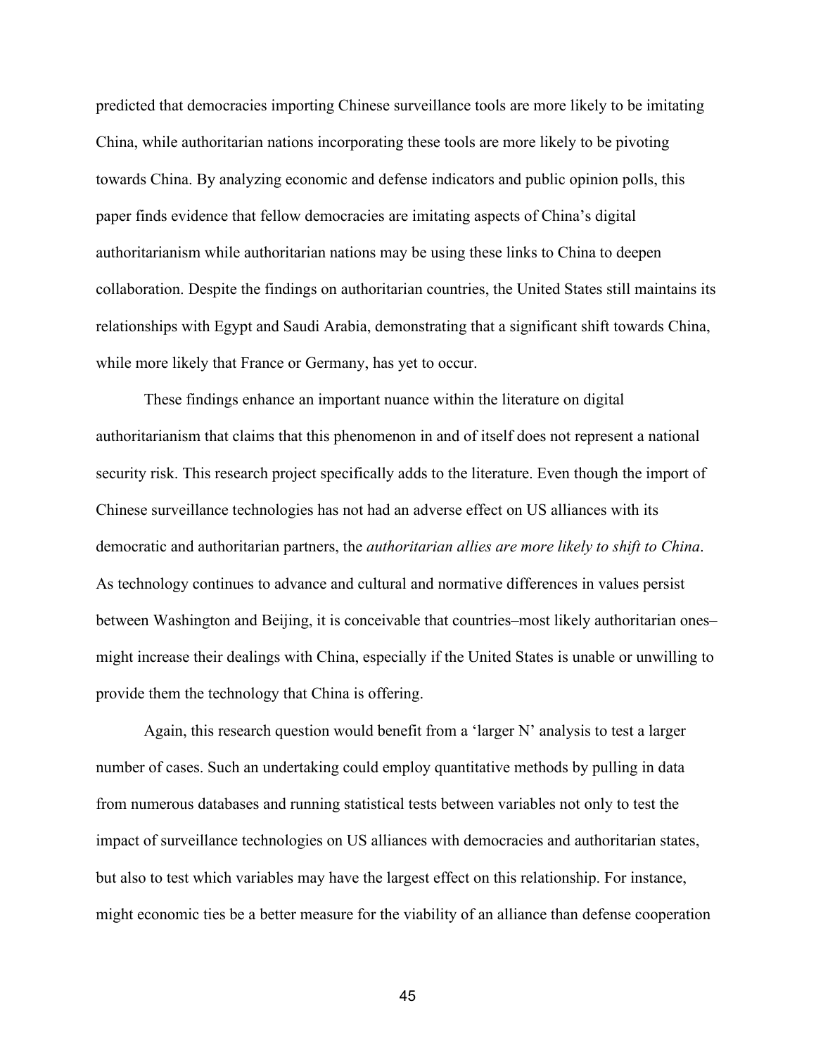predicted that democracies importing Chinese surveillance tools are more likely to be imitating China, while authoritarian nations incorporating these tools are more likely to be pivoting towards China. By analyzing economic and defense indicators and public opinion polls, this paper finds evidence that fellow democracies are imitating aspects of China's digital authoritarianism while authoritarian nations may be using these links to China to deepen collaboration. Despite the findings on authoritarian countries, the United States still maintains its relationships with Egypt and Saudi Arabia, demonstrating that a significant shift towards China, while more likely that France or Germany, has yet to occur.

These findings enhance an important nuance within the literature on digital authoritarianism that claims that this phenomenon in and of itself does not represent a national security risk. This research project specifically adds to the literature. Even though the import of Chinese surveillance technologies has not had an adverse effect on US alliances with its democratic and authoritarian partners, the *authoritarian allies are more likely to shift to China*. As technology continues to advance and cultural and normative differences in values persist between Washington and Beijing, it is conceivable that countries–most likely authoritarian ones–might increase their dealings with China, especially if the United States is unable or unwilling to provide them the technology that China is offering.

Again, this research question would benefit from a 'larger N' analysis to test a larger number of cases. Such an undertaking could employ quantitative methods by pulling in data from numerous databases and running statistical tests between variables not only to test the impact of surveillance technologies on US alliances with democracies and authoritarian states, but also to test which variables may have the largest effect on this relationship. For instance, might economic ties be a better measure for the viability of an alliance than defense cooperation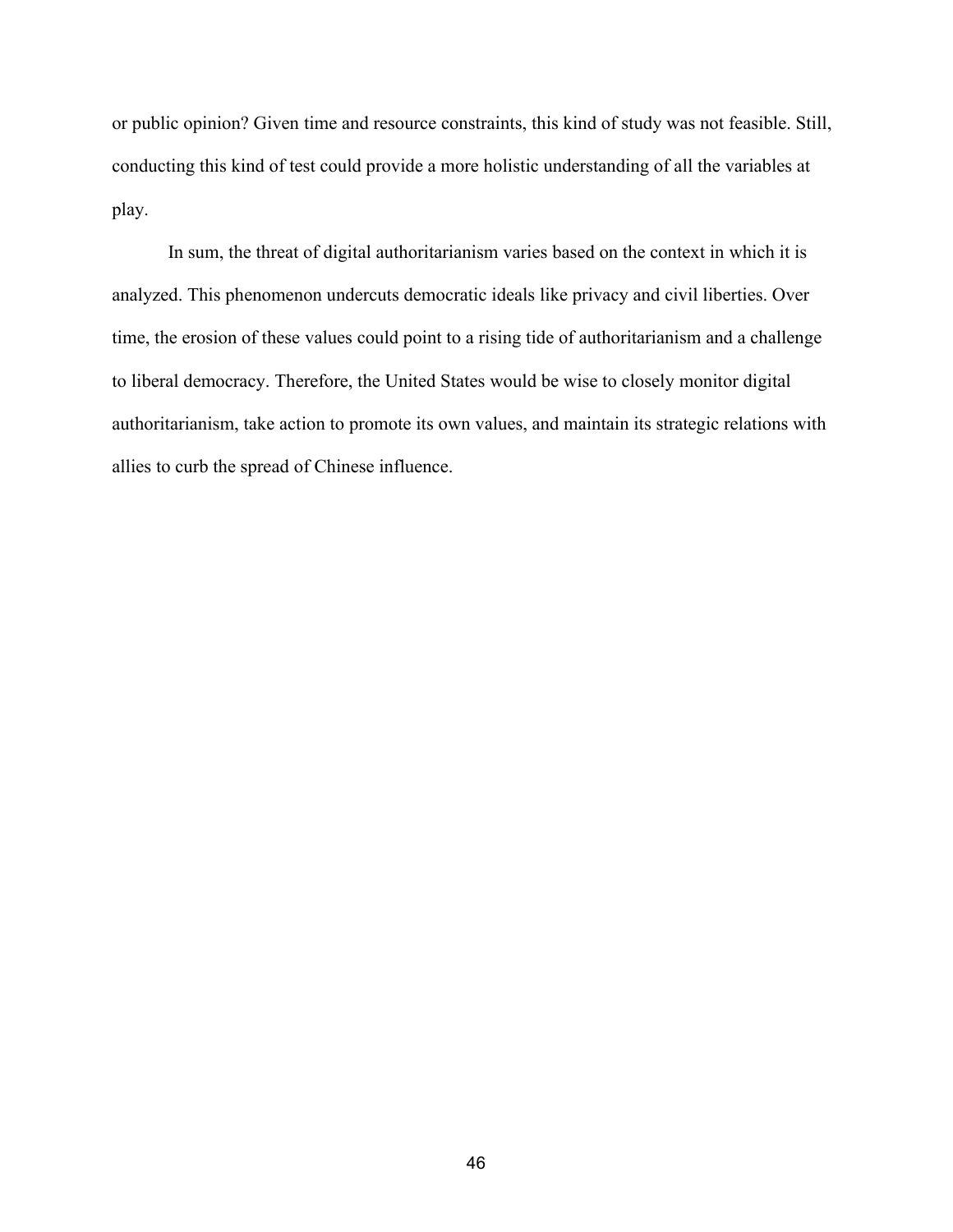or public opinion? Given time and resource constraints, this kind of study was not feasible. Still, conducting this kind of test could provide a more holistic understanding of all the variables at play.

In sum, the threat of digital authoritarianism varies based on the context in which it is analyzed. This phenomenon undercuts democratic ideals like privacy and civil liberties. Over time, the erosion of these values could point to a rising tide of authoritarianism and a challenge to liberal democracy. Therefore, the United States would be wise to closely monitor digital authoritarianism, take action to promote its own values, and maintain its strategic relations with allies to curb the spread of Chinese influence.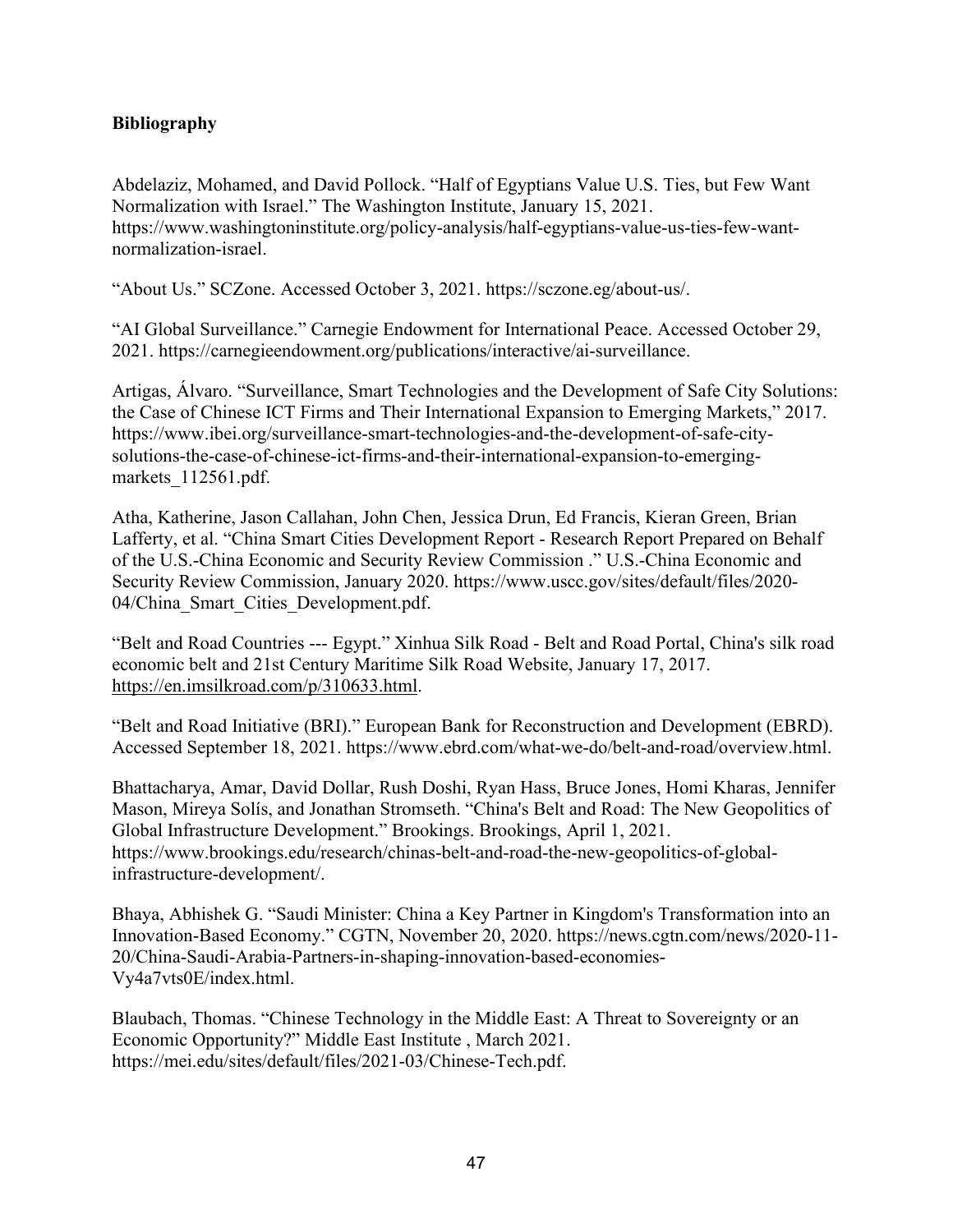**Bibliography**

Abdelaziz, Mohamed, and David Pollock. "Half of Egyptians Value U.S. Ties, but Few Want Normalization with Israel." The Washington Institute, January 15, 2021. https://www.washingtoninstitute.org/policy-analysis/half-egyptians-value-us-ties-few-want-normalization-israel.

"About Us." SCZone. Accessed October 3, 2021. https://sczone.eg/about-us/.

"AI Global Surveillance." Carnegie Endowment for International Peace. Accessed October 29, 2021. https://carnegieendowment.org/publications/interactive/ai-surveillance.

Artigas, Álvaro. "Surveillance, Smart Technologies and the Development of Safe City Solutions: the Case of Chinese ICT Firms and Their International Expansion to Emerging Markets," 2017. https://www.ibei.org/surveillance-smart-technologies-and-the-development-of-safe-city-solutions-the-case-of-chinese-ict-firms-and-their-international-expansion-to-emerging-markets_112561.pdf.

Atha, Katherine, Jason Callahan, John Chen, Jessica Drun, Ed Francis, Kieran Green, Brian Lafferty, et al. "China Smart Cities Development Report - Research Report Prepared on Behalf of the U.S.-China Economic and Security Review Commission ." U.S.-China Economic and Security Review Commission, January 2020. https://www.uscc.gov/sites/default/files/2020-04/China_Smart_Cities_Development.pdf.

"Belt and Road Countries --- Egypt." Xinhua Silk Road - Belt and Road Portal, China's silk road economic belt and 21st Century Maritime Silk Road Website, January 17, 2017. https://en.imsilkroad.com/p/310633.html.

"Belt and Road Initiative (BRI)." European Bank for Reconstruction and Development (EBRD). Accessed September 18, 2021. https://www.ebrd.com/what-we-do/belt-and-road/overview.html.

Bhattacharya, Amar, David Dollar, Rush Doshi, Ryan Hass, Bruce Jones, Homi Kharas, Jennifer Mason, Mireya Solís, and Jonathan Stromseth. "China's Belt and Road: The New Geopolitics of Global Infrastructure Development." Brookings. Brookings, April 1, 2021. https://www.brookings.edu/research/chinas-belt-and-road-the-new-geopolitics-of-global-infrastructure-development/.

Bhaya, Abhishek G. "Saudi Minister: China a Key Partner in Kingdom's Transformation into an Innovation-Based Economy." CGTN, November 20, 2020. https://news.cgtn.com/news/2020-11-20/China-Saudi-Arabia-Partners-in-shaping-innovation-based-economies-Vy4a7vts0E/index.html.

Blaubach, Thomas. "Chinese Technology in the Middle East: A Threat to Sovereignty or an Economic Opportunity?" Middle East Institute , March 2021. https://mei.edu/sites/default/files/2021-03/Chinese-Tech.pdf.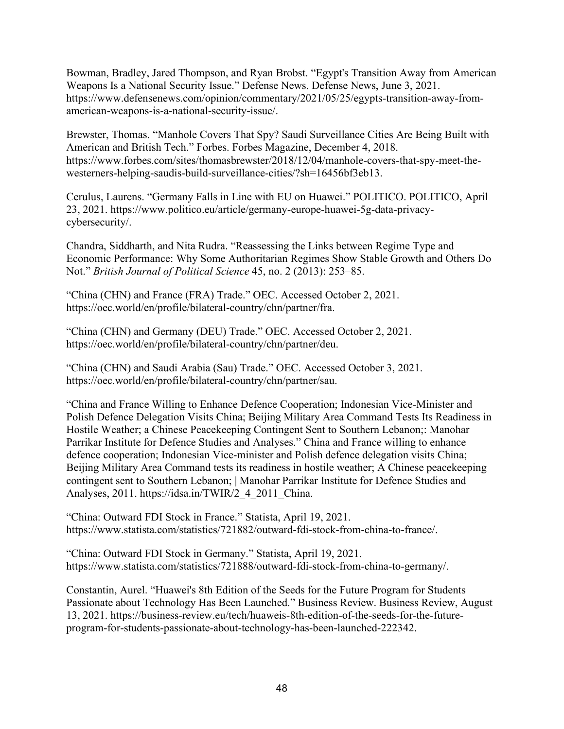Bowman, Bradley, Jared Thompson, and Ryan Brobst. "Egypt's Transition Away from American Weapons Is a National Security Issue." Defense News. Defense News, June 3, 2021. https://www.defensenews.com/opinion/commentary/2021/05/25/egypts-transition-away-from-american-weapons-is-a-national-security-issue/.

Brewster, Thomas. "Manhole Covers That Spy? Saudi Surveillance Cities Are Being Built with American and British Tech." Forbes. Forbes Magazine, December 4, 2018. https://www.forbes.com/sites/thomasbrewster/2018/12/04/manhole-covers-that-spy-meet-the-westerners-helping-saudis-build-surveillance-cities/?sh=16456bf3eb13.

Cerulus, Laurens. "Germany Falls in Line with EU on Huawei." POLITICO. POLITICO, April 23, 2021. https://www.politico.eu/article/germany-europe-huawei-5g-data-privacy-cybersecurity/.

Chandra, Siddharth, and Nita Rudra. "Reassessing the Links between Regime Type and Economic Performance: Why Some Authoritarian Regimes Show Stable Growth and Others Do Not." *British Journal of Political Science* 45, no. 2 (2013): 253–85.

"China (CHN) and France (FRA) Trade." OEC. Accessed October 2, 2021. https://oec.world/en/profile/bilateral-country/chn/partner/fra.

"China (CHN) and Germany (DEU) Trade." OEC. Accessed October 2, 2021. https://oec.world/en/profile/bilateral-country/chn/partner/deu.

"China (CHN) and Saudi Arabia (Sau) Trade." OEC. Accessed October 3, 2021. https://oec.world/en/profile/bilateral-country/chn/partner/sau.

"China and France Willing to Enhance Defence Cooperation; Indonesian Vice-Minister and Polish Defence Delegation Visits China; Beijing Military Area Command Tests Its Readiness in Hostile Weather; a Chinese Peacekeeping Contingent Sent to Southern Lebanon;: Manohar Parrikar Institute for Defence Studies and Analyses." China and France willing to enhance defence cooperation; Indonesian Vice-minister and Polish defence delegation visits China; Beijing Military Area Command tests its readiness in hostile weather; A Chinese peacekeeping contingent sent to Southern Lebanon; | Manohar Parrikar Institute for Defence Studies and Analyses, 2011. https://idsa.in/TWIR/2_4_2011_China.

"China: Outward FDI Stock in France." Statista, April 19, 2021. https://www.statista.com/statistics/721882/outward-fdi-stock-from-china-to-france/.

"China: Outward FDI Stock in Germany." Statista, April 19, 2021. https://www.statista.com/statistics/721888/outward-fdi-stock-from-china-to-germany/.

Constantin, Aurel. "Huawei's 8th Edition of the Seeds for the Future Program for Students Passionate about Technology Has Been Launched." Business Review. Business Review, August 13, 2021. https://business-review.eu/tech/huaweis-8th-edition-of-the-seeds-for-the-future-program-for-students-passionate-about-technology-has-been-launched-222342.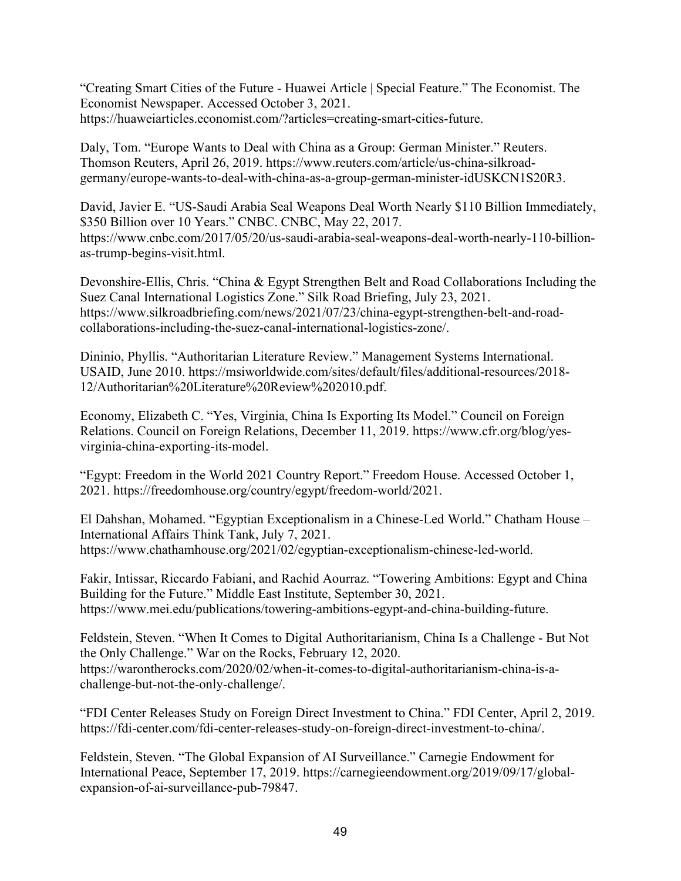"Creating Smart Cities of the Future - Huawei Article | Special Feature." The Economist. The Economist Newspaper. Accessed October 3, 2021. https://huaweiarticles.economist.com/?articles=creating-smart-cities-future.

Daly, Tom. "Europe Wants to Deal with China as a Group: German Minister." Reuters. Thomson Reuters, April 26, 2019. https://www.reuters.com/article/us-china-silkroad-germany/europe-wants-to-deal-with-china-as-a-group-german-minister-idUSKCN1S20R3.

David, Javier E. "US-Saudi Arabia Seal Weapons Deal Worth Nearly $110 Billion Immediately, $350 Billion over 10 Years." CNBC. CNBC, May 22, 2017. https://www.cnbc.com/2017/05/20/us-saudi-arabia-seal-weapons-deal-worth-nearly-110-billion-as-trump-begins-visit.html.

Devonshire-Ellis, Chris. "China & Egypt Strengthen Belt and Road Collaborations Including the Suez Canal International Logistics Zone." Silk Road Briefing, July 23, 2021. https://www.silkroadbriefing.com/news/2021/07/23/china-egypt-strengthen-belt-and-road-collaborations-including-the-suez-canal-international-logistics-zone/.

Dininio, Phyllis. "Authoritarian Literature Review." Management Systems International. USAID, June 2010. https://msiworldwide.com/sites/default/files/additional-resources/2018-12/Authoritarian%20Literature%20Review%202010.pdf.

Economy, Elizabeth C. "Yes, Virginia, China Is Exporting Its Model." Council on Foreign Relations. Council on Foreign Relations, December 11, 2019. https://www.cfr.org/blog/yes-virginia-china-exporting-its-model.

"Egypt: Freedom in the World 2021 Country Report." Freedom House. Accessed October 1, 2021. https://freedomhouse.org/country/egypt/freedom-world/2021.

El Dahshan, Mohamed. "Egyptian Exceptionalism in a Chinese-Led World." Chatham House – International Affairs Think Tank, July 7, 2021. https://www.chathamhouse.org/2021/02/egyptian-exceptionalism-chinese-led-world.

Fakir, Intissar, Riccardo Fabiani, and Rachid Aourraz. "Towering Ambitions: Egypt and China Building for the Future." Middle East Institute, September 30, 2021. https://www.mei.edu/publications/towering-ambitions-egypt-and-china-building-future.

Feldstein, Steven. "When It Comes to Digital Authoritarianism, China Is a Challenge - But Not the Only Challenge." War on the Rocks, February 12, 2020. https://warontherocks.com/2020/02/when-it-comes-to-digital-authoritarianism-china-is-a-challenge-but-not-the-only-challenge/.

"FDI Center Releases Study on Foreign Direct Investment to China." FDI Center, April 2, 2019. https://fdi-center.com/fdi-center-releases-study-on-foreign-direct-investment-to-china/.

Feldstein, Steven. "The Global Expansion of AI Surveillance." Carnegie Endowment for International Peace, September 17, 2019. https://carnegieendowment.org/2019/09/17/global-expansion-of-ai-surveillance-pub-79847.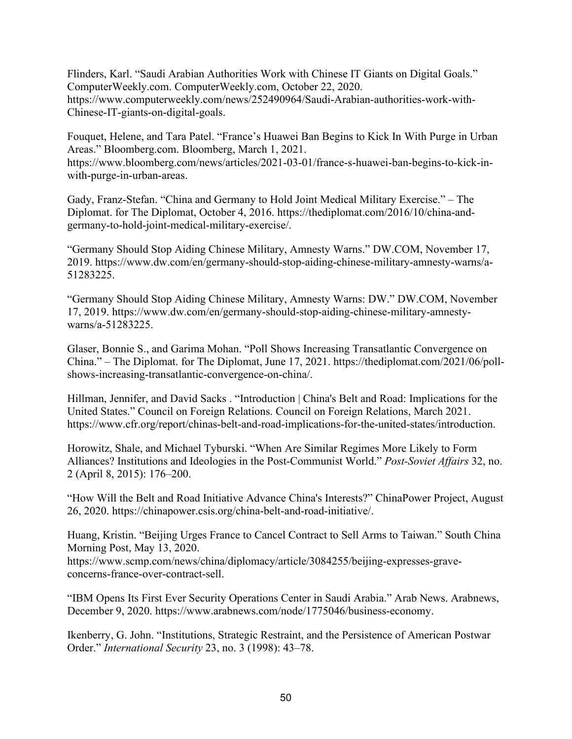Flinders, Karl. “Saudi Arabian Authorities Work with Chinese IT Giants on Digital Goals.” ComputerWeekly.com. ComputerWeekly.com, October 22, 2020. https://www.computerweekly.com/news/252490964/Saudi-Arabian-authorities-work-with-Chinese-IT-giants-on-digital-goals.

Fouquet, Helene, and Tara Patel. “France’s Huawei Ban Begins to Kick In With Purge in Urban Areas.” Bloomberg.com. Bloomberg, March 1, 2021. https://www.bloomberg.com/news/articles/2021-03-01/france-s-huawei-ban-begins-to-kick-in-with-purge-in-urban-areas.

Gady, Franz-Stefan. “China and Germany to Hold Joint Medical Military Exercise.” – The Diplomat. for The Diplomat, October 4, 2016. https://thediplomat.com/2016/10/china-and-germany-to-hold-joint-medical-military-exercise/.

“Germany Should Stop Aiding Chinese Military, Amnesty Warns.” DW.COM, November 17, 2019. https://www.dw.com/en/germany-should-stop-aiding-chinese-military-amnesty-warns/a-51283225.

“Germany Should Stop Aiding Chinese Military, Amnesty Warns: DW.” DW.COM, November 17, 2019. https://www.dw.com/en/germany-should-stop-aiding-chinese-military-amnesty-warns/a-51283225.

Glaser, Bonnie S., and Garima Mohan. “Poll Shows Increasing Transatlantic Convergence on China.” – The Diplomat. for The Diplomat, June 17, 2021. https://thediplomat.com/2021/06/poll-shows-increasing-transatlantic-convergence-on-china/.

Hillman, Jennifer, and David Sacks . “Introduction | China's Belt and Road: Implications for the United States.” Council on Foreign Relations. Council on Foreign Relations, March 2021. https://www.cfr.org/report/chinas-belt-and-road-implications-for-the-united-states/introduction.

Horowitz, Shale, and Michael Tyburski. “When Are Similar Regimes More Likely to Form Alliances? Institutions and Ideologies in the Post-Communist World.” *Post-Soviet Affairs* 32, no. 2 (April 8, 2015): 176–200.

“How Will the Belt and Road Initiative Advance China's Interests?” ChinaPower Project, August 26, 2020. https://chinapower.csis.org/china-belt-and-road-initiative/.

Huang, Kristin. “Beijing Urges France to Cancel Contract to Sell Arms to Taiwan.” South China Morning Post, May 13, 2020. https://www.scmp.com/news/china/diplomacy/article/3084255/beijing-expresses-grave-concerns-france-over-contract-sell.

“IBM Opens Its First Ever Security Operations Center in Saudi Arabia.” Arab News. Arabnews, December 9, 2020. https://www.arabnews.com/node/1775046/business-economy.

Ikenberry, G. John. “Institutions, Strategic Restraint, and the Persistence of American Postwar Order.” *International Security* 23, no. 3 (1998): 43–78.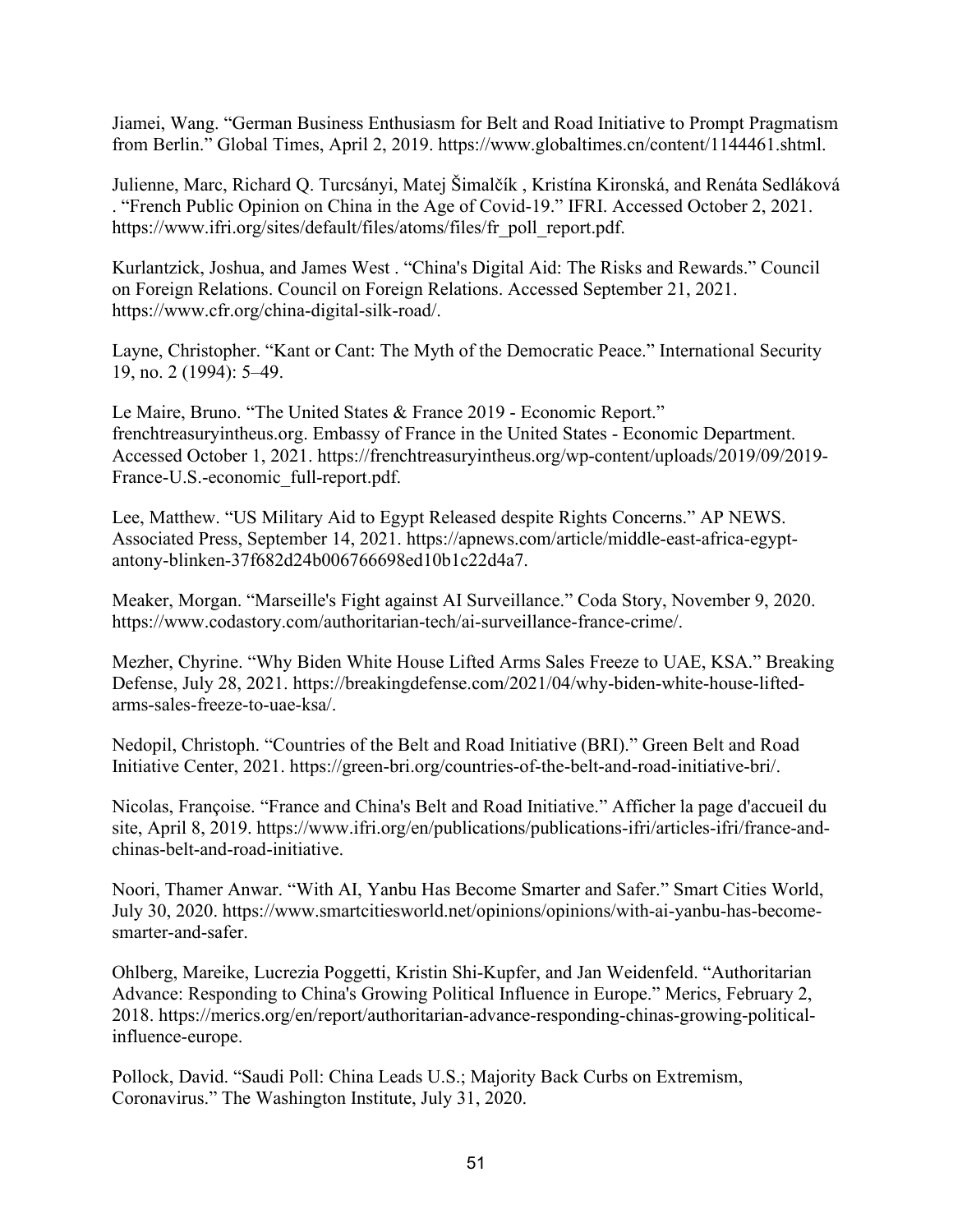Jiamei, Wang. "German Business Enthusiasm for Belt and Road Initiative to Prompt Pragmatism from Berlin." Global Times, April 2, 2019. https://www.globaltimes.cn/content/1144461.shtml.

Julienne, Marc, Richard Q. Turcsányi, Matej Šimalčík , Kristína Kironská, and Renáta Sedláková . "French Public Opinion on China in the Age of Covid-19." IFRI. Accessed October 2, 2021. https://www.ifri.org/sites/default/files/atoms/files/fr_poll_report.pdf.

Kurlantzick, Joshua, and James West . "China's Digital Aid: The Risks and Rewards." Council on Foreign Relations. Council on Foreign Relations. Accessed September 21, 2021. https://www.cfr.org/china-digital-silk-road/.

Layne, Christopher. "Kant or Cant: The Myth of the Democratic Peace." International Security 19, no. 2 (1994): 5–49.

Le Maire, Bruno. "The United States & France 2019 - Economic Report." frenchtreasuryintheus.org. Embassy of France in the United States - Economic Department. Accessed October 1, 2021. https://frenchtreasuryintheus.org/wp-content/uploads/2019/09/2019-France-U.S.-economic_full-report.pdf.

Lee, Matthew. "US Military Aid to Egypt Released despite Rights Concerns." AP NEWS. Associated Press, September 14, 2021. https://apnews.com/article/middle-east-africa-egypt-antony-blinken-37f682d24b006766698ed10b1c22d4a7.

Meaker, Morgan. "Marseille's Fight against AI Surveillance." Coda Story, November 9, 2020. https://www.codastory.com/authoritarian-tech/ai-surveillance-france-crime/.

Mezher, Chyrine. "Why Biden White House Lifted Arms Sales Freeze to UAE, KSA." Breaking Defense, July 28, 2021. https://breakingdefense.com/2021/04/why-biden-white-house-lifted-arms-sales-freeze-to-uae-ksa/.

Nedopil, Christoph. "Countries of the Belt and Road Initiative (BRI)." Green Belt and Road Initiative Center, 2021. https://green-bri.org/countries-of-the-belt-and-road-initiative-bri/.

Nicolas, Françoise. "France and China's Belt and Road Initiative." Afficher la page d'accueil du site, April 8, 2019. https://www.ifri.org/en/publications/publications-ifri/articles-ifri/france-and-chinas-belt-and-road-initiative.

Noori, Thamer Anwar. "With AI, Yanbu Has Become Smarter and Safer." Smart Cities World, July 30, 2020. https://www.smartcitiesworld.net/opinions/opinions/with-ai-yanbu-has-become-smarter-and-safer.

Ohlberg, Mareike, Lucrezia Poggetti, Kristin Shi-Kupfer, and Jan Weidenfeld. "Authoritarian Advance: Responding to China's Growing Political Influence in Europe." Merics, February 2, 2018. https://merics.org/en/report/authoritarian-advance-responding-chinas-growing-political-influence-europe.

Pollock, David. "Saudi Poll: China Leads U.S.; Majority Back Curbs on Extremism, Coronavirus." The Washington Institute, July 31, 2020.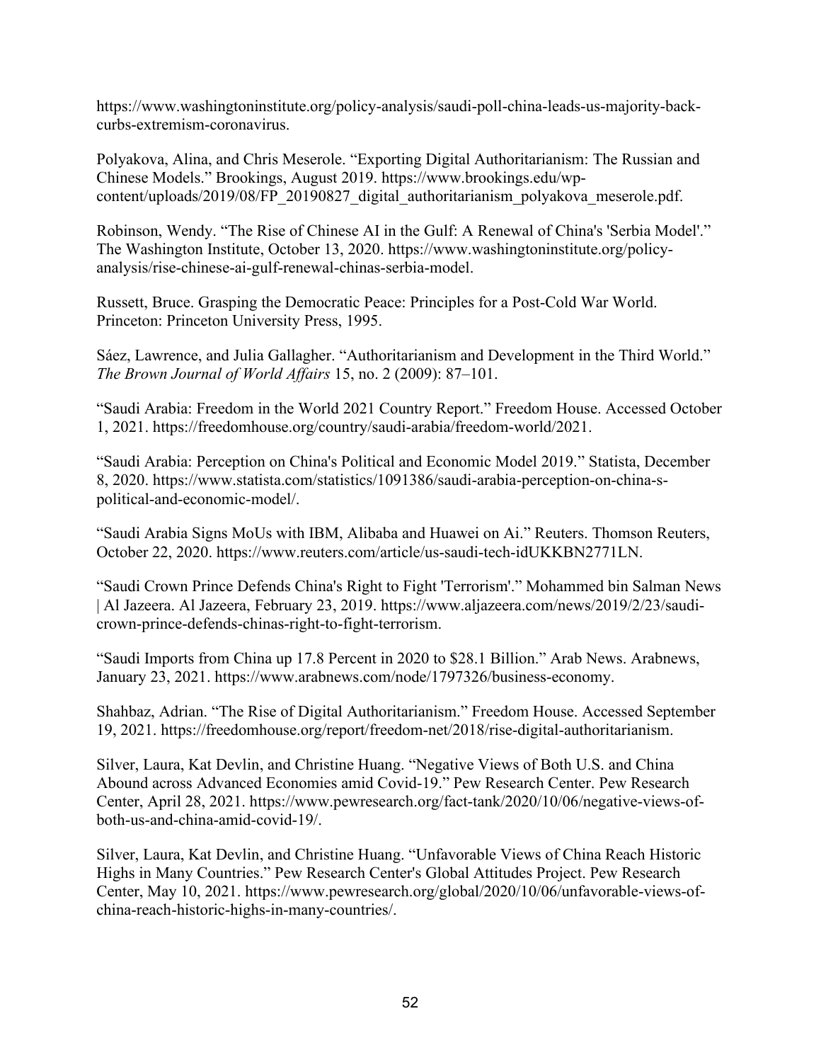https://www.washingtoninstitute.org/policy-analysis/saudi-poll-china-leads-us-majority-back-curbs-extremism-coronavirus.

Polyakova, Alina, and Chris Meserole. "Exporting Digital Authoritarianism: The Russian and Chinese Models." Brookings, August 2019. https://www.brookings.edu/wp-content/uploads/2019/08/FP_20190827_digital_authoritarianism_polyakova_meserole.pdf.

Robinson, Wendy. "The Rise of Chinese AI in the Gulf: A Renewal of China's 'Serbia Model'." The Washington Institute, October 13, 2020. https://www.washingtoninstitute.org/policy-analysis/rise-chinese-ai-gulf-renewal-chinas-serbia-model.

Russett, Bruce. Grasping the Democratic Peace: Principles for a Post-Cold War World. Princeton: Princeton University Press, 1995.

Sáez, Lawrence, and Julia Gallagher. "Authoritarianism and Development in the Third World." *The Brown Journal of World Affairs* 15, no. 2 (2009): 87–101.

"Saudi Arabia: Freedom in the World 2021 Country Report." Freedom House. Accessed October 1, 2021. https://freedomhouse.org/country/saudi-arabia/freedom-world/2021.

"Saudi Arabia: Perception on China's Political and Economic Model 2019." Statista, December 8, 2020. https://www.statista.com/statistics/1091386/saudi-arabia-perception-on-china-s-political-and-economic-model/.

"Saudi Arabia Signs MoUs with IBM, Alibaba and Huawei on Ai." Reuters. Thomson Reuters, October 22, 2020. https://www.reuters.com/article/us-saudi-tech-idUKKBN2771LN.

"Saudi Crown Prince Defends China's Right to Fight 'Terrorism'." Mohammed bin Salman News | Al Jazeera. Al Jazeera, February 23, 2019. https://www.aljazeera.com/news/2019/2/23/saudi-crown-prince-defends-chinas-right-to-fight-terrorism.

"Saudi Imports from China up 17.8 Percent in 2020 to $28.1 Billion." Arab News. Arabnews, January 23, 2021. https://www.arabnews.com/node/1797326/business-economy.

Shahbaz, Adrian. "The Rise of Digital Authoritarianism." Freedom House. Accessed September 19, 2021. https://freedomhouse.org/report/freedom-net/2018/rise-digital-authoritarianism.

Silver, Laura, Kat Devlin, and Christine Huang. "Negative Views of Both U.S. and China Abound across Advanced Economies amid Covid-19." Pew Research Center. Pew Research Center, April 28, 2021. https://www.pewresearch.org/fact-tank/2020/10/06/negative-views-of-both-us-and-china-amid-covid-19/.

Silver, Laura, Kat Devlin, and Christine Huang. "Unfavorable Views of China Reach Historic Highs in Many Countries." Pew Research Center's Global Attitudes Project. Pew Research Center, May 10, 2021. https://www.pewresearch.org/global/2020/10/06/unfavorable-views-of-china-reach-historic-highs-in-many-countries/.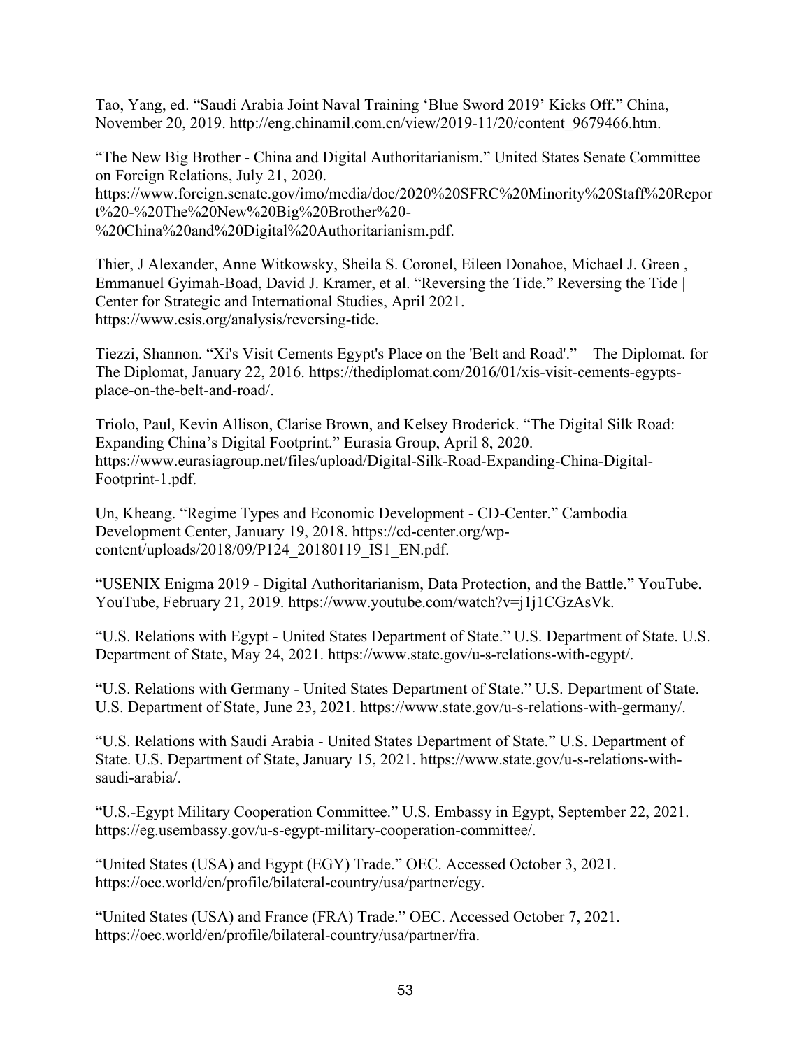Tao, Yang, ed. "Saudi Arabia Joint Naval Training 'Blue Sword 2019' Kicks Off." China, November 20, 2019. http://eng.chinamil.com.cn/view/2019-11/20/content_9679466.htm.

"The New Big Brother - China and Digital Authoritarianism." United States Senate Committee on Foreign Relations, July 21, 2020. https://www.foreign.senate.gov/imo/media/doc/2020%20SFRC%20Minority%20Staff%20Report%20-%20The%20New%20Big%20Brother%20-%20China%20and%20Digital%20Authoritarianism.pdf.

Thier, J Alexander, Anne Witkowsky, Sheila S. Coronel, Eileen Donahoe, Michael J. Green , Emmanuel Gyimah-Boad, David J. Kramer, et al. "Reversing the Tide." Reversing the Tide | Center for Strategic and International Studies, April 2021. https://www.csis.org/analysis/reversing-tide.

Tiezzi, Shannon. "Xi's Visit Cements Egypt's Place on the 'Belt and Road'." – The Diplomat. for The Diplomat, January 22, 2016. https://thediplomat.com/2016/01/xis-visit-cements-egypts-place-on-the-belt-and-road/.

Triolo, Paul, Kevin Allison, Clarise Brown, and Kelsey Broderick. "The Digital Silk Road: Expanding China's Digital Footprint." Eurasia Group, April 8, 2020. https://www.eurasiagroup.net/files/upload/Digital-Silk-Road-Expanding-China-Digital-Footprint-1.pdf.

Un, Kheang. "Regime Types and Economic Development - CD-Center." Cambodia Development Center, January 19, 2018. https://cd-center.org/wp-content/uploads/2018/09/P124_20180119_IS1_EN.pdf.

"USENIX Enigma 2019 - Digital Authoritarianism, Data Protection, and the Battle." YouTube. YouTube, February 21, 2019. https://www.youtube.com/watch?v=j1j1CGzAsVk.

"U.S. Relations with Egypt - United States Department of State." U.S. Department of State. U.S. Department of State, May 24, 2021. https://www.state.gov/u-s-relations-with-egypt/.

"U.S. Relations with Germany - United States Department of State." U.S. Department of State. U.S. Department of State, June 23, 2021. https://www.state.gov/u-s-relations-with-germany/.

"U.S. Relations with Saudi Arabia - United States Department of State." U.S. Department of State. U.S. Department of State, January 15, 2021. https://www.state.gov/u-s-relations-with-saudi-arabia/.

"U.S.-Egypt Military Cooperation Committee." U.S. Embassy in Egypt, September 22, 2021. https://eg.usembassy.gov/u-s-egypt-military-cooperation-committee/.

"United States (USA) and Egypt (EGY) Trade." OEC. Accessed October 3, 2021. https://oec.world/en/profile/bilateral-country/usa/partner/egy.

"United States (USA) and France (FRA) Trade." OEC. Accessed October 7, 2021. https://oec.world/en/profile/bilateral-country/usa/partner/fra.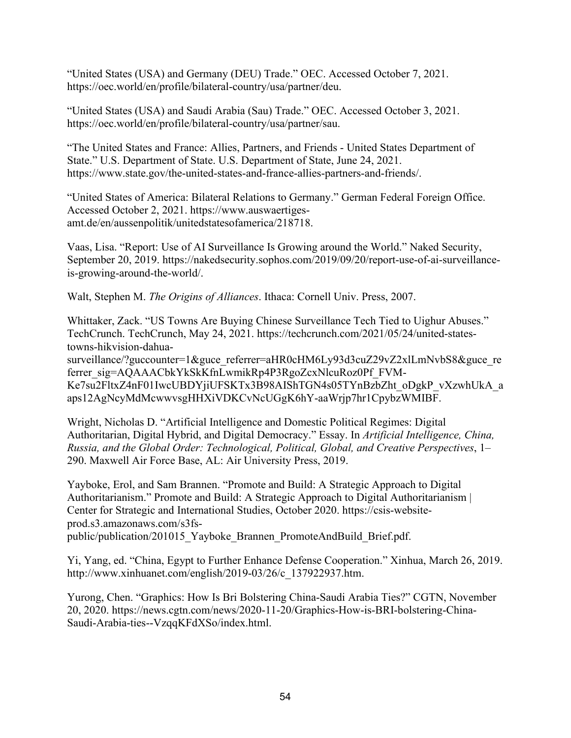"United States (USA) and Germany (DEU) Trade." OEC. Accessed October 7, 2021. https://oec.world/en/profile/bilateral-country/usa/partner/deu.

"United States (USA) and Saudi Arabia (Sau) Trade." OEC. Accessed October 3, 2021. https://oec.world/en/profile/bilateral-country/usa/partner/sau.

"The United States and France: Allies, Partners, and Friends - United States Department of State." U.S. Department of State. U.S. Department of State, June 24, 2021. https://www.state.gov/the-united-states-and-france-allies-partners-and-friends/.

"United States of America: Bilateral Relations to Germany." German Federal Foreign Office. Accessed October 2, 2021. https://www.auswaertiges-amt.de/en/aussenpolitik/unitedstatesofamerica/218718.

Vaas, Lisa. "Report: Use of AI Surveillance Is Growing around the World." Naked Security, September 20, 2019. https://nakedsecurity.sophos.com/2019/09/20/report-use-of-ai-surveillance-is-growing-around-the-world/.

Walt, Stephen M. *The Origins of Alliances*. Ithaca: Cornell Univ. Press, 2007.

Whittaker, Zack. "US Towns Are Buying Chinese Surveillance Tech Tied to Uighur Abuses." TechCrunch. TechCrunch, May 24, 2021. https://techcrunch.com/2021/05/24/united-states-towns-hikvision-dahua-surveillance/?guccounter=1&guce_referrer=aHR0cHM6Ly93d3cuZ29vZ2xlLmNvbS8&guce_referrer_sig=AQAAACbkYkSkKfnLwmikRp4P3RgoZcxNlcuRoz0Pf_FVM-Ke7su2FltxZ4nF01IwcUBDYjiUFSKTx3B98AIShTGN4s05TYnBzbZht_oDgkP_vXzwhUkA_aaps12AgNcyMdMcwwvsgHHXiVDKCvNcUGgK6hY-aaWrjp7hr1CpybzWMIBF.

Wright, Nicholas D. "Artificial Intelligence and Domestic Political Regimes: Digital Authoritarian, Digital Hybrid, and Digital Democracy." Essay. In *Artificial Intelligence, China, Russia, and the Global Order: Technological, Political, Global, and Creative Perspectives*, 1–290. Maxwell Air Force Base, AL: Air University Press, 2019.

Yayboke, Erol, and Sam Brannen. "Promote and Build: A Strategic Approach to Digital Authoritarianism." Promote and Build: A Strategic Approach to Digital Authoritarianism | Center for Strategic and International Studies, October 2020. https://csis-website-prod.s3.amazonaws.com/s3fs-public/publication/201015_Yayboke_Brannen_PromoteAndBuild_Brief.pdf.

Yi, Yang, ed. "China, Egypt to Further Enhance Defense Cooperation." Xinhua, March 26, 2019. http://www.xinhuanet.com/english/2019-03/26/c_137922937.htm.

Yurong, Chen. "Graphics: How Is Bri Bolstering China-Saudi Arabia Ties?" CGTN, November 20, 2020. https://news.cgtn.com/news/2020-11-20/Graphics-How-is-BRI-bolstering-China-Saudi-Arabia-ties--VzqqKFdXSo/index.html.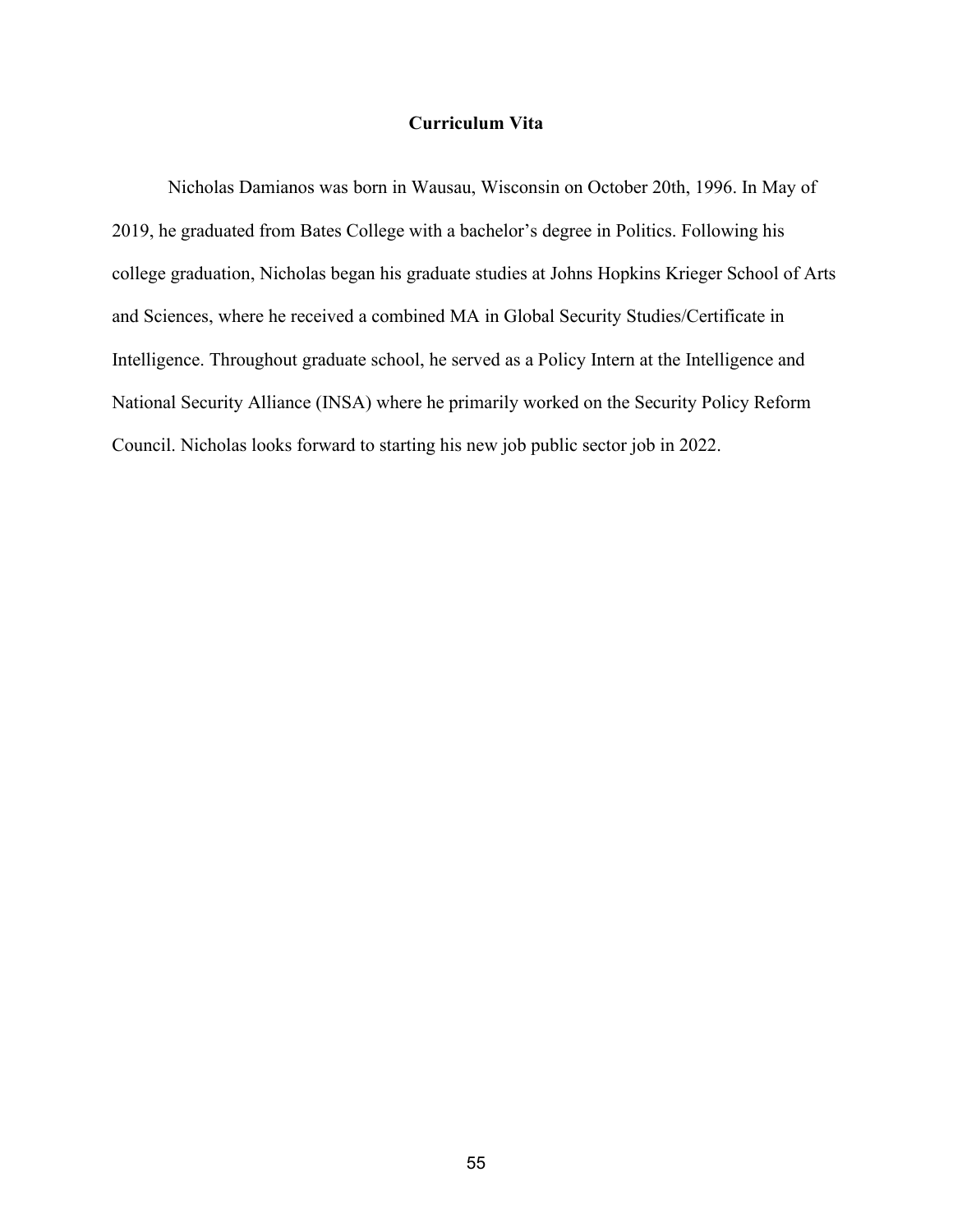# Curriculum Vita

Nicholas Damianos was born in Wausau, Wisconsin on October 20th, 1996. In May of 2019, he graduated from Bates College with a bachelor's degree in Politics. Following his college graduation, Nicholas began his graduate studies at Johns Hopkins Krieger School of Arts and Sciences, where he received a combined MA in Global Security Studies/Certificate in Intelligence. Throughout graduate school, he served as a Policy Intern at the Intelligence and National Security Alliance (INSA) where he primarily worked on the Security Policy Reform Council. Nicholas looks forward to starting his new job public sector job in 2022.